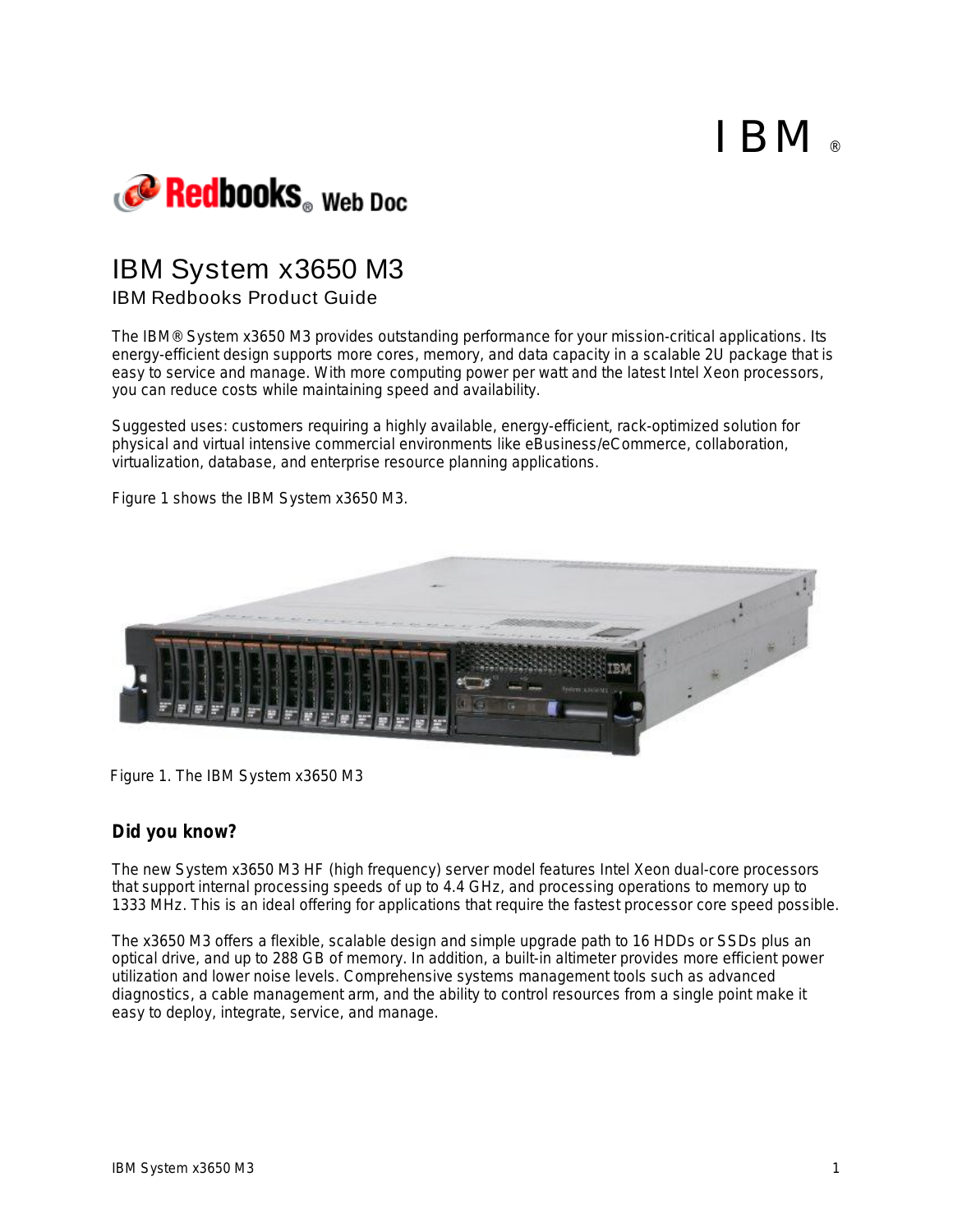# IBM System x3650 M3

## IBM Redbooks Product Guide

The IBM® System x3650 M3 provides outstanding performance for your mission-critical applications. Its energy-efficient design supports more cores, memory, and data capacity in a scalable 2U package that is easy to service and manage. With more computing power per watt and the latest Intel Xeon processors, you can reduce costs while maintaining speed and availability.

Suggested uses: customers requiring a highly available, energy-efficient, rack-optimized solution for physical and virtual intensive commercial environments like eBusiness/eCommerce, collaboration, virtualization, database, and enterprise resource planning applications.

Figure 1 shows the IBM System x3650 M3.

Figure 1. The IBM System x3650 M3

### Did you know?

The new System x3650 M3 HF (high frequency) server model features Intel Xeon dual-core processors that support internal processing speeds of up to 4.4 GHz, and processing operations to memory up to 1333 MHz. This is an ideal offering for applications that require the fastest processor core speed possible.

The x3650 M3 offers a flexible, scalable design and simple upgrade path to 16 HDDs or SSDs plus an optical drive, and up to 288 GB of memory. In addition, a built-in altimeter provides more efficient power utilization and lower noise levels. Comprehensive systems management tools such as advanced diagnostics, a cable management arm, and the ability to control resources from a single point make it easy to deploy, integrate, service, and manage.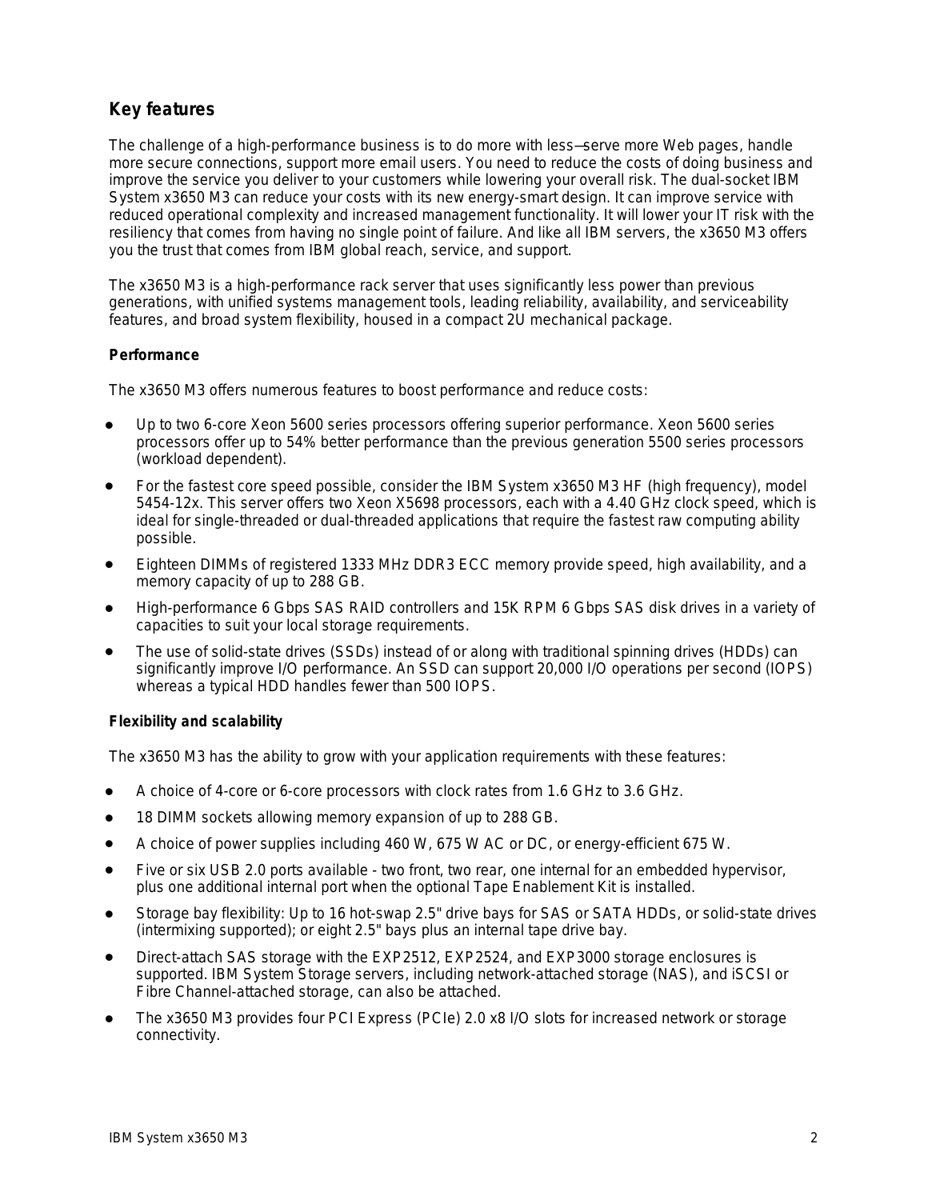## Key features

The challenge of a high-performance business is to do more with less—serve more Web pages, handle more secure connections, support more email users. You need to reduce the costs of doing business and improve the service you deliver to your customers while lowering your overall risk. The dual-socket IBM System x3650 M3 can reduce your costs with its new energy-smart design. It can improve service with reduced operational complexity and increased management functionality. It will lower your IT risk with the resiliency that comes from having no single point of failure. And like all IBM servers, the x3650 M3 offers you the trust that comes from IBM global reach, service, and support.

The x3650 M3 is a high-performance rack server that uses significantly less power than previous generations, with unified systems management tools, leading reliability, availability, and serviceability features, and broad system flexibility, housed in a compact 2U mechanical package.

### Performance

The x3650 M3 offers numerous features to boost performance and reduce costs:

- Up to two 6-core Xeon 5600 series processors offering superior performance. Xeon 5600 series processors offer up to 54% better performance than the previous generation 5500 series processors (workload dependent).
- For the fastest core speed possible, consider the IBM System x3650 M3 HF (high frequency), model 5454-12x. This server offers two Xeon X5698 processors, each with a 4.40 GHz clock speed, which is ideal for single-threaded or dual-threaded applications that require the fastest raw computing ability possible.
- Eighteen DIMMs of registered 1333 MHz DDR3 ECC memory provide speed, high availability, and a memory capacity of up to 288 GB.
- High-performance 6 Gbps SAS RAID controllers and 15K RPM 6 Gbps SAS disk drives in a variety of capacities to suit your local storage requirements.
- The use of solid-state drives (SSDs) instead of or along with traditional spinning drives (HDDs) can significantly improve I/O performance. An SSD can support 20,000 I/O operations per second (IOPS) whereas a typical HDD handles fewer than 500 IOPS.

### Flexibility and scalability

The x3650 M3 has the ability to grow with your application requirements with these features:

- A choice of 4-core or 6-core processors with clock rates from 1.6 GHz to 3.6 GHz.
- 18 DIMM sockets allowing memory expansion of up to 288 GB.
- A choice of power supplies including 460 W, 675 W AC or DC, or energy-efficient 675 W.
- Five or six USB 2.0 ports available - two front, two rear, one internal for an embedded hypervisor, plus one additional internal port when the optional Tape Enablement Kit is installed.
- Storage bay flexibility: Up to 16 hot-swap 2.5" drive bays for SAS or SATA HDDs, or solid-state drives (intermixing supported); or eight 2.5" bays plus an internal tape drive bay.
- Direct-attach SAS storage with the EXP2512, EXP2524, and EXP3000 storage enclosures is supported. IBM System Storage servers, including network-attached storage (NAS), and iSCSI or Fibre Channel-attached storage, can also be attached.
- The x3650 M3 provides four PCI Express (PCIe) 2.0 x8 I/O slots for increased network or storage connectivity.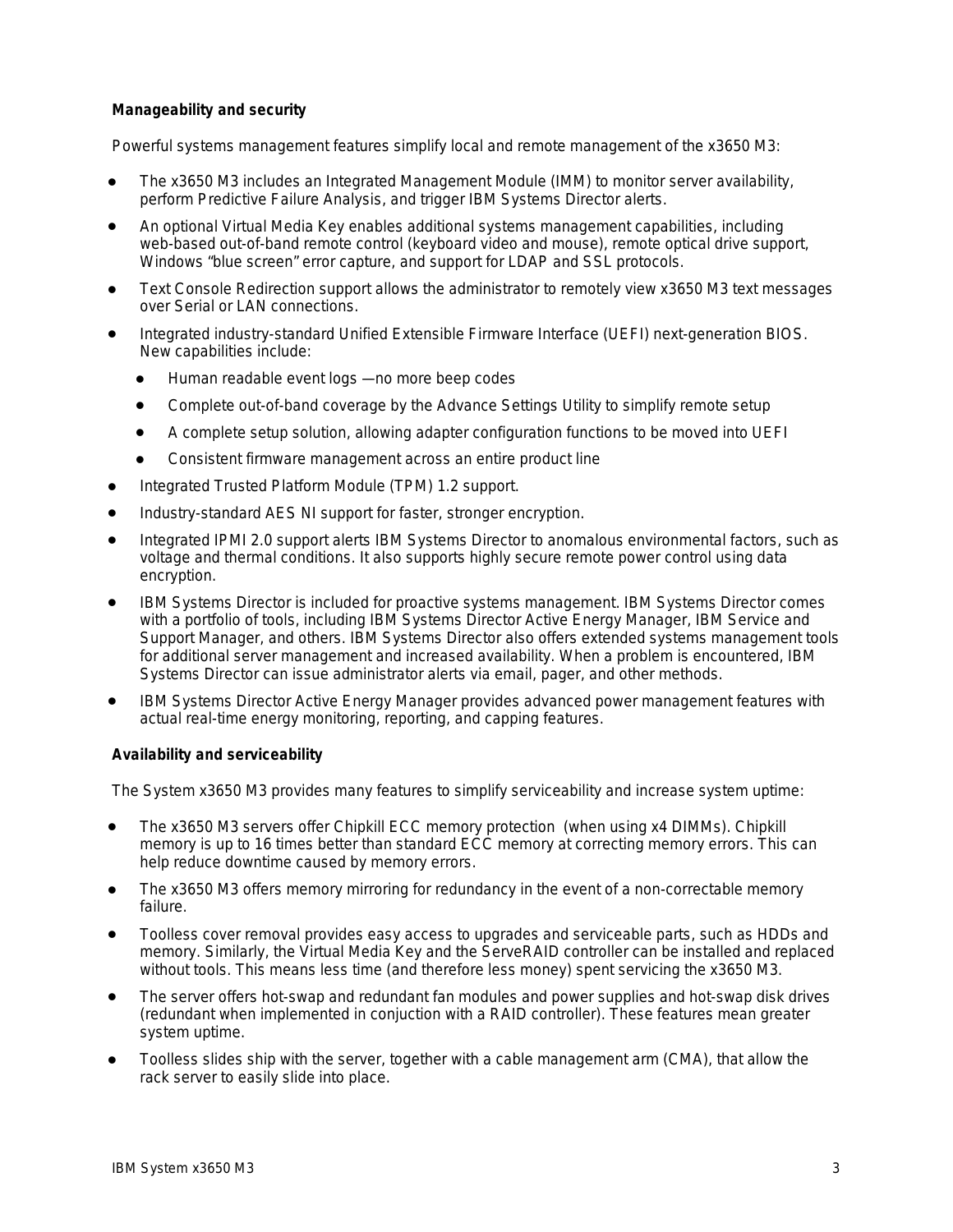**Manageability and security**

Powerful systems management features simplify local and remote management of the x3650 M3:

- The x3650 M3 includes an Integrated Management Module (IMM) to monitor server availability, perform Predictive Failure Analysis, and trigger IBM Systems Director alerts.
- An optional Virtual Media Key enables additional systems management capabilities, including web-based out-of-band remote control (keyboard video and mouse), remote optical drive support, Windows "blue screen" error capture, and support for LDAP and SSL protocols.
- Text Console Redirection support allows the administrator to remotely view x3650 M3 text messages over Serial or LAN connections.
- Integrated industry-standard Unified Extensible Firmware Interface (UEFI) next-generation BIOS. New capabilities include:
  - Human readable event logs —no more beep codes
  - Complete out-of-band coverage by the Advance Settings Utility to simplify remote setup
  - A complete setup solution, allowing adapter configuration functions to be moved into UEFI
  - Consistent firmware management across an entire product line
- Integrated Trusted Platform Module (TPM) 1.2 support.
- Industry-standard AES NI support for faster, stronger encryption.
- Integrated IPMI 2.0 support alerts IBM Systems Director to anomalous environmental factors, such as voltage and thermal conditions. It also supports highly secure remote power control using data encryption.
- IBM Systems Director is included for proactive systems management. IBM Systems Director comes with a portfolio of tools, including IBM Systems Director Active Energy Manager, IBM Service and Support Manager, and others. IBM Systems Director also offers extended systems management tools for additional server management and increased availability. When a problem is encountered, IBM Systems Director can issue administrator alerts via email, pager, and other methods.
- IBM Systems Director Active Energy Manager provides advanced power management features with actual real-time energy monitoring, reporting, and capping features.

**Availability and serviceability**

The System x3650 M3 provides many features to simplify serviceability and increase system uptime:

- The x3650 M3 servers offer Chipkill ECC memory protection (when using x4 DIMMs). Chipkill memory is up to 16 times better than standard ECC memory at correcting memory errors. This can help reduce downtime caused by memory errors.
- The x3650 M3 offers memory mirroring for redundancy in the event of a non-correctable memory failure.
- Toolless cover removal provides easy access to upgrades and serviceable parts, such as HDDs and memory. Similarly, the Virtual Media Key and the ServeRAID controller can be installed and replaced without tools. This means less time (and therefore less money) spent servicing the x3650 M3.
- The server offers hot-swap and redundant fan modules and power supplies and hot-swap disk drives (redundant when implemented in conjuction with a RAID controller). These features mean greater system uptime.
- Toolless slides ship with the server, together with a cable management arm (CMA), that allow the rack server to easily slide into place.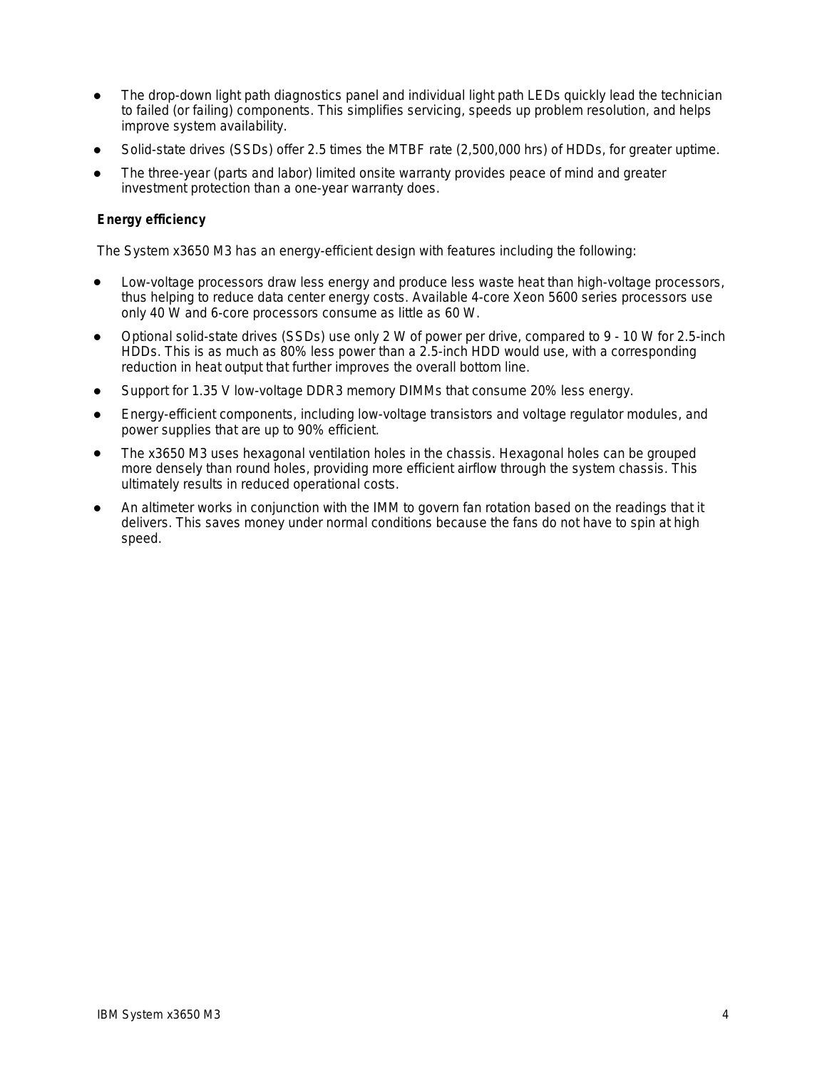- The drop-down light path diagnostics panel and individual light path LEDs quickly lead the technician to failed (or failing) components. This simplifies servicing, speeds up problem resolution, and helps improve system availability.
- Solid-state drives (SSDs) offer 2.5 times the MTBF rate (2,500,000 hrs) of HDDs, for greater uptime.
- The three-year (parts and labor) limited onsite warranty provides peace of mind and greater investment protection than a one-year warranty does.

**Energy efficiency**

The System x3650 M3 has an energy-efficient design with features including the following:

- Low-voltage processors draw less energy and produce less waste heat than high-voltage processors, thus helping to reduce data center energy costs. Available 4-core Xeon 5600 series processors use only 40 W and 6-core processors consume as little as 60 W.
- Optional solid-state drives (SSDs) use only 2 W of power per drive, compared to 9 - 10 W for 2.5-inch HDDs. This is as much as 80% less power than a 2.5-inch HDD would use, with a corresponding reduction in heat output that further improves the overall bottom line.
- Support for 1.35 V low-voltage DDR3 memory DIMMs that consume 20% less energy.
- Energy-efficient components, including low-voltage transistors and voltage regulator modules, and power supplies that are up to 90% efficient.
- The x3650 M3 uses hexagonal ventilation holes in the chassis. Hexagonal holes can be grouped more densely than round holes, providing more efficient airflow through the system chassis. This ultimately results in reduced operational costs.
- An altimeter works in conjunction with the IMM to govern fan rotation based on the readings that it delivers. This saves money under normal conditions because the fans do not have to spin at high speed.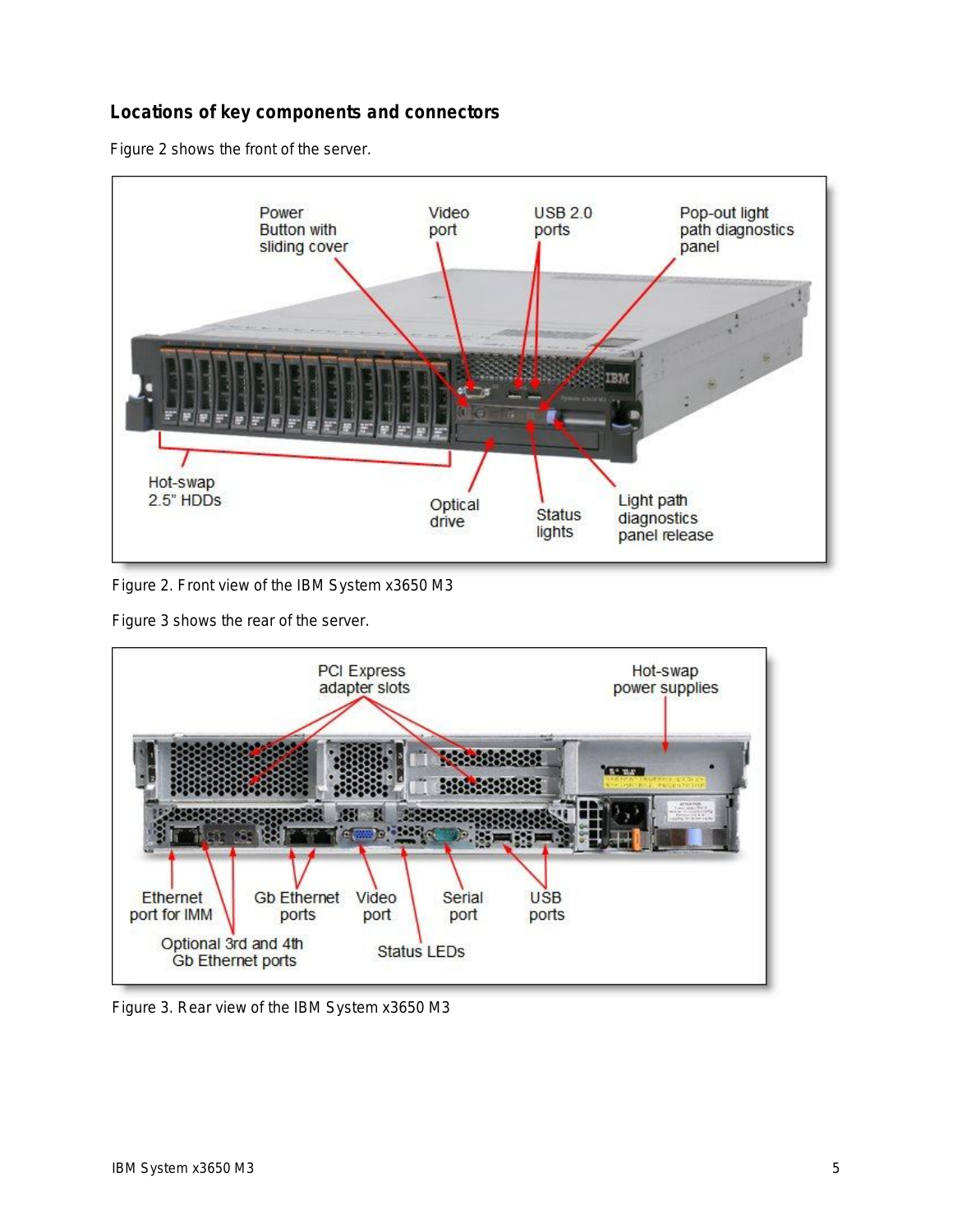### Locations of key components and connectors

Figure 2 shows the front of the server.

Figure 2. Front view of the IBM System x3650 M3

Figure 3 shows the rear of the server.

Figure 3. Rear view of the IBM System x3650 M3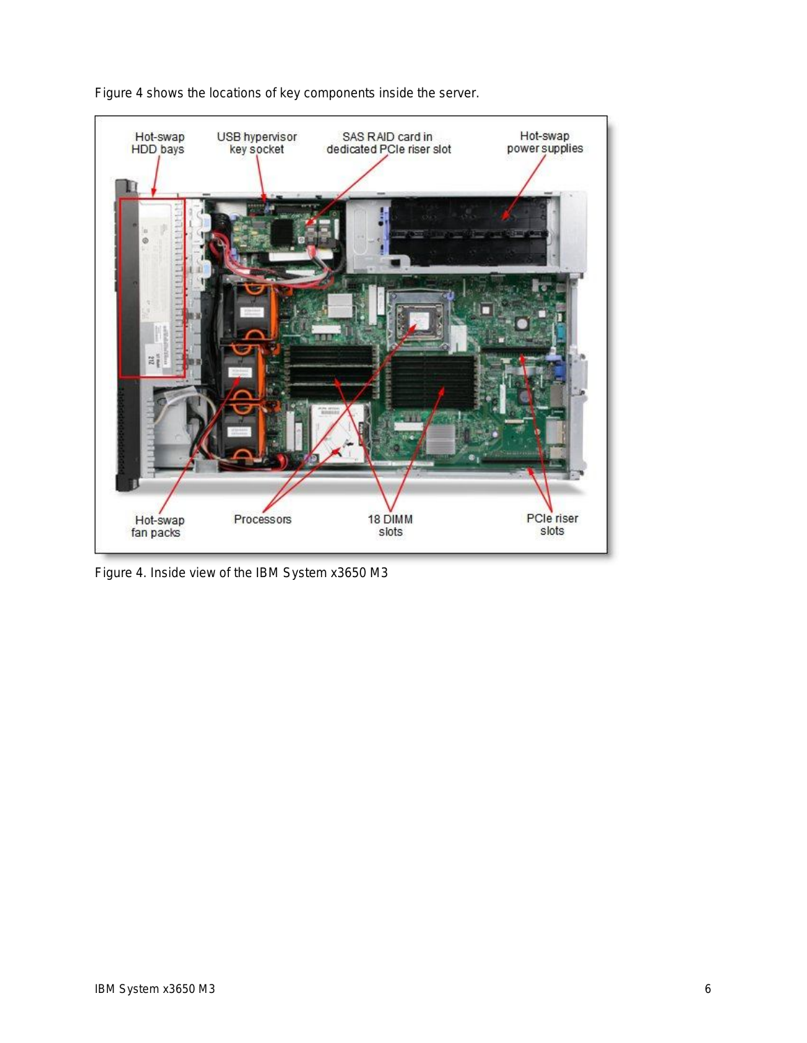Figure 4 shows the locations of key components inside the server.

Figure 4. Inside view of the IBM System x3650 M3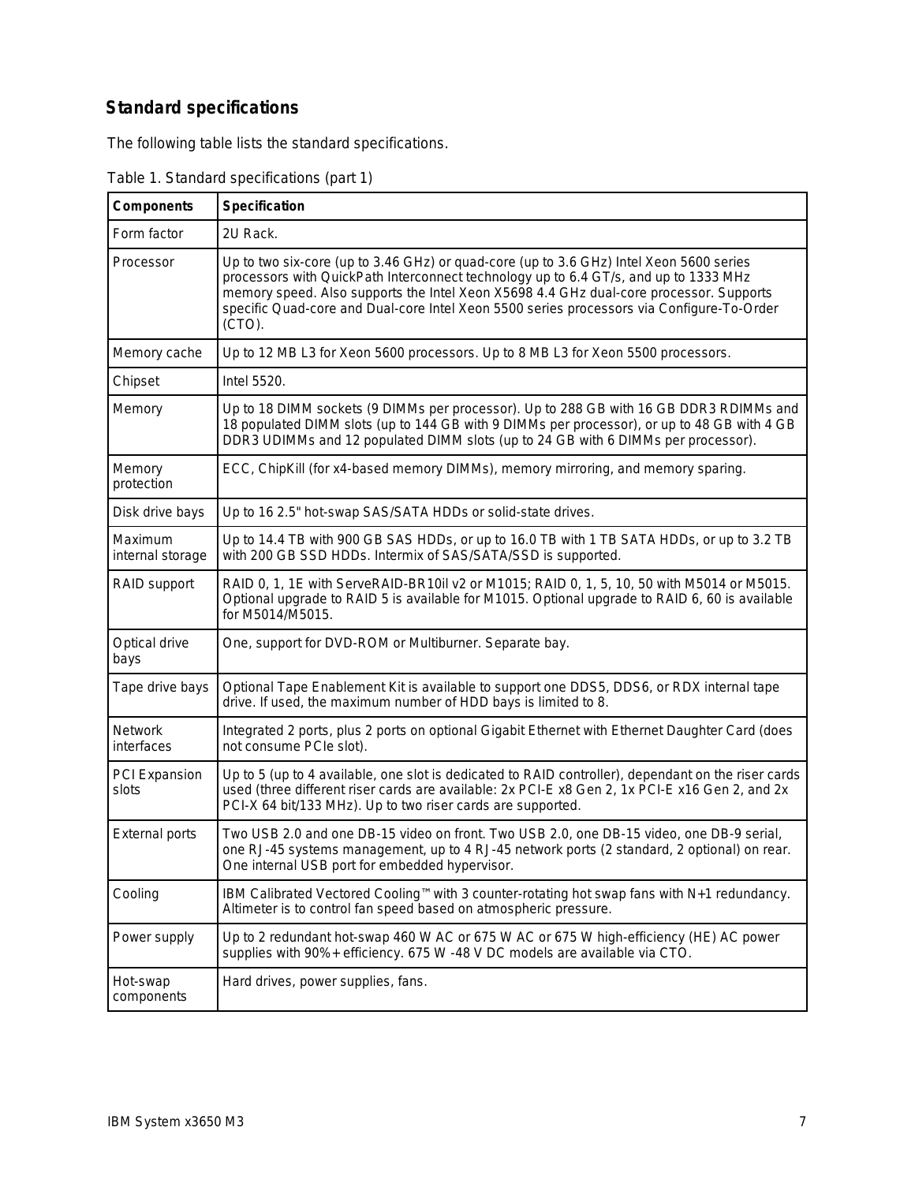## Standard specifications

The following table lists the standard specifications.

Table 1. Standard specifications (part 1)

| Components | Specification |
|---|---|
| Form factor | 2U Rack. |
| Processor | Up to two six-core (up to 3.46 GHz) or quad-core (up to 3.6 GHz) Intel Xeon 5600 series processors with QuickPath Interconnect technology up to 6.4 GT/s, and up to 1333 MHz memory speed. Also supports the Intel Xeon X5698 4.4 GHz dual-core processor. Supports specific Quad-core and Dual-core Intel Xeon 5500 series processors via Configure-To-Order (CTO). |
| Memory cache | Up to 12 MB L3 for Xeon 5600 processors. Up to 8 MB L3 for Xeon 5500 processors. |
| Chipset | Intel 5520. |
| Memory | Up to 18 DIMM sockets (9 DIMMs per processor). Up to 288 GB with 16 GB DDR3 RDIMMs and 18 populated DIMM slots (up to 144 GB with 9 DIMMs per processor), or up to 48 GB with 4 GB DDR3 UDIMMs and 12 populated DIMM slots (up to 24 GB with 6 DIMMs per processor). |
| Memory protection | ECC, ChipKill (for x4-based memory DIMMs), memory mirroring, and memory sparing. |
| Disk drive bays | Up to 16 2.5" hot-swap SAS/SATA HDDs or solid-state drives. |
| Maximum internal storage | Up to 14.4 TB with 900 GB SAS HDDs, or up to 16.0 TB with 1 TB SATA HDDs, or up to 3.2 TB with 200 GB SSD HDDs. Intermix of SAS/SATA/SSD is supported. |
| RAID support | RAID 0, 1, 1E with ServeRAID-BR10il v2 or M1015; RAID 0, 1, 5, 10, 50 with M5014 or M5015. Optional upgrade to RAID 5 is available for M1015. Optional upgrade to RAID 6, 60 is available for M5014/M5015. |
| Optical drive bays | One, support for DVD-ROM or Multiburner. Separate bay. |
| Tape drive bays | Optional Tape Enablement Kit is available to support one DDS5, DDS6, or RDX internal tape drive. If used, the maximum number of HDD bays is limited to 8. |
| Network interfaces | Integrated 2 ports, plus 2 ports on optional Gigabit Ethernet with Ethernet Daughter Card (does not consume PCIe slot). |
| PCI Expansion slots | Up to 5 (up to 4 available, one slot is dedicated to RAID controller), dependant on the riser cards used (three different riser cards are available: 2x PCI-E x8 Gen 2, 1x PCI-E x16 Gen 2, and 2x PCI-X 64 bit/133 MHz). Up to two riser cards are supported. |
| External ports | Two USB 2.0 and one DB-15 video on front. Two USB 2.0, one DB-15 video, one DB-9 serial, one RJ-45 systems management, up to 4 RJ-45 network ports (2 standard, 2 optional) on rear. One internal USB port for embedded hypervisor. |
| Cooling | IBM Calibrated Vectored Cooling™ with 3 counter-rotating hot swap fans with N+1 redundancy. Altimeter is to control fan speed based on atmospheric pressure. |
| Power supply | Up to 2 redundant hot-swap 460 W AC or 675 W AC or 675 W high-efficiency (HE) AC power supplies with 90%+ efficiency. 675 W -48 V DC models are available via CTO. |
| Hot-swap components | Hard drives, power supplies, fans. |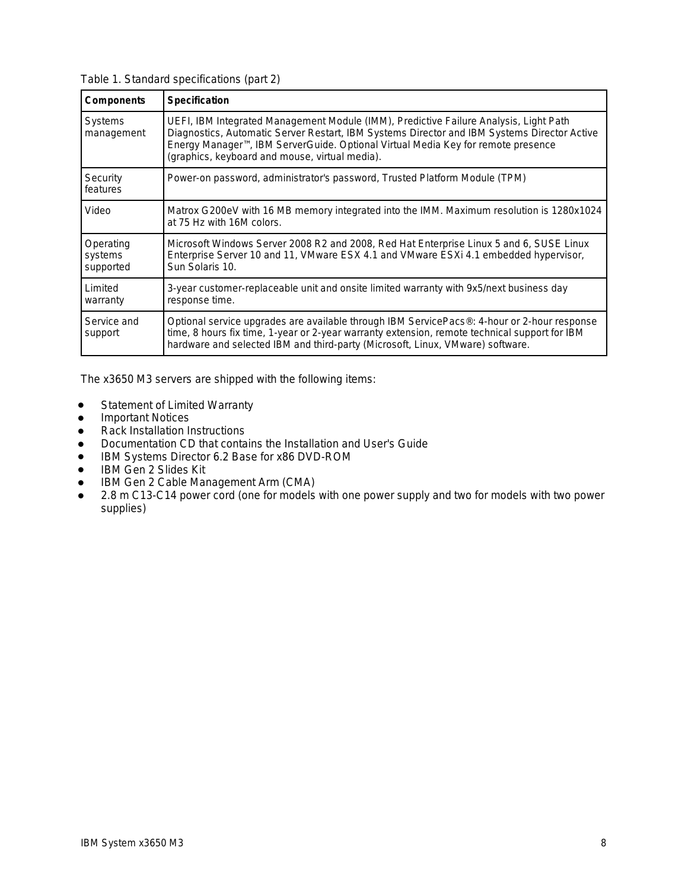Table 1. Standard specifications (part 2)

| Components | Specification |
| --- | --- |
| Systems management | UEFI, IBM Integrated Management Module (IMM), Predictive Failure Analysis, Light Path Diagnostics, Automatic Server Restart, IBM Systems Director and IBM Systems Director Active Energy Manager™, IBM ServerGuide. Optional Virtual Media Key for remote presence (graphics, keyboard and mouse, virtual media). |
| Security features | Power-on password, administrator's password, Trusted Platform Module (TPM) |
| Video | Matrox G200eV with 16 MB memory integrated into the IMM. Maximum resolution is 1280x1024 at 75 Hz with 16M colors. |
| Operating systems supported | Microsoft Windows Server 2008 R2 and 2008, Red Hat Enterprise Linux 5 and 6, SUSE Linux Enterprise Server 10 and 11, VMware ESX 4.1 and VMware ESXi 4.1 embedded hypervisor, Sun Solaris 10. |
| Limited warranty | 3-year customer-replaceable unit and onsite limited warranty with 9x5/next business day response time. |
| Service and support | Optional service upgrades are available through IBM ServicePacs®: 4-hour or 2-hour response time, 8 hours fix time, 1-year or 2-year warranty extension, remote technical support for IBM hardware and selected IBM and third-party (Microsoft, Linux, VMware) software. |

The x3650 M3 servers are shipped with the following items:

- Statement of Limited Warranty
- Important Notices
- Rack Installation Instructions
- Documentation CD that contains the Installation and User's Guide
- IBM Systems Director 6.2 Base for x86 DVD-ROM
- IBM Gen 2 Slides Kit
- IBM Gen 2 Cable Management Arm (CMA)
- 2.8 m C13-C14 power cord (one for models with one power supply and two for models with two power supplies)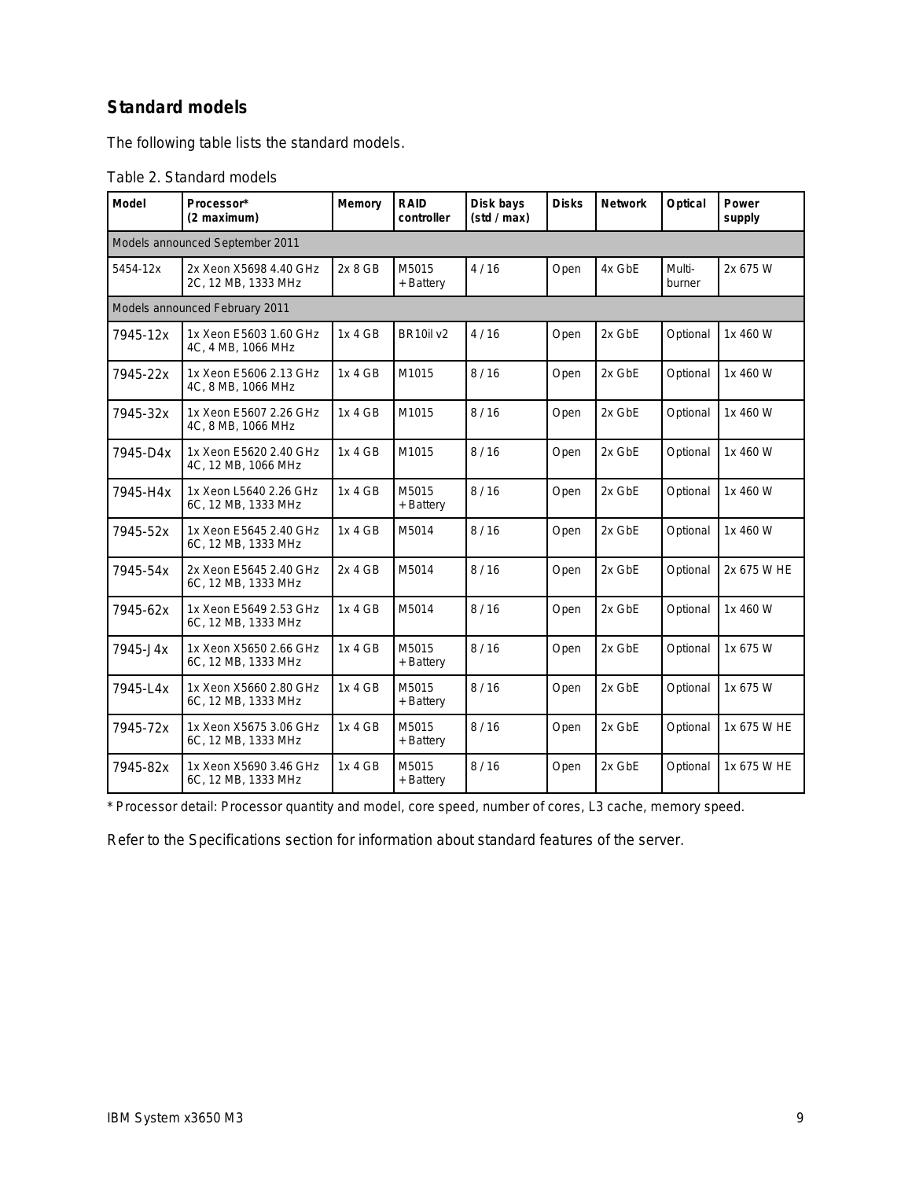## Standard models

The following table lists the standard models.

Table 2. Standard models

| Model | Processor* (2 maximum) | Memory | RAID controller | Disk bays (std / max) | Disks | Network | Optical | Power supply |
|---|---|---|---|---|---|---|---|---|
| Models announced September 2011 | | | | | | | | |
| 5454-12x | 2x Xeon X5698 4.40 GHz 2C, 12 MB, 1333 MHz | 2x 8 GB | M5015 + Battery | 4 / 16 | Open | 4x GbE | Multi-burner | 2x 675 W |
| Models announced February 2011 | | | | | | | | |
| 7945-12x | 1x Xeon E5603 1.60 GHz 4C, 4 MB, 1066 MHz | 1x 4 GB | BR10il v2 | 4 / 16 | Open | 2x GbE | Optional | 1x 460 W |
| 7945-22x | 1x Xeon E5606 2.13 GHz 4C, 8 MB, 1066 MHz | 1x 4 GB | M1015 | 8 / 16 | Open | 2x GbE | Optional | 1x 460 W |
| 7945-32x | 1x Xeon E5607 2.26 GHz 4C, 8 MB, 1066 MHz | 1x 4 GB | M1015 | 8 / 16 | Open | 2x GbE | Optional | 1x 460 W |
| 7945-D4x | 1x Xeon E5620 2.40 GHz 4C, 12 MB, 1066 MHz | 1x 4 GB | M1015 | 8 / 16 | Open | 2x GbE | Optional | 1x 460 W |
| 7945-H4x | 1x Xeon L5640 2.26 GHz 6C, 12 MB, 1333 MHz | 1x 4 GB | M5015 + Battery | 8 / 16 | Open | 2x GbE | Optional | 1x 460 W |
| 7945-52x | 1x Xeon E5645 2.40 GHz 6C, 12 MB, 1333 MHz | 1x 4 GB | M5014 | 8 / 16 | Open | 2x GbE | Optional | 1x 460 W |
| 7945-54x | 2x Xeon E5645 2.40 GHz 6C, 12 MB, 1333 MHz | 2x 4 GB | M5014 | 8 / 16 | Open | 2x GbE | Optional | 2x 675 W HE |
| 7945-62x | 1x Xeon E5649 2.53 GHz 6C, 12 MB, 1333 MHz | 1x 4 GB | M5014 | 8 / 16 | Open | 2x GbE | Optional | 1x 460 W |
| 7945-J4x | 1x Xeon X5650 2.66 GHz 6C, 12 MB, 1333 MHz | 1x 4 GB | M5015 + Battery | 8 / 16 | Open | 2x GbE | Optional | 1x 675 W |
| 7945-L4x | 1x Xeon X5660 2.80 GHz 6C, 12 MB, 1333 MHz | 1x 4 GB | M5015 + Battery | 8 / 16 | Open | 2x GbE | Optional | 1x 675 W |
| 7945-72x | 1x Xeon X5675 3.06 GHz 6C, 12 MB, 1333 MHz | 1x 4 GB | M5015 + Battery | 8 / 16 | Open | 2x GbE | Optional | 1x 675 W HE |
| 7945-82x | 1x Xeon X5690 3.46 GHz 6C, 12 MB, 1333 MHz | 1x 4 GB | M5015 + Battery | 8 / 16 | Open | 2x GbE | Optional | 1x 675 W HE |

* Processor detail: Processor quantity and model, core speed, number of cores, L3 cache, memory speed.

Refer to the Specifications section for information about standard features of the server.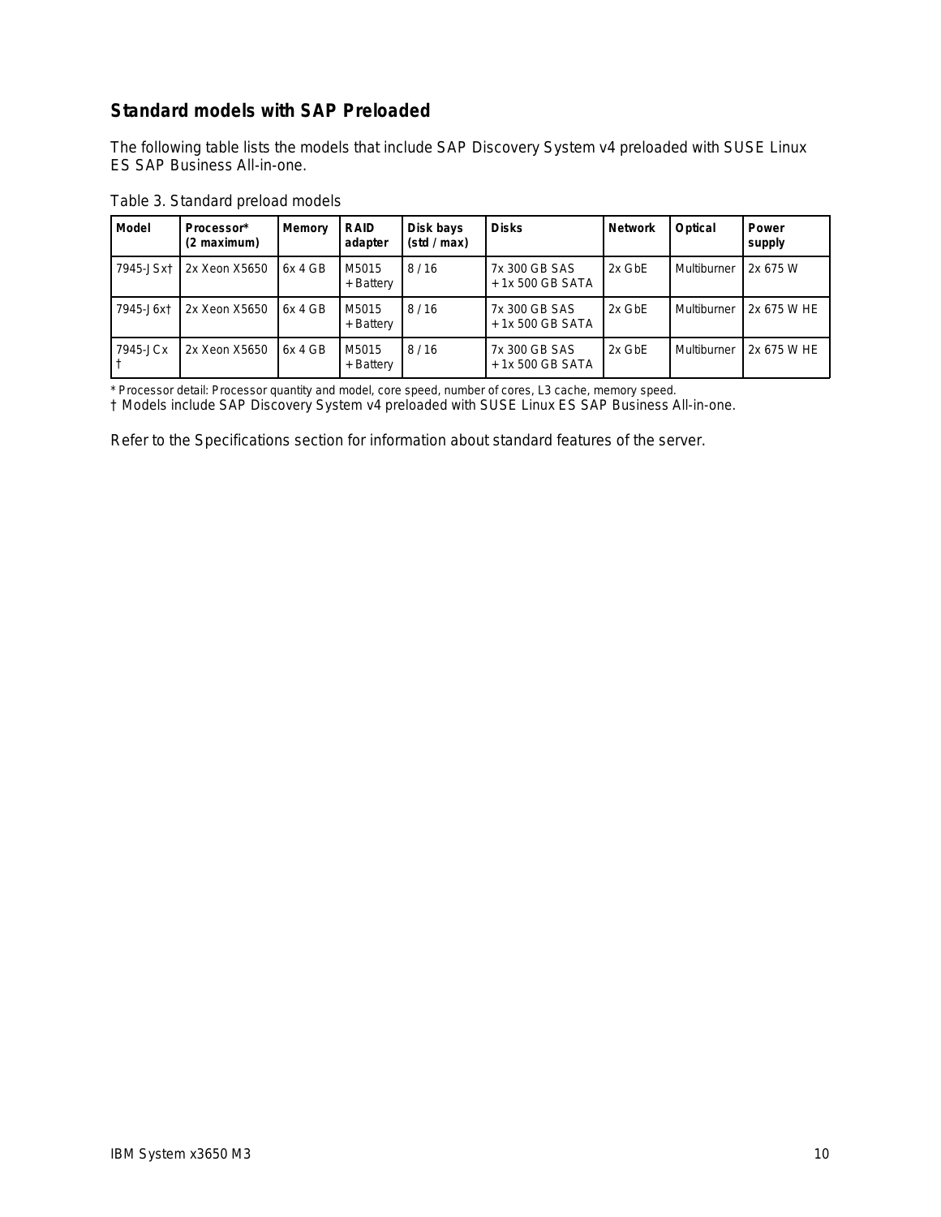## Standard models with SAP Preloaded

The following table lists the models that include SAP Discovery System v4 preloaded with SUSE Linux ES SAP Business All-in-one.

Table 3. Standard preload models

| Model | Processor* (2 maximum) | Memory | RAID adapter | Disk bays (std / max) | Disks | Network | Optical | Power supply |
|---|---|---|---|---|---|---|---|---|
| 7945-JSx† | 2x Xeon X5650 | 6x 4 GB | M5015 + Battery | 8 / 16 | 7x 300 GB SAS + 1x 500 GB SATA | 2x GbE | Multiburner | 2x 675 W |
| 7945-J6x† | 2x Xeon X5650 | 6x 4 GB | M5015 + Battery | 8 / 16 | 7x 300 GB SAS + 1x 500 GB SATA | 2x GbE | Multiburner | 2x 675 W HE |
| 7945-JCx † | 2x Xeon X5650 | 6x 4 GB | M5015 + Battery | 8 / 16 | 7x 300 GB SAS + 1x 500 GB SATA | 2x GbE | Multiburner | 2x 675 W HE |

* Processor detail: Processor quantity and model, core speed, number of cores, L3 cache, memory speed.
† Models include SAP Discovery System v4 preloaded with SUSE Linux ES SAP Business All-in-one.

Refer to the Specifications section for information about standard features of the server.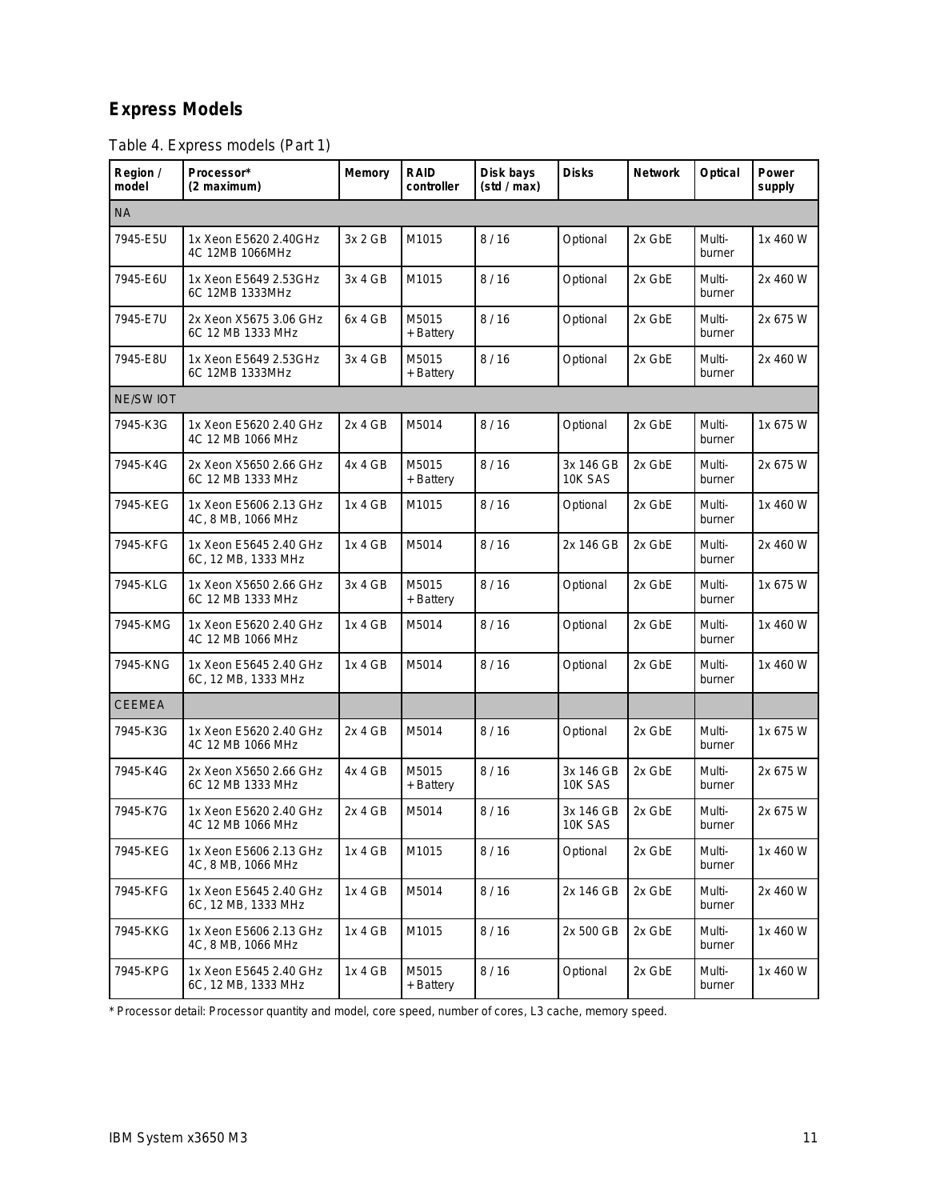## Express Models

Table 4. Express models (Part 1)

| Region / model | Processor* (2 maximum) | Memory | RAID controller | Disk bays (std / max) | Disks | Network | Optical | Power supply |
|---|---|---|---|---|---|---|---|---|
| NA | | | | | | | | |
| 7945-E5U | 1x Xeon E5620 2.40GHz 4C 12MB 1066MHz | 3x 2 GB | M1015 | 8 / 16 | Optional | 2x GbE | Multi-burner | 1x 460 W |
| 7945-E6U | 1x Xeon E5649 2.53GHz 6C 12MB 1333MHz | 3x 4 GB | M1015 | 8 / 16 | Optional | 2x GbE | Multi-burner | 2x 460 W |
| 7945-E7U | 2x Xeon X5675 3.06 GHz 6C 12 MB 1333 MHz | 6x 4 GB | M5015 + Battery | 8 / 16 | Optional | 2x GbE | Multi-burner | 2x 675 W |
| 7945-E8U | 1x Xeon E5649 2.53GHz 6C 12MB 1333MHz | 3x 4 GB | M5015 + Battery | 8 / 16 | Optional | 2x GbE | Multi-burner | 2x 460 W |
| NE/SW IOT | | | | | | | | |
| 7945-K3G | 1x Xeon E5620 2.40 GHz 4C 12 MB 1066 MHz | 2x 4 GB | M5014 | 8 / 16 | Optional | 2x GbE | Multi-burner | 1x 675 W |
| 7945-K4G | 2x Xeon X5650 2.66 GHz 6C 12 MB 1333 MHz | 4x 4 GB | M5015 + Battery | 8 / 16 | 3x 146 GB 10K SAS | 2x GbE | Multi-burner | 2x 675 W |
| 7945-KEG | 1x Xeon E5606 2.13 GHz 4C, 8 MB, 1066 MHz | 1x 4 GB | M1015 | 8 / 16 | Optional | 2x GbE | Multi-burner | 1x 460 W |
| 7945-KFG | 1x Xeon E5645 2.40 GHz 6C, 12 MB, 1333 MHz | 1x 4 GB | M5014 | 8 / 16 | 2x 146 GB | 2x GbE | Multi-burner | 2x 460 W |
| 7945-KLG | 1x Xeon X5650 2.66 GHz 6C 12 MB 1333 MHz | 3x 4 GB | M5015 + Battery | 8 / 16 | Optional | 2x GbE | Multi-burner | 1x 675 W |
| 7945-KMG | 1x Xeon E5620 2.40 GHz 4C 12 MB 1066 MHz | 1x 4 GB | M5014 | 8 / 16 | Optional | 2x GbE | Multi-burner | 1x 460 W |
| 7945-KNG | 1x Xeon E5645 2.40 GHz 6C, 12 MB, 1333 MHz | 1x 4 GB | M5014 | 8 / 16 | Optional | 2x GbE | Multi-burner | 1x 460 W |
| CEEMEA | | | | | | | | |
| 7945-K3G | 1x Xeon E5620 2.40 GHz 4C 12 MB 1066 MHz | 2x 4 GB | M5014 | 8 / 16 | Optional | 2x GbE | Multi-burner | 1x 675 W |
| 7945-K4G | 2x Xeon X5650 2.66 GHz 6C 12 MB 1333 MHz | 4x 4 GB | M5015 + Battery | 8 / 16 | 3x 146 GB 10K SAS | 2x GbE | Multi-burner | 2x 675 W |
| 7945-K7G | 1x Xeon E5620 2.40 GHz 4C 12 MB 1066 MHz | 2x 4 GB | M5014 | 8 / 16 | 3x 146 GB 10K SAS | 2x GbE | Multi-burner | 2x 675 W |
| 7945-KEG | 1x Xeon E5606 2.13 GHz 4C, 8 MB, 1066 MHz | 1x 4 GB | M1015 | 8 / 16 | Optional | 2x GbE | Multi-burner | 1x 460 W |
| 7945-KFG | 1x Xeon E5645 2.40 GHz 6C, 12 MB, 1333 MHz | 1x 4 GB | M5014 | 8 / 16 | 2x 146 GB | 2x GbE | Multi-burner | 2x 460 W |
| 7945-KKG | 1x Xeon E5606 2.13 GHz 4C, 8 MB, 1066 MHz | 1x 4 GB | M1015 | 8 / 16 | 2x 500 GB | 2x GbE | Multi-burner | 1x 460 W |
| 7945-KPG | 1x Xeon E5645 2.40 GHz 6C, 12 MB, 1333 MHz | 1x 4 GB | M5015 + Battery | 8 / 16 | Optional | 2x GbE | Multi-burner | 1x 460 W |

* Processor detail: Processor quantity and model, core speed, number of cores, L3 cache, memory speed.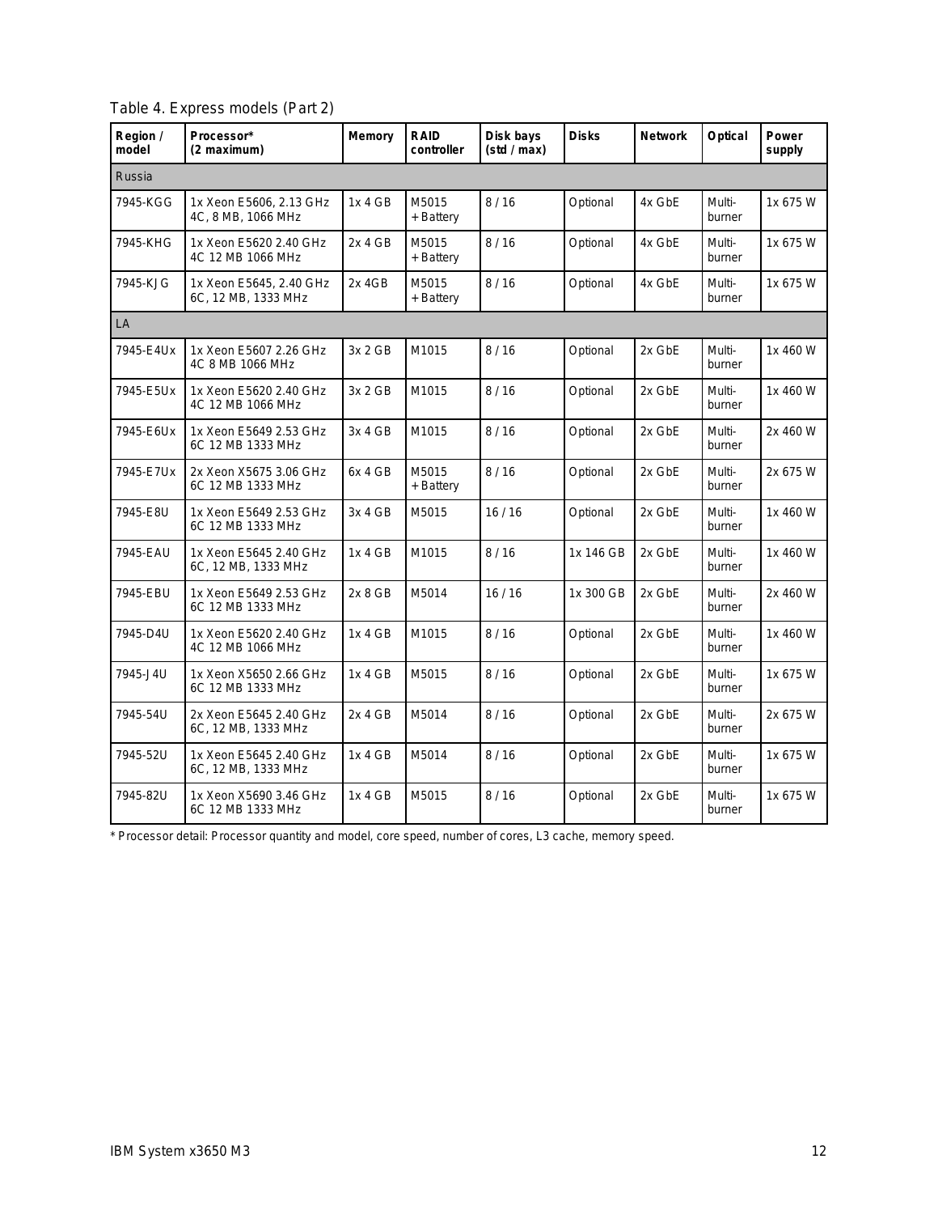Table 4. Express models (Part 2)

| Region / model | Processor* (2 maximum) | Memory | RAID controller | Disk bays (std / max) | Disks | Network | Optical | Power supply |
|---|---|---|---|---|---|---|---|---|
| Russia | | | | | | | | |
| 7945-KGG | 1x Xeon E5606, 2.13 GHz 4C, 8 MB, 1066 MHz | 1x 4 GB | M5015 + Battery | 8 / 16 | Optional | 4x GbE | Multi-burner | 1x 675 W |
| 7945-KHG | 1x Xeon E5620 2.40 GHz 4C 12 MB 1066 MHz | 2x 4 GB | M5015 + Battery | 8 / 16 | Optional | 4x GbE | Multi-burner | 1x 675 W |
| 7945-KJG | 1x Xeon E5645, 2.40 GHz 6C, 12 MB, 1333 MHz | 2x 4GB | M5015 + Battery | 8 / 16 | Optional | 4x GbE | Multi-burner | 1x 675 W |
| LA | | | | | | | | |
| 7945-E4Ux | 1x Xeon E5607 2.26 GHz 4C 8 MB 1066 MHz | 3x 2 GB | M1015 | 8 / 16 | Optional | 2x GbE | Multi-burner | 1x 460 W |
| 7945-E5Ux | 1x Xeon E5620 2.40 GHz 4C 12 MB 1066 MHz | 3x 2 GB | M1015 | 8 / 16 | Optional | 2x GbE | Multi-burner | 1x 460 W |
| 7945-E6Ux | 1x Xeon E5649 2.53 GHz 6C 12 MB 1333 MHz | 3x 4 GB | M1015 | 8 / 16 | Optional | 2x GbE | Multi-burner | 2x 460 W |
| 7945-E7Ux | 2x Xeon X5675 3.06 GHz 6C 12 MB 1333 MHz | 6x 4 GB | M5015 + Battery | 8 / 16 | Optional | 2x GbE | Multi-burner | 2x 675 W |
| 7945-E8U | 1x Xeon E5649 2.53 GHz 6C 12 MB 1333 MHz | 3x 4 GB | M5015 | 16 / 16 | Optional | 2x GbE | Multi-burner | 1x 460 W |
| 7945-EAU | 1x Xeon E5645 2.40 GHz 6C, 12 MB, 1333 MHz | 1x 4 GB | M1015 | 8 / 16 | 1x 146 GB | 2x GbE | Multi-burner | 1x 460 W |
| 7945-EBU | 1x Xeon E5649 2.53 GHz 6C 12 MB 1333 MHz | 2x 8 GB | M5014 | 16 / 16 | 1x 300 GB | 2x GbE | Multi-burner | 2x 460 W |
| 7945-D4U | 1x Xeon E5620 2.40 GHz 4C 12 MB 1066 MHz | 1x 4 GB | M1015 | 8 / 16 | Optional | 2x GbE | Multi-burner | 1x 460 W |
| 7945-J4U | 1x Xeon X5650 2.66 GHz 6C 12 MB 1333 MHz | 1x 4 GB | M5015 | 8 / 16 | Optional | 2x GbE | Multi-burner | 1x 675 W |
| 7945-54U | 2x Xeon E5645 2.40 GHz 6C, 12 MB, 1333 MHz | 2x 4 GB | M5014 | 8 / 16 | Optional | 2x GbE | Multi-burner | 2x 675 W |
| 7945-52U | 1x Xeon E5645 2.40 GHz 6C, 12 MB, 1333 MHz | 1x 4 GB | M5014 | 8 / 16 | Optional | 2x GbE | Multi-burner | 1x 675 W |
| 7945-82U | 1x Xeon X5690 3.46 GHz 6C 12 MB 1333 MHz | 1x 4 GB | M5015 | 8 / 16 | Optional | 2x GbE | Multi-burner | 1x 675 W |

* Processor detail: Processor quantity and model, core speed, number of cores, L3 cache, memory speed.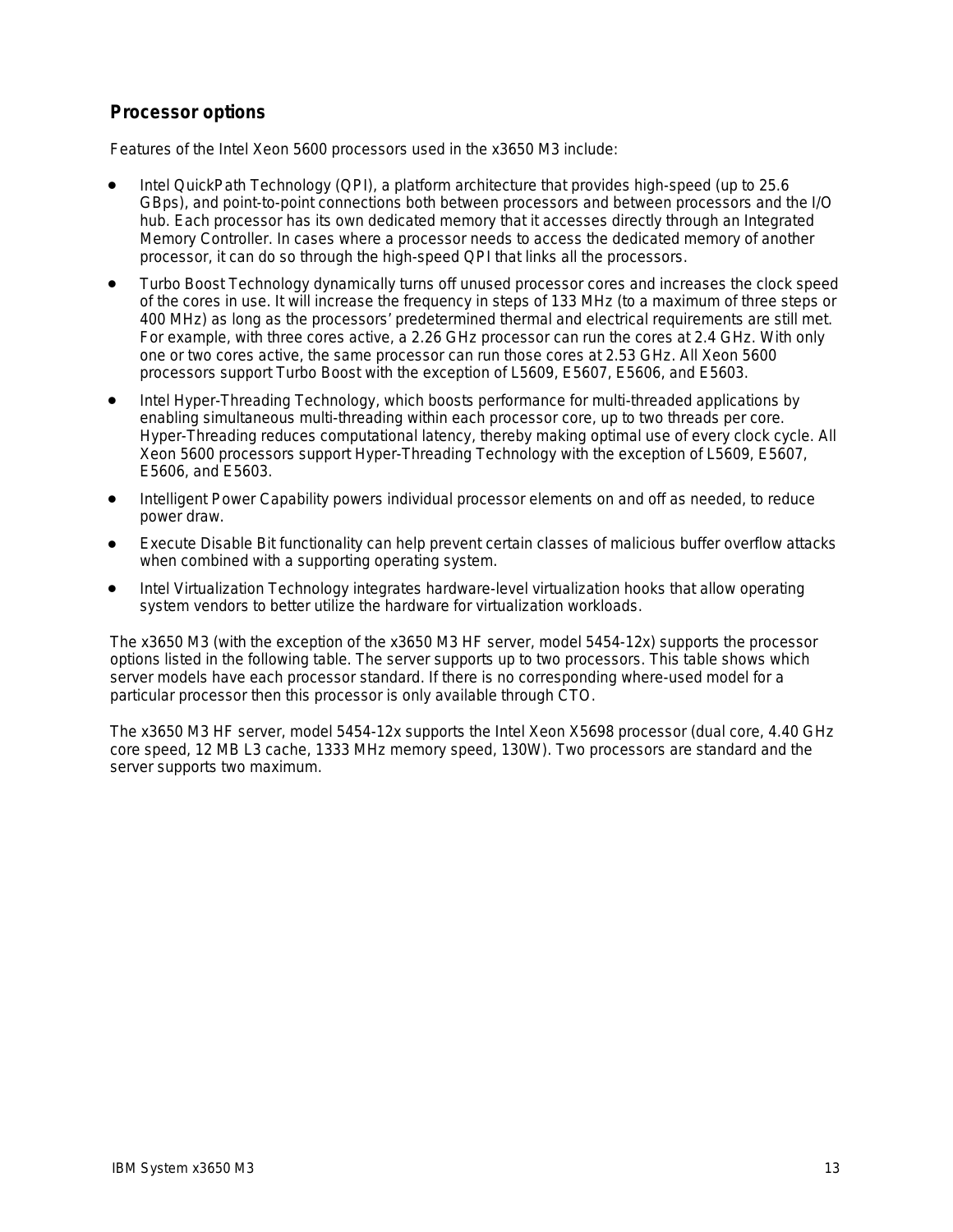## Processor options

Features of the Intel Xeon 5600 processors used in the x3650 M3 include:

- Intel QuickPath Technology (QPI), a platform architecture that provides high-speed (up to 25.6 GBps), and point-to-point connections both between processors and between processors and the I/O hub. Each processor has its own dedicated memory that it accesses directly through an Integrated Memory Controller. In cases where a processor needs to access the dedicated memory of another processor, it can do so through the high-speed QPI that links all the processors.
- Turbo Boost Technology dynamically turns off unused processor cores and increases the clock speed of the cores in use. It will increase the frequency in steps of 133 MHz (to a maximum of three steps or 400 MHz) as long as the processors' predetermined thermal and electrical requirements are still met. For example, with three cores active, a 2.26 GHz processor can run the cores at 2.4 GHz. With only one or two cores active, the same processor can run those cores at 2.53 GHz. All Xeon 5600 processors support Turbo Boost with the exception of L5609, E5607, E5606, and E5603.
- Intel Hyper-Threading Technology, which boosts performance for multi-threaded applications by enabling simultaneous multi-threading within each processor core, up to two threads per core. Hyper-Threading reduces computational latency, thereby making optimal use of every clock cycle. All Xeon 5600 processors support Hyper-Threading Technology with the exception of L5609, E5607, E5606, and E5603.
- Intelligent Power Capability powers individual processor elements on and off as needed, to reduce power draw.
- Execute Disable Bit functionality can help prevent certain classes of malicious buffer overflow attacks when combined with a supporting operating system.
- Intel Virtualization Technology integrates hardware-level virtualization hooks that allow operating system vendors to better utilize the hardware for virtualization workloads.

The x3650 M3 (with the exception of the x3650 M3 HF server, model 5454-12x) supports the processor options listed in the following table. The server supports up to two processors. This table shows which server models have each processor standard. If there is no corresponding where-used model for a particular processor then this processor is only available through CTO.

The x3650 M3 HF server, model 5454-12x supports the Intel Xeon X5698 processor (dual core, 4.40 GHz core speed, 12 MB L3 cache, 1333 MHz memory speed, 130W). Two processors are standard and the server supports two maximum.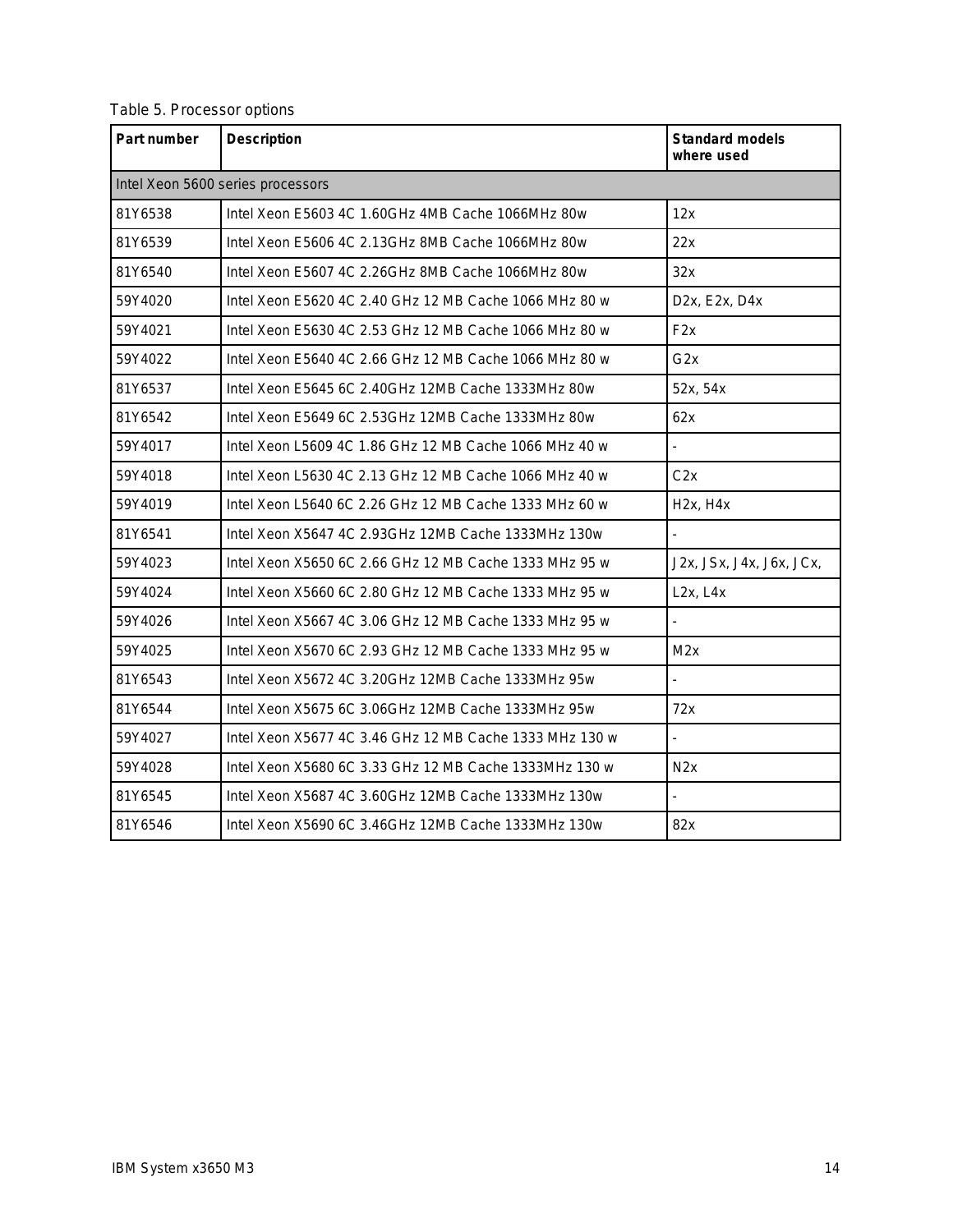Table 5. Processor options

| Part number | Description | Standard models where used |
|---|---|---|
| Intel Xeon 5600 series processors | | |
| 81Y6538 | Intel Xeon E5603 4C 1.60GHz 4MB Cache 1066MHz 80w | 12x |
| 81Y6539 | Intel Xeon E5606 4C 2.13GHz 8MB Cache 1066MHz 80w | 22x |
| 81Y6540 | Intel Xeon E5607 4C 2.26GHz 8MB Cache 1066MHz 80w | 32x |
| 59Y4020 | Intel Xeon E5620 4C 2.40 GHz 12 MB Cache 1066 MHz 80 w | D2x, E2x, D4x |
| 59Y4021 | Intel Xeon E5630 4C 2.53 GHz 12 MB Cache 1066 MHz 80 w | F2x |
| 59Y4022 | Intel Xeon E5640 4C 2.66 GHz 12 MB Cache 1066 MHz 80 w | G2x |
| 81Y6537 | Intel Xeon E5645 6C 2.40GHz 12MB Cache 1333MHz 80w | 52x, 54x |
| 81Y6542 | Intel Xeon E5649 6C 2.53GHz 12MB Cache 1333MHz 80w | 62x |
| 59Y4017 | Intel Xeon L5609 4C 1.86 GHz 12 MB Cache 1066 MHz 40 w | - |
| 59Y4018 | Intel Xeon L5630 4C 2.13 GHz 12 MB Cache 1066 MHz 40 w | C2x |
| 59Y4019 | Intel Xeon L5640 6C 2.26 GHz 12 MB Cache 1333 MHz 60 w | H2x, H4x |
| 81Y6541 | Intel Xeon X5647 4C 2.93GHz 12MB Cache 1333MHz 130w | - |
| 59Y4023 | Intel Xeon X5650 6C 2.66 GHz 12 MB Cache 1333 MHz 95 w | J2x, JSx, J4x, J6x, JCx, |
| 59Y4024 | Intel Xeon X5660 6C 2.80 GHz 12 MB Cache 1333 MHz 95 w | L2x, L4x |
| 59Y4026 | Intel Xeon X5667 4C 3.06 GHz 12 MB Cache 1333 MHz 95 w | - |
| 59Y4025 | Intel Xeon X5670 6C 2.93 GHz 12 MB Cache 1333 MHz 95 w | M2x |
| 81Y6543 | Intel Xeon X5672 4C 3.20GHz 12MB Cache 1333MHz 95w | - |
| 81Y6544 | Intel Xeon X5675 6C 3.06GHz 12MB Cache 1333MHz 95w | 72x |
| 59Y4027 | Intel Xeon X5677 4C 3.46 GHz 12 MB Cache 1333 MHz 130 w | - |
| 59Y4028 | Intel Xeon X5680 6C 3.33 GHz 12 MB Cache 1333MHz 130 w | N2x |
| 81Y6545 | Intel Xeon X5687 4C 3.60GHz 12MB Cache 1333MHz 130w | - |
| 81Y6546 | Intel Xeon X5690 6C 3.46GHz 12MB Cache 1333MHz 130w | 82x |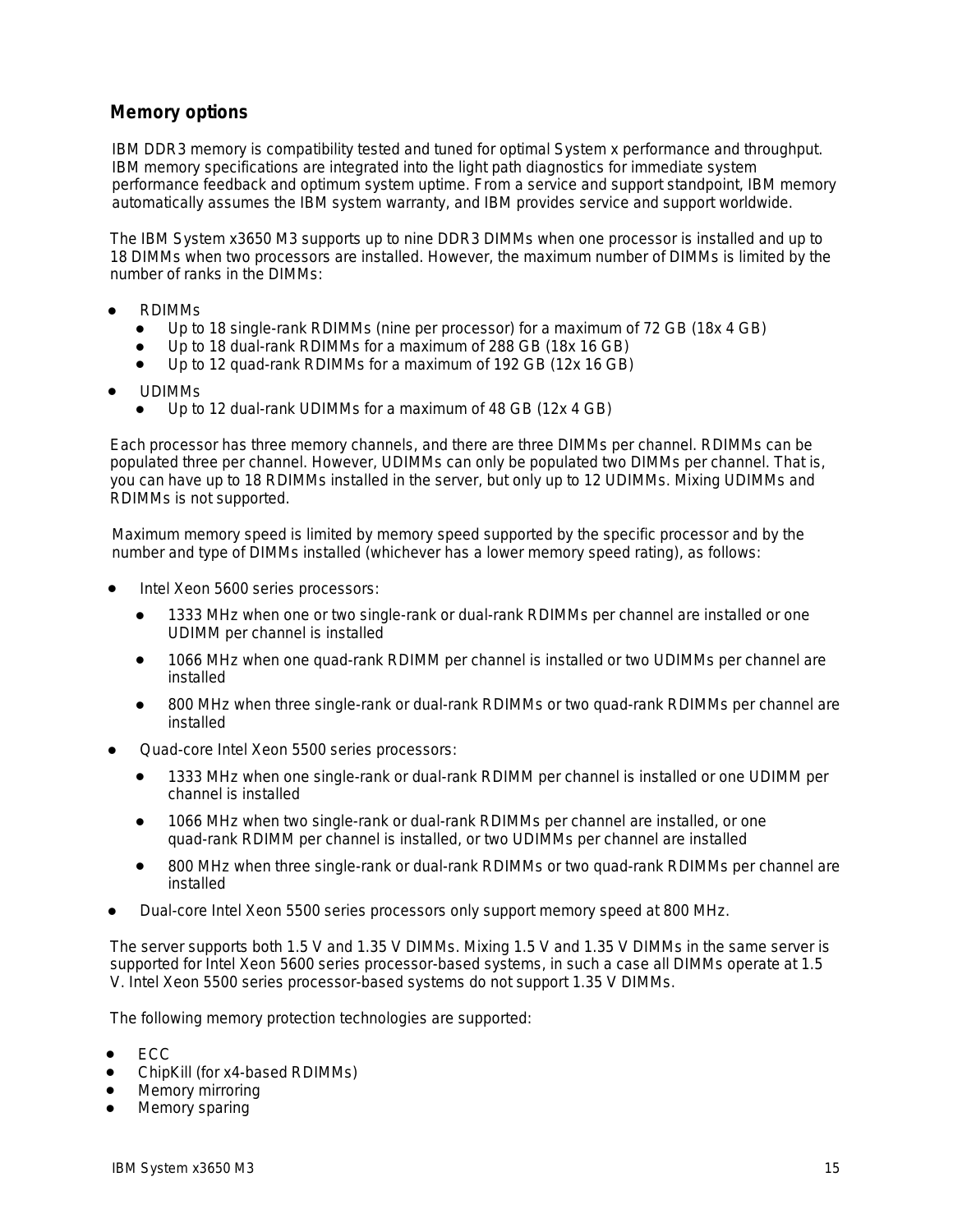## Memory options

IBM DDR3 memory is compatibility tested and tuned for optimal System x performance and throughput. IBM memory specifications are integrated into the light path diagnostics for immediate system performance feedback and optimum system uptime. From a service and support standpoint, IBM memory automatically assumes the IBM system warranty, and IBM provides service and support worldwide.

The IBM System x3650 M3 supports up to nine DDR3 DIMMs when one processor is installed and up to 18 DIMMs when two processors are installed. However, the maximum number of DIMMs is limited by the number of ranks in the DIMMs:

- RDIMMs
  - Up to 18 single-rank RDIMMs (nine per processor) for a maximum of 72 GB (18x 4 GB)
  - Up to 18 dual-rank RDIMMs for a maximum of 288 GB (18x 16 GB)
  - Up to 12 quad-rank RDIMMs for a maximum of 192 GB (12x 16 GB)
- UDIMMs
  - Up to 12 dual-rank UDIMMs for a maximum of 48 GB (12x 4 GB)

Each processor has three memory channels, and there are three DIMMs per channel. RDIMMs can be populated three per channel. However, UDIMMs can only be populated two DIMMs per channel. That is, you can have up to 18 RDIMMs installed in the server, but only up to 12 UDIMMs. Mixing UDIMMs and RDIMMs is not supported.

Maximum memory speed is limited by memory speed supported by the specific processor and by the number and type of DIMMs installed (whichever has a lower memory speed rating), as follows:

- Intel Xeon 5600 series processors:
  - 1333 MHz when one or two single-rank or dual-rank RDIMMs per channel are installed or one UDIMM per channel is installed
  - 1066 MHz when one quad-rank RDIMM per channel is installed or two UDIMMs per channel are installed
  - 800 MHz when three single-rank or dual-rank RDIMMs or two quad-rank RDIMMs per channel are installed
- Quad-core Intel Xeon 5500 series processors:
  - 1333 MHz when one single-rank or dual-rank RDIMM per channel is installed or one UDIMM per channel is installed
  - 1066 MHz when two single-rank or dual-rank RDIMMs per channel are installed, or one quad-rank RDIMM per channel is installed, or two UDIMMs per channel are installed
  - 800 MHz when three single-rank or dual-rank RDIMMs or two quad-rank RDIMMs per channel are installed
- Dual-core Intel Xeon 5500 series processors only support memory speed at 800 MHz.

The server supports both 1.5 V and 1.35 V DIMMs. Mixing 1.5 V and 1.35 V DIMMs in the same server is supported for Intel Xeon 5600 series processor-based systems, in such a case all DIMMs operate at 1.5 V. Intel Xeon 5500 series processor-based systems do not support 1.35 V DIMMs.

The following memory protection technologies are supported:

- ECC
- ChipKill (for x4-based RDIMMs)
- Memory mirroring
- Memory sparing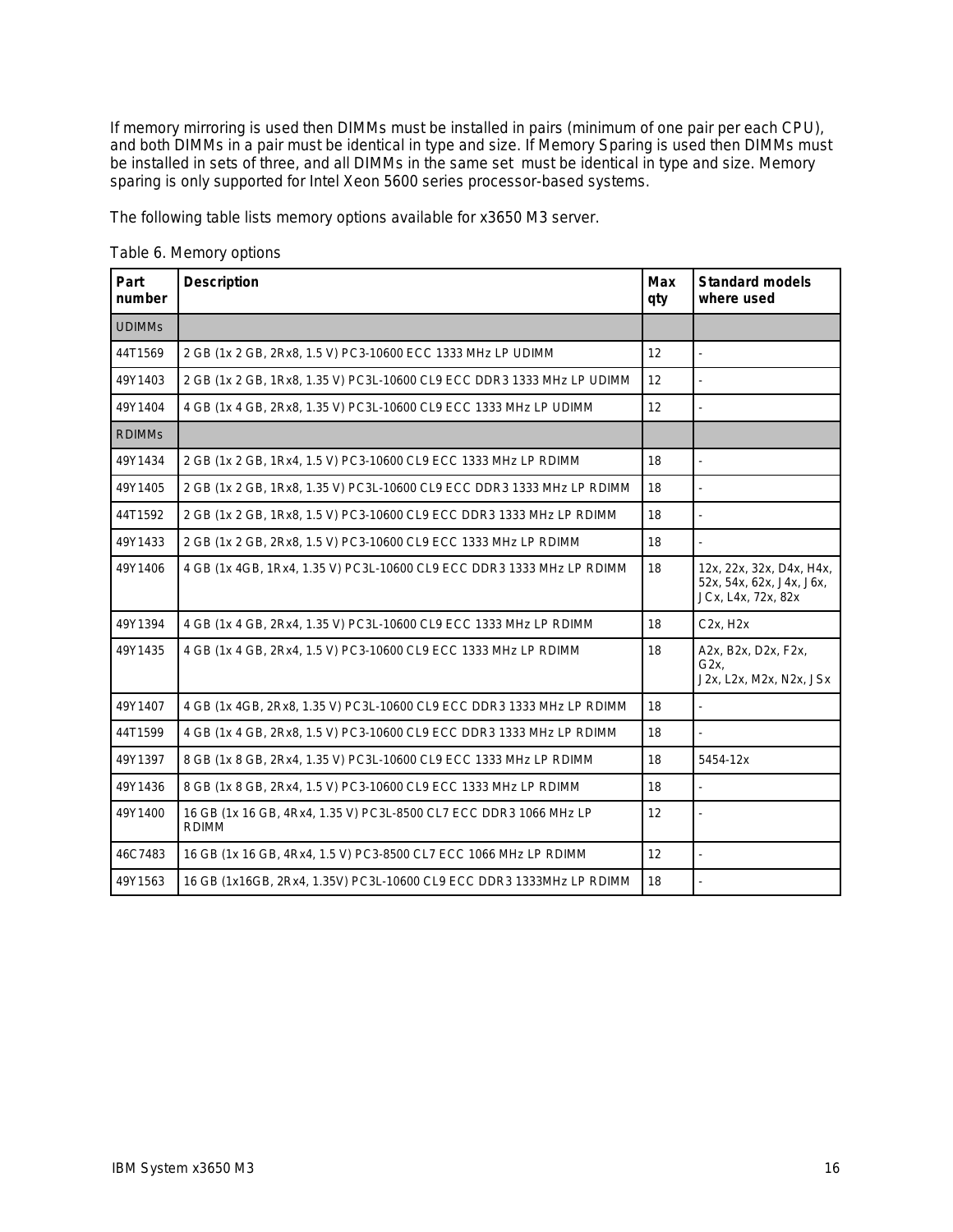If memory mirroring is used then DIMMs must be installed in pairs (minimum of one pair per each CPU), and both DIMMs in a pair must be identical in type and size. If Memory Sparing is used then DIMMs must be installed in sets of three, and all DIMMs in the same set must be identical in type and size. Memory sparing is only supported for Intel Xeon 5600 series processor-based systems.

The following table lists memory options available for x3650 M3 server.

Table 6. Memory options

| Part number | Description | Max qty | Standard models where used |
|---|---|---|---|
| UDIMMs | | | |
| 44T1569 | 2 GB (1x 2 GB, 2Rx8, 1.5 V) PC3-10600 ECC 1333 MHz LP UDIMM | 12 | - |
| 49Y1403 | 2 GB (1x 2 GB, 1Rx8, 1.35 V) PC3L-10600 CL9 ECC DDR3 1333 MHz LP UDIMM | 12 | - |
| 49Y1404 | 4 GB (1x 4 GB, 2Rx8, 1.35 V) PC3L-10600 CL9 ECC 1333 MHz LP UDIMM | 12 | - |
| RDIMMs | | | |
| 49Y1434 | 2 GB (1x 2 GB, 1Rx4, 1.5 V) PC3-10600 CL9 ECC 1333 MHz LP RDIMM | 18 | - |
| 49Y1405 | 2 GB (1x 2 GB, 1Rx8, 1.35 V) PC3L-10600 CL9 ECC DDR3 1333 MHz LP RDIMM | 18 | - |
| 44T1592 | 2 GB (1x 2 GB, 1Rx8, 1.5 V) PC3-10600 CL9 ECC DDR3 1333 MHz LP RDIMM | 18 | - |
| 49Y1433 | 2 GB (1x 2 GB, 2Rx8, 1.5 V) PC3-10600 CL9 ECC 1333 MHz LP RDIMM | 18 | - |
| 49Y1406 | 4 GB (1x 4GB, 1Rx4, 1.35 V) PC3L-10600 CL9 ECC DDR3 1333 MHz LP RDIMM | 18 | 12x, 22x, 32x, D4x, H4x, 52x, 54x, 62x, J4x, J6x, JCx, L4x, 72x, 82x |
| 49Y1394 | 4 GB (1x 4 GB, 2Rx4, 1.35 V) PC3L-10600 CL9 ECC 1333 MHz LP RDIMM | 18 | C2x, H2x |
| 49Y1435 | 4 GB (1x 4 GB, 2Rx4, 1.5 V) PC3-10600 CL9 ECC 1333 MHz LP RDIMM | 18 | A2x, B2x, D2x, F2x, G2x, J2x, L2x, M2x, N2x, JSx |
| 49Y1407 | 4 GB (1x 4GB, 2Rx8, 1.35 V) PC3L-10600 CL9 ECC DDR3 1333 MHz LP RDIMM | 18 | - |
| 44T1599 | 4 GB (1x 4 GB, 2Rx8, 1.5 V) PC3-10600 CL9 ECC DDR3 1333 MHz LP RDIMM | 18 | - |
| 49Y1397 | 8 GB (1x 8 GB, 2Rx4, 1.35 V) PC3L-10600 CL9 ECC 1333 MHz LP RDIMM | 18 | 5454-12x |
| 49Y1436 | 8 GB (1x 8 GB, 2Rx4, 1.5 V) PC3-10600 CL9 ECC 1333 MHz LP RDIMM | 18 | - |
| 49Y1400 | 16 GB (1x 16 GB, 4Rx4, 1.35 V) PC3L-8500 CL7 ECC DDR3 1066 MHz LP RDIMM | 12 | - |
| 46C7483 | 16 GB (1x 16 GB, 4Rx4, 1.5 V) PC3-8500 CL7 ECC 1066 MHz LP RDIMM | 12 | - |
| 49Y1563 | 16 GB (1x16GB, 2Rx4, 1.35V) PC3L-10600 CL9 ECC DDR3 1333MHz LP RDIMM | 18 | - |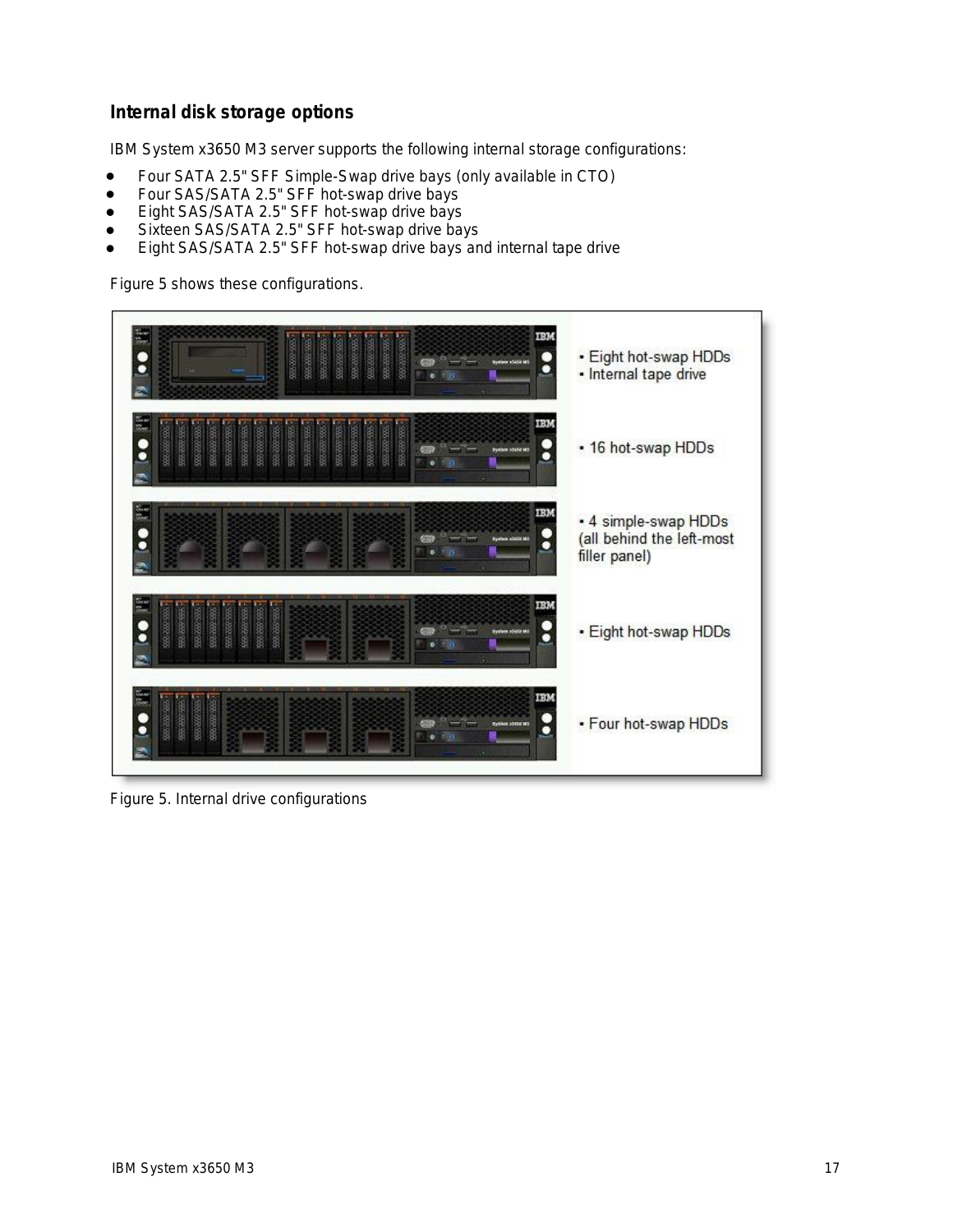## Internal disk storage options

IBM System x3650 M3 server supports the following internal storage configurations:

- Four SATA 2.5" SFF Simple-Swap drive bays (only available in CTO)
- Four SAS/SATA 2.5" SFF hot-swap drive bays
- Eight SAS/SATA 2.5" SFF hot-swap drive bays
- Sixteen SAS/SATA 2.5" SFF hot-swap drive bays
- Eight SAS/SATA 2.5" SFF hot-swap drive bays and internal tape drive

Figure 5 shows these configurations.

Figure 5. Internal drive configurations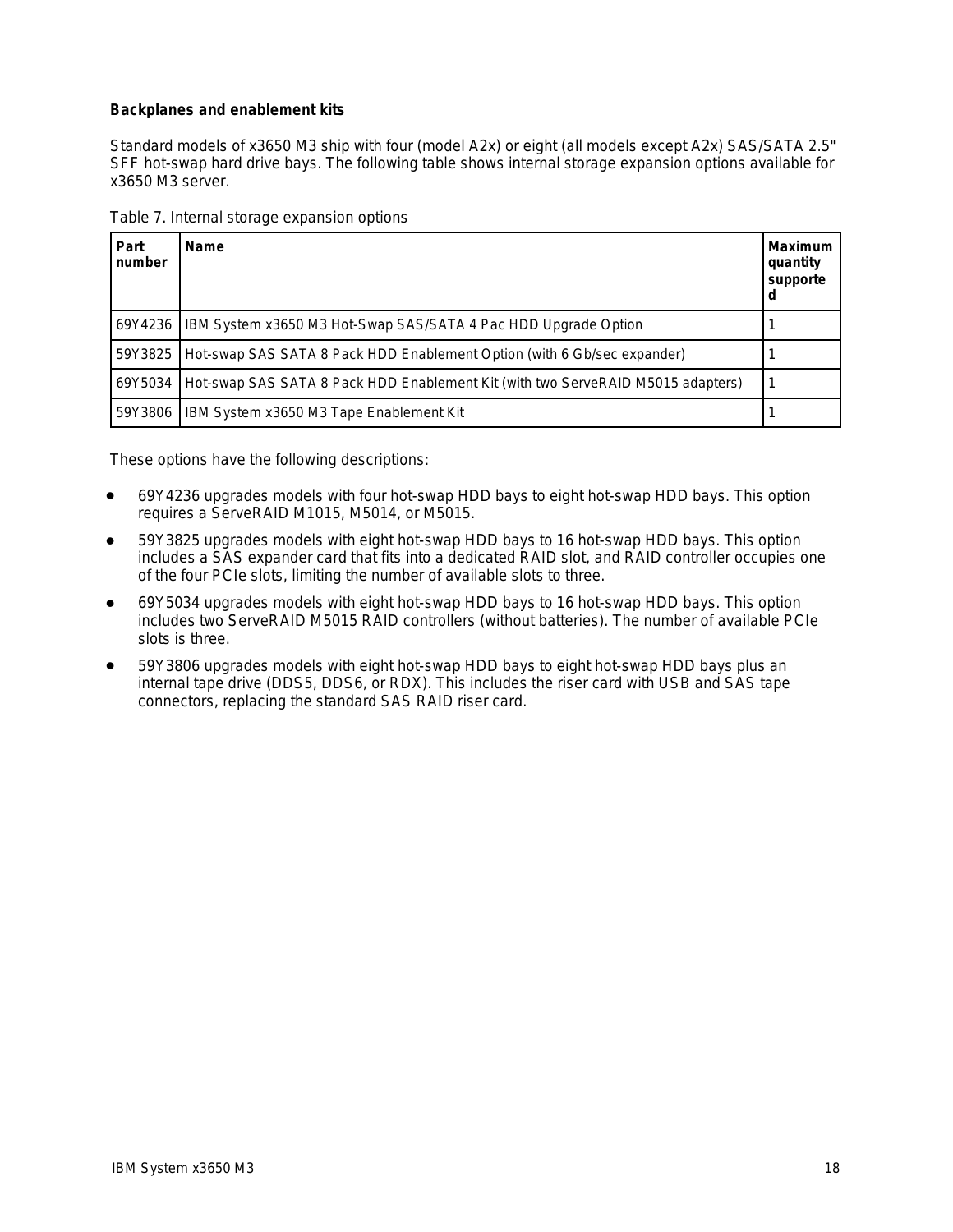### Backplanes and enablement kits

Standard models of x3650 M3 ship with four (model A2x) or eight (all models except A2x) SAS/SATA 2.5" SFF hot-swap hard drive bays. The following table shows internal storage expansion options available for x3650 M3 server.

Table 7. Internal storage expansion options

| Part number | Name | Maximum quantity supported |
|---|---|---|
| 69Y4236 | IBM System x3650 M3 Hot-Swap SAS/SATA 4 Pac HDD Upgrade Option | 1 |
| 59Y3825 | Hot-swap SAS SATA 8 Pack HDD Enablement Option (with 6 Gb/sec expander) | 1 |
| 69Y5034 | Hot-swap SAS SATA 8 Pack HDD Enablement Kit (with two ServeRAID M5015 adapters) | 1 |
| 59Y3806 | IBM System x3650 M3 Tape Enablement Kit | 1 |

These options have the following descriptions:

- 69Y4236 upgrades models with four hot-swap HDD bays to eight hot-swap HDD bays. This option requires a ServeRAID M1015, M5014, or M5015.
- 59Y3825 upgrades models with eight hot-swap HDD bays to 16 hot-swap HDD bays. This option includes a SAS expander card that fits into a dedicated RAID slot, and RAID controller occupies one of the four PCIe slots, limiting the number of available slots to three.
- 69Y5034 upgrades models with eight hot-swap HDD bays to 16 hot-swap HDD bays. This option includes two ServeRAID M5015 RAID controllers (without batteries). The number of available PCIe slots is three.
- 59Y3806 upgrades models with eight hot-swap HDD bays to eight hot-swap HDD bays plus an internal tape drive (DDS5, DDS6, or RDX). This includes the riser card with USB and SAS tape connectors, replacing the standard SAS RAID riser card.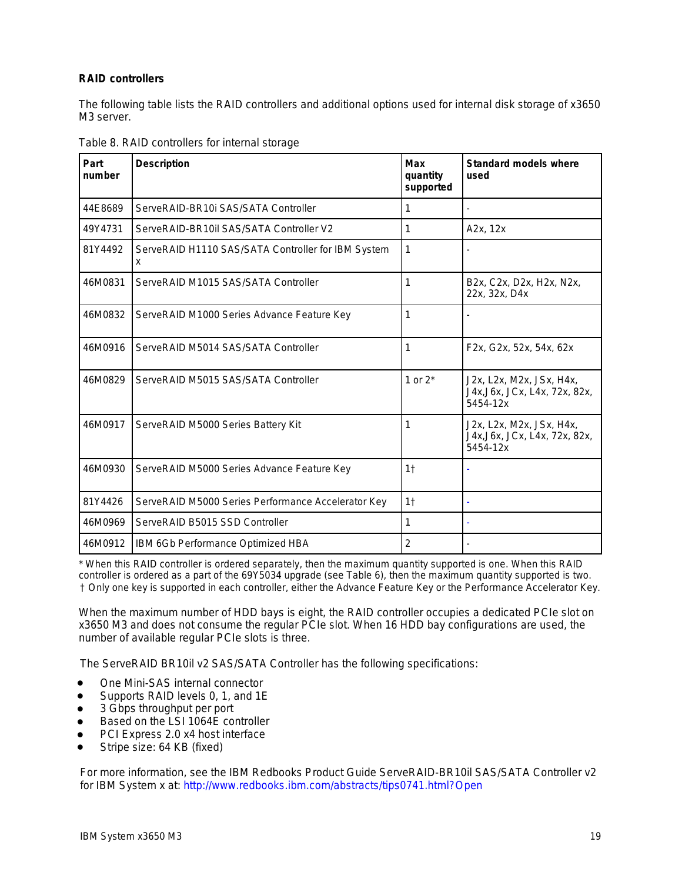### RAID controllers

The following table lists the RAID controllers and additional options used for internal disk storage of x3650 M3 server.

Table 8. RAID controllers for internal storage

| Part number | Description | Max quantity supported | Standard models where used |
|---|---|---|---|
| 44E8689 | ServeRAID-BR10i SAS/SATA Controller | 1 | - |
| 49Y4731 | ServeRAID-BR10il SAS/SATA Controller V2 | 1 | A2x, 12x |
| 81Y4492 | ServeRAID H1110 SAS/SATA Controller for IBM System x | 1 | - |
| 46M0831 | ServeRAID M1015 SAS/SATA Controller | 1 | B2x, C2x, D2x, H2x, N2x, 22x, 32x, D4x |
| 46M0832 | ServeRAID M1000 Series Advance Feature Key | 1 | - |
| 46M0916 | ServeRAID M5014 SAS/SATA Controller | 1 | F2x, G2x, 52x, 54x, 62x |
| 46M0829 | ServeRAID M5015 SAS/SATA Controller | 1 or 2* | J2x, L2x, M2x, JSx, H4x, J4x,J6x, JCx, L4x, 72x, 82x, 5454-12x |
| 46M0917 | ServeRAID M5000 Series Battery Kit | 1 | J2x, L2x, M2x, JSx, H4x, J4x,J6x, JCx, L4x, 72x, 82x, 5454-12x |
| 46M0930 | ServeRAID M5000 Series Advance Feature Key | 1† | - |
| 81Y4426 | ServeRAID M5000 Series Performance Accelerator Key | 1† | - |
| 46M0969 | ServeRAID B5015 SSD Controller | 1 | - |
| 46M0912 | IBM 6Gb Performance Optimized HBA | 2 | - |

* When this RAID controller is ordered separately, then the maximum quantity supported is one. When this RAID controller is ordered as a part of the 69Y5034 upgrade (see Table 6), then the maximum quantity supported is two.
† Only one key is supported in each controller, either the Advance Feature Key or the Performance Accelerator Key.

When the maximum number of HDD bays is eight, the RAID controller occupies a dedicated PCIe slot on x3650 M3 and does not consume the regular PCIe slot. When 16 HDD bay configurations are used, the number of available regular PCIe slots is three.

The ServeRAID BR10il v2 SAS/SATA Controller has the following specifications:

- One Mini-SAS internal connector
- Supports RAID levels 0, 1, and 1E
- 3 Gbps throughput per port
- Based on the LSI 1064E controller
- PCI Express 2.0 x4 host interface
- Stripe size: 64 KB (fixed)

For more information, see the IBM Redbooks Product Guide ServeRAID-BR10il SAS/SATA Controller v2 for IBM System x at: http://www.redbooks.ibm.com/abstracts/tips0741.html?Open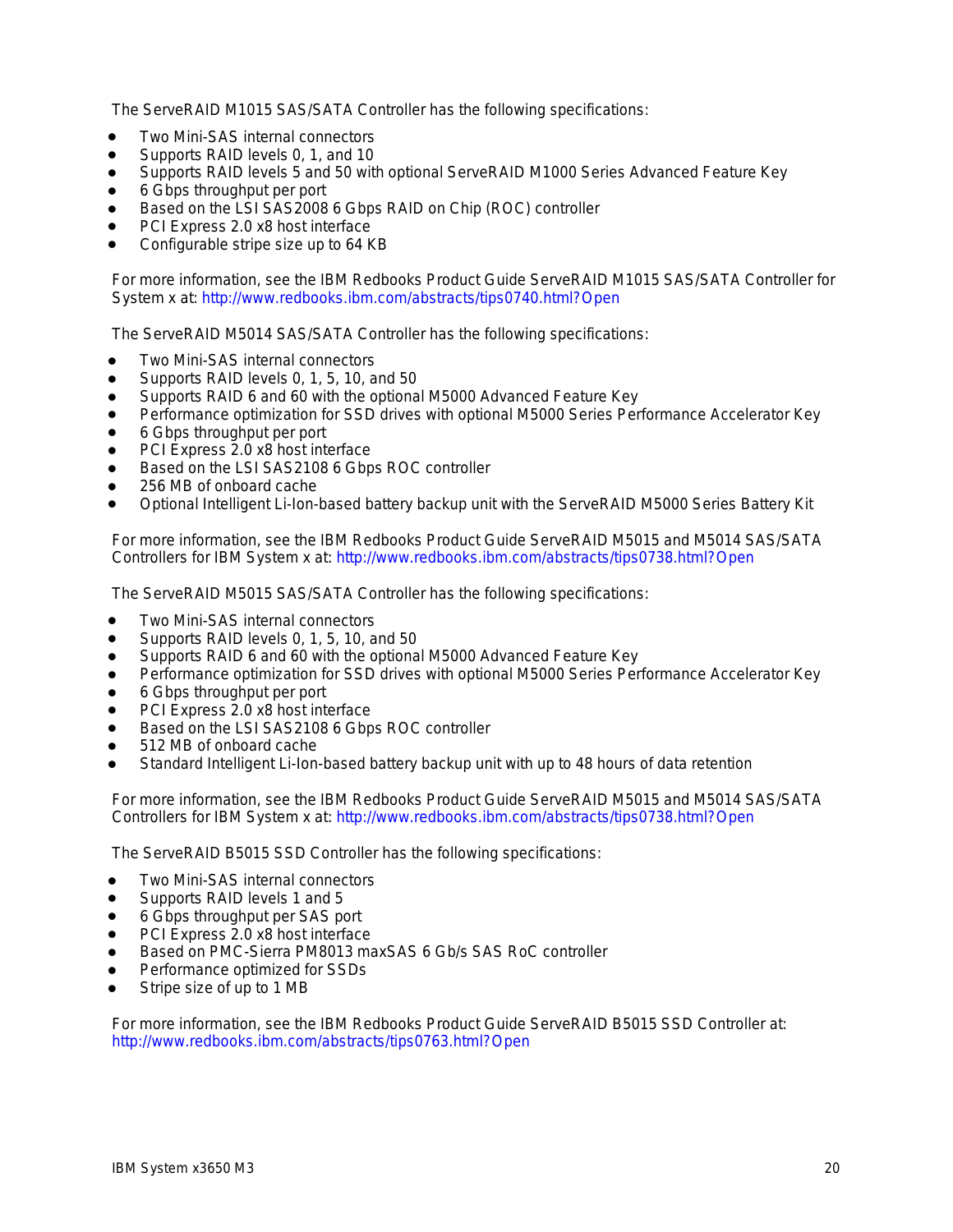The ServeRAID M1015 SAS/SATA Controller has the following specifications:

- Two Mini-SAS internal connectors
- Supports RAID levels 0, 1, and 10
- Supports RAID levels 5 and 50 with optional ServeRAID M1000 Series Advanced Feature Key
- 6 Gbps throughput per port
- Based on the LSI SAS2008 6 Gbps RAID on Chip (ROC) controller
- PCI Express 2.0 x8 host interface
- Configurable stripe size up to 64 KB

For more information, see the IBM Redbooks Product Guide ServeRAID M1015 SAS/SATA Controller for System x at: http://www.redbooks.ibm.com/abstracts/tips0740.html?Open

The ServeRAID M5014 SAS/SATA Controller has the following specifications:

- Two Mini-SAS internal connectors
- Supports RAID levels 0, 1, 5, 10, and 50
- Supports RAID 6 and 60 with the optional M5000 Advanced Feature Key
- Performance optimization for SSD drives with optional M5000 Series Performance Accelerator Key
- 6 Gbps throughput per port
- PCI Express 2.0 x8 host interface
- Based on the LSI SAS2108 6 Gbps ROC controller
- 256 MB of onboard cache
- Optional Intelligent Li-Ion-based battery backup unit with the ServeRAID M5000 Series Battery Kit

For more information, see the IBM Redbooks Product Guide ServeRAID M5015 and M5014 SAS/SATA Controllers for IBM System x at: http://www.redbooks.ibm.com/abstracts/tips0738.html?Open

The ServeRAID M5015 SAS/SATA Controller has the following specifications:

- Two Mini-SAS internal connectors
- Supports RAID levels 0, 1, 5, 10, and 50
- Supports RAID 6 and 60 with the optional M5000 Advanced Feature Key
- Performance optimization for SSD drives with optional M5000 Series Performance Accelerator Key
- 6 Gbps throughput per port
- PCI Express 2.0 x8 host interface
- Based on the LSI SAS2108 6 Gbps ROC controller
- 512 MB of onboard cache
- Standard Intelligent Li-Ion-based battery backup unit with up to 48 hours of data retention

For more information, see the IBM Redbooks Product Guide ServeRAID M5015 and M5014 SAS/SATA Controllers for IBM System x at: http://www.redbooks.ibm.com/abstracts/tips0738.html?Open

The ServeRAID B5015 SSD Controller has the following specifications:

- Two Mini-SAS internal connectors
- Supports RAID levels 1 and 5
- 6 Gbps throughput per SAS port
- PCI Express 2.0 x8 host interface
- Based on PMC-Sierra PM8013 maxSAS 6 Gb/s SAS RoC controller
- Performance optimized for SSDs
- Stripe size of up to 1 MB

For more information, see the IBM Redbooks Product Guide ServeRAID B5015 SSD Controller at: http://www.redbooks.ibm.com/abstracts/tips0763.html?Open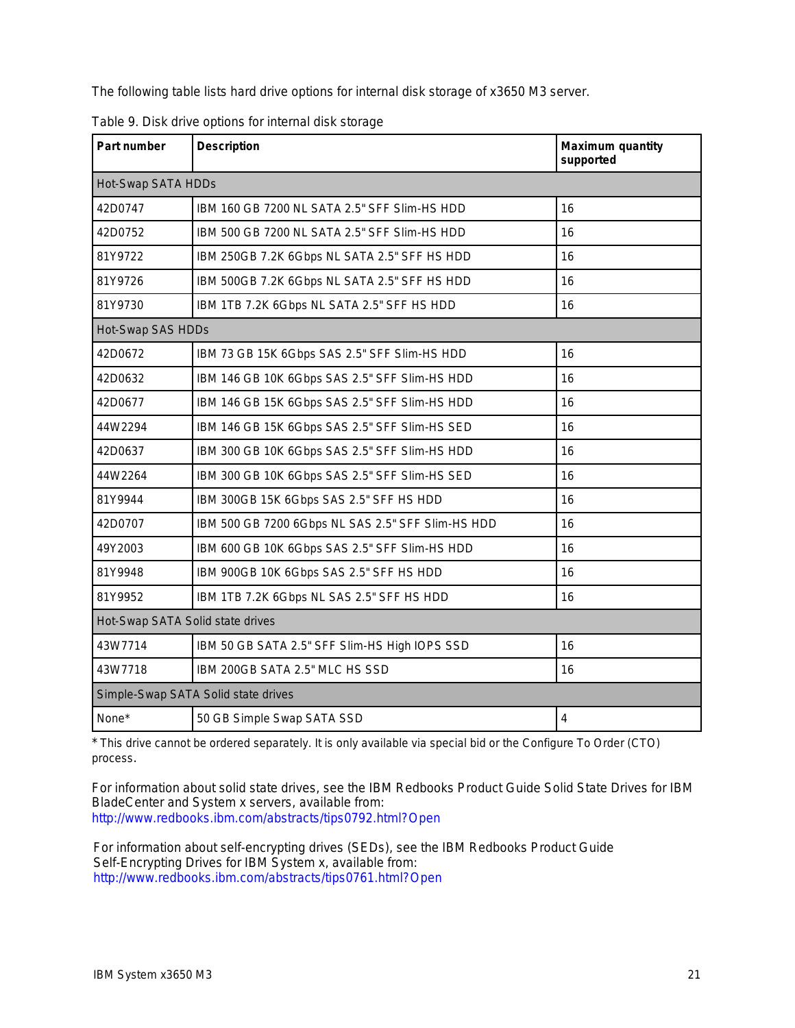The following table lists hard drive options for internal disk storage of x3650 M3 server.

Table 9. Disk drive options for internal disk storage

| Part number | Description | Maximum quantity supported |
|---|---|---|
| Hot-Swap SATA HDDs | | |
| 42D0747 | IBM 160 GB 7200 NL SATA 2.5" SFF Slim-HS HDD | 16 |
| 42D0752 | IBM 500 GB 7200 NL SATA 2.5" SFF Slim-HS HDD | 16 |
| 81Y9722 | IBM 250GB 7.2K 6Gbps NL SATA 2.5" SFF HS HDD | 16 |
| 81Y9726 | IBM 500GB 7.2K 6Gbps NL SATA 2.5" SFF HS HDD | 16 |
| 81Y9730 | IBM 1TB 7.2K 6Gbps NL SATA 2.5" SFF HS HDD | 16 |
| Hot-Swap SAS HDDs | | |
| 42D0672 | IBM 73 GB 15K 6Gbps SAS 2.5" SFF Slim-HS HDD | 16 |
| 42D0632 | IBM 146 GB 10K 6Gbps SAS 2.5" SFF Slim-HS HDD | 16 |
| 42D0677 | IBM 146 GB 15K 6Gbps SAS 2.5" SFF Slim-HS HDD | 16 |
| 44W2294 | IBM 146 GB 15K 6Gbps SAS 2.5" SFF Slim-HS SED | 16 |
| 42D0637 | IBM 300 GB 10K 6Gbps SAS 2.5" SFF Slim-HS HDD | 16 |
| 44W2264 | IBM 300 GB 10K 6Gbps SAS 2.5" SFF Slim-HS SED | 16 |
| 81Y9944 | IBM 300GB 15K 6Gbps SAS 2.5" SFF HS HDD | 16 |
| 42D0707 | IBM 500 GB 7200 6Gbps NL SAS 2.5" SFF Slim-HS HDD | 16 |
| 49Y2003 | IBM 600 GB 10K 6Gbps SAS 2.5" SFF Slim-HS HDD | 16 |
| 81Y9948 | IBM 900GB 10K 6Gbps SAS 2.5" SFF HS HDD | 16 |
| 81Y9952 | IBM 1TB 7.2K 6Gbps NL SAS 2.5" SFF HS HDD | 16 |
| Hot-Swap SATA Solid state drives | | |
| 43W7714 | IBM 50 GB SATA 2.5" SFF Slim-HS High IOPS SSD | 16 |
| 43W7718 | IBM 200GB SATA 2.5" MLC HS SSD | 16 |
| Simple-Swap SATA Solid state drives | | |
| None* | 50 GB Simple Swap SATA SSD | 4 |

* This drive cannot be ordered separately. It is only available via special bid or the Configure To Order (CTO) process.

For information about solid state drives, see the IBM Redbooks Product Guide Solid State Drives for IBM BladeCenter and System x servers, available from:
http://www.redbooks.ibm.com/abstracts/tips0792.html?Open

For information about self-encrypting drives (SEDs), see the IBM Redbooks Product Guide Self-Encrypting Drives for IBM System x, available from:
http://www.redbooks.ibm.com/abstracts/tips0761.html?Open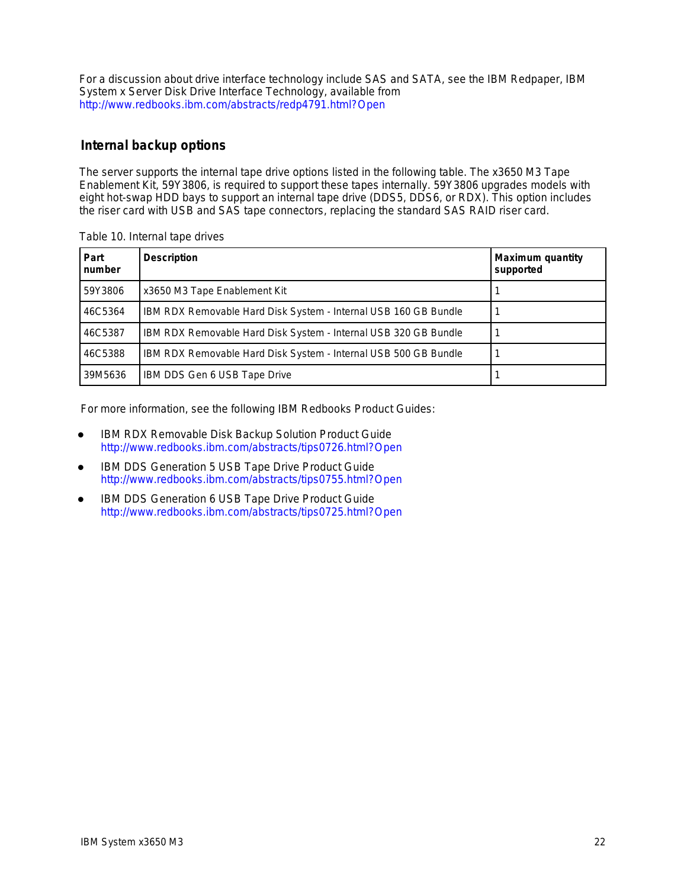For a discussion about drive interface technology include SAS and SATA, see the IBM Redpaper, IBM System x Server Disk Drive Interface Technology, available from
http://www.redbooks.ibm.com/abstracts/redp4791.html?Open

## Internal backup options

The server supports the internal tape drive options listed in the following table. The x3650 M3 Tape Enablement Kit, 59Y3806, is required to support these tapes internally. 59Y3806 upgrades models with eight hot-swap HDD bays to support an internal tape drive (DDS5, DDS6, or RDX). This option includes the riser card with USB and SAS tape connectors, replacing the standard SAS RAID riser card.

Table 10. Internal tape drives

| Part number | Description | Maximum quantity supported |
|---|---|---|
| 59Y3806 | x3650 M3 Tape Enablement Kit | 1 |
| 46C5364 | IBM RDX Removable Hard Disk System - Internal USB 160 GB Bundle | 1 |
| 46C5387 | IBM RDX Removable Hard Disk System - Internal USB 320 GB Bundle | 1 |
| 46C5388 | IBM RDX Removable Hard Disk System - Internal USB 500 GB Bundle | 1 |
| 39M5636 | IBM DDS Gen 6 USB Tape Drive | 1 |

For more information, see the following IBM Redbooks Product Guides:

- IBM RDX Removable Disk Backup Solution Product Guide
  http://www.redbooks.ibm.com/abstracts/tips0726.html?Open
- IBM DDS Generation 5 USB Tape Drive Product Guide
  http://www.redbooks.ibm.com/abstracts/tips0755.html?Open
- IBM DDS Generation 6 USB Tape Drive Product Guide
  http://www.redbooks.ibm.com/abstracts/tips0725.html?Open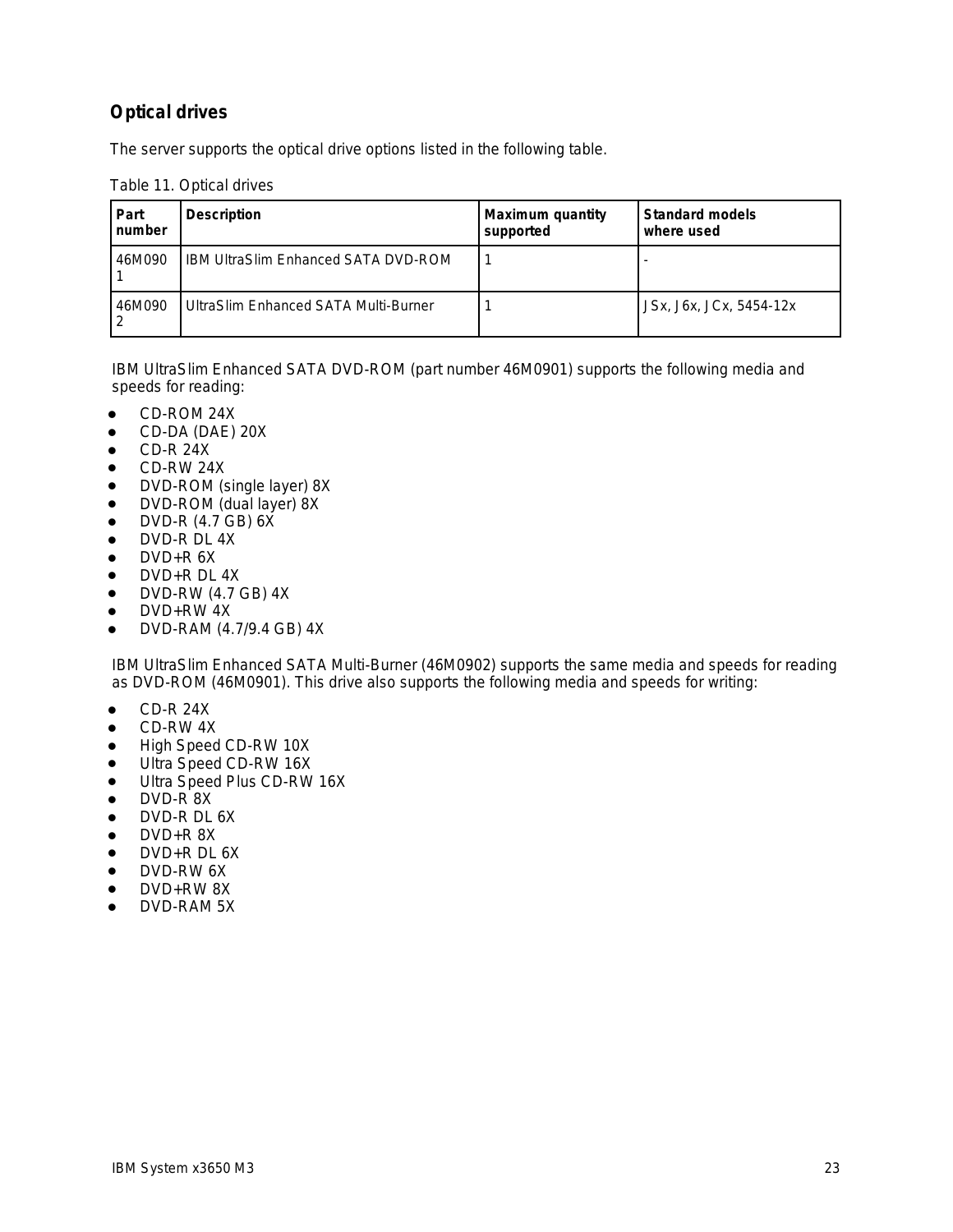## Optical drives

The server supports the optical drive options listed in the following table.

Table 11. Optical drives

| Part number | Description | Maximum quantity supported | Standard models where used |
|---|---|---|---|
| 46M0901 | IBM UltraSlim Enhanced SATA DVD-ROM | 1 | - |
| 46M0902 | UltraSlim Enhanced SATA Multi-Burner | 1 | JSx, J6x, JCx, 5454-12x |

IBM UltraSlim Enhanced SATA DVD-ROM (part number 46M0901) supports the following media and speeds for reading:

- CD-ROM 24X
- CD-DA (DAE) 20X
- CD-R 24X
- CD-RW 24X
- DVD-ROM (single layer) 8X
- DVD-ROM (dual layer) 8X
- DVD-R (4.7 GB) 6X
- DVD-R DL 4X
- DVD+R 6X
- DVD+R DL 4X
- DVD-RW (4.7 GB) 4X
- DVD+RW 4X
- DVD-RAM (4.7/9.4 GB) 4X

IBM UltraSlim Enhanced SATA Multi-Burner (46M0902) supports the same media and speeds for reading as DVD-ROM (46M0901). This drive also supports the following media and speeds for writing:

- CD-R 24X
- CD-RW 4X
- High Speed CD-RW 10X
- Ultra Speed CD-RW 16X
- Ultra Speed Plus CD-RW 16X
- DVD-R 8X
- DVD-R DL 6X
- DVD+R 8X
- DVD+R DL 6X
- DVD-RW 6X
- DVD+RW 8X
- DVD-RAM 5X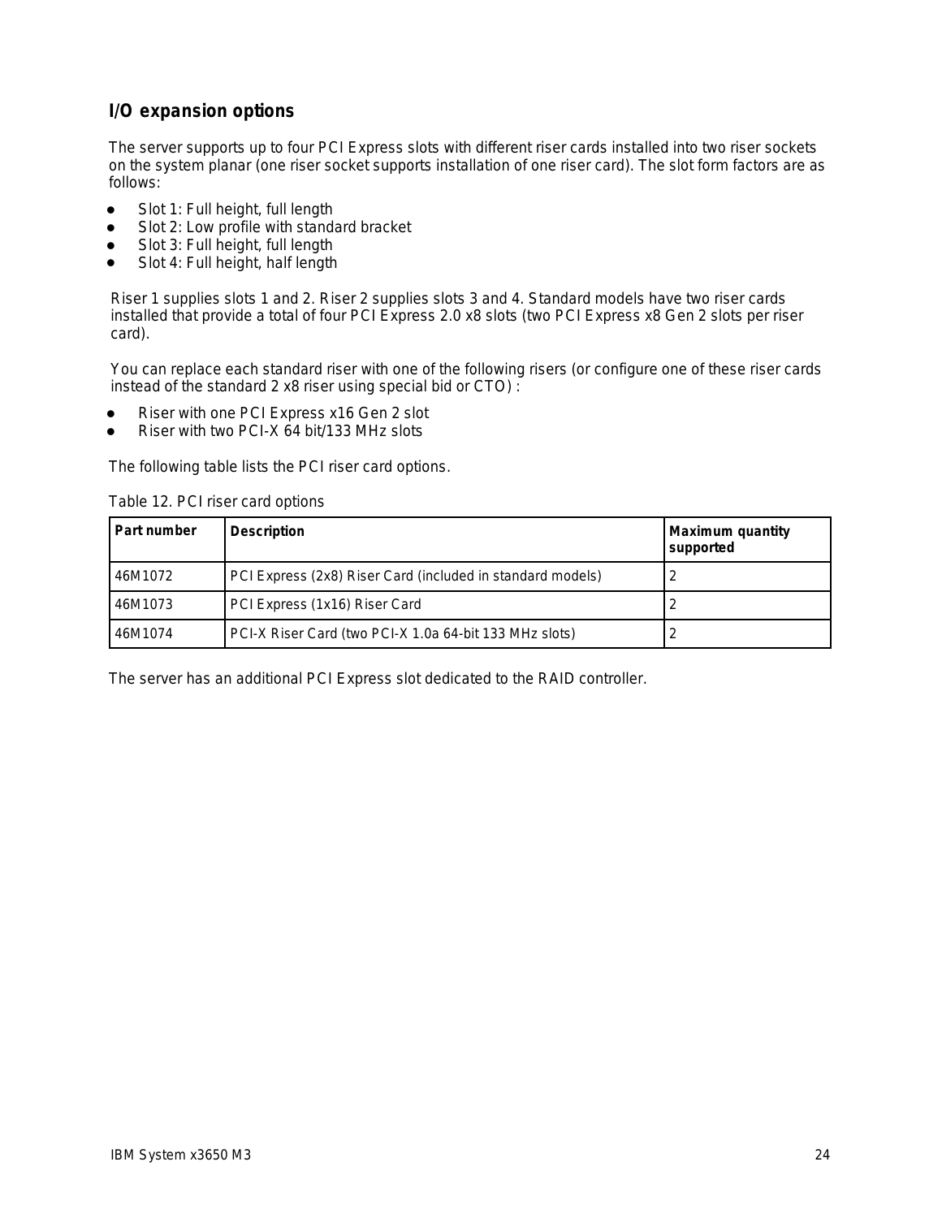## I/O expansion options

The server supports up to four PCI Express slots with different riser cards installed into two riser sockets on the system planar (one riser socket supports installation of one riser card). The slot form factors are as follows:

- Slot 1: Full height, full length
- Slot 2: Low profile with standard bracket
- Slot 3: Full height, full length
- Slot 4: Full height, half length

Riser 1 supplies slots 1 and 2. Riser 2 supplies slots 3 and 4. Standard models have two riser cards installed that provide a total of four PCI Express 2.0 x8 slots (two PCI Express x8 Gen 2 slots per riser card).

You can replace each standard riser with one of the following risers (or configure one of these riser cards instead of the standard 2 x8 riser using special bid or CTO) :

- Riser with one PCI Express x16 Gen 2 slot
- Riser with two PCI-X 64 bit/133 MHz slots

The following table lists the PCI riser card options.

Table 12. PCI riser card options

| Part number | Description | Maximum quantity supported |
|---|---|---|
| 46M1072 | PCI Express (2x8) Riser Card (included in standard models) | 2 |
| 46M1073 | PCI Express (1x16) Riser Card | 2 |
| 46M1074 | PCI-X Riser Card (two PCI-X 1.0a 64-bit 133 MHz slots) | 2 |

The server has an additional PCI Express slot dedicated to the RAID controller.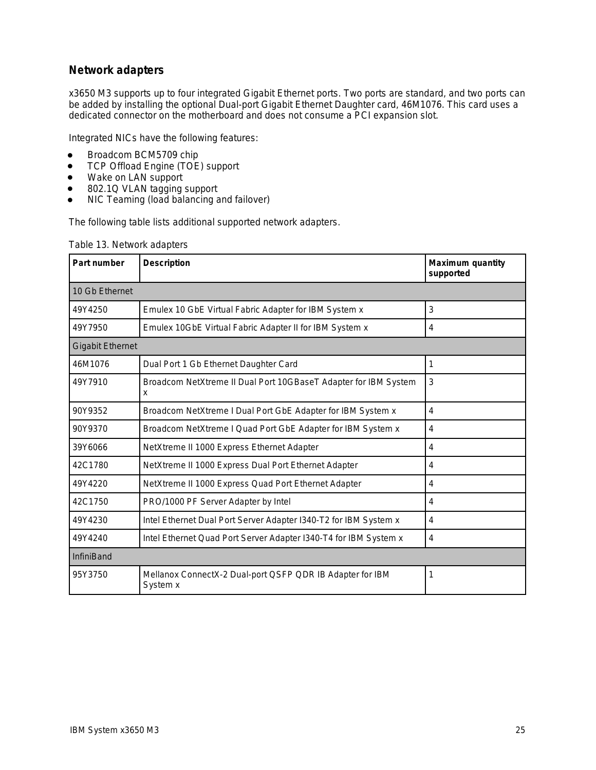## Network adapters

x3650 M3 supports up to four integrated Gigabit Ethernet ports. Two ports are standard, and two ports can be added by installing the optional Dual-port Gigabit Ethernet Daughter card, 46M1076. This card uses a dedicated connector on the motherboard and does not consume a PCI expansion slot.

Integrated NICs have the following features:

- Broadcom BCM5709 chip
- TCP Offload Engine (TOE) support
- Wake on LAN support
- 802.1Q VLAN tagging support
- NIC Teaming (load balancing and failover)

The following table lists additional supported network adapters.

Table 13. Network adapters

| Part number | Description | Maximum quantity supported |
|---|---|---|
| 10 Gb Ethernet | | |
| 49Y4250 | Emulex 10 GbE Virtual Fabric Adapter for IBM System x | 3 |
| 49Y7950 | Emulex 10GbE Virtual Fabric Adapter II for IBM System x | 4 |
| Gigabit Ethernet | | |
| 46M1076 | Dual Port 1 Gb Ethernet Daughter Card | 1 |
| 49Y7910 | Broadcom NetXtreme II Dual Port 10GBaseT Adapter for IBM System x | 3 |
| 90Y9352 | Broadcom NetXtreme I Dual Port GbE Adapter for IBM System x | 4 |
| 90Y9370 | Broadcom NetXtreme I Quad Port GbE Adapter for IBM System x | 4 |
| 39Y6066 | NetXtreme II 1000 Express Ethernet Adapter | 4 |
| 42C1780 | NetXtreme II 1000 Express Dual Port Ethernet Adapter | 4 |
| 49Y4220 | NetXtreme II 1000 Express Quad Port Ethernet Adapter | 4 |
| 42C1750 | PRO/1000 PF Server Adapter by Intel | 4 |
| 49Y4230 | Intel Ethernet Dual Port Server Adapter I340-T2 for IBM System x | 4 |
| 49Y4240 | Intel Ethernet Quad Port Server Adapter I340-T4 for IBM System x | 4 |
| InfiniBand | | |
| 95Y3750 | Mellanox ConnectX-2 Dual-port QSFP QDR IB Adapter for IBM System x | 1 |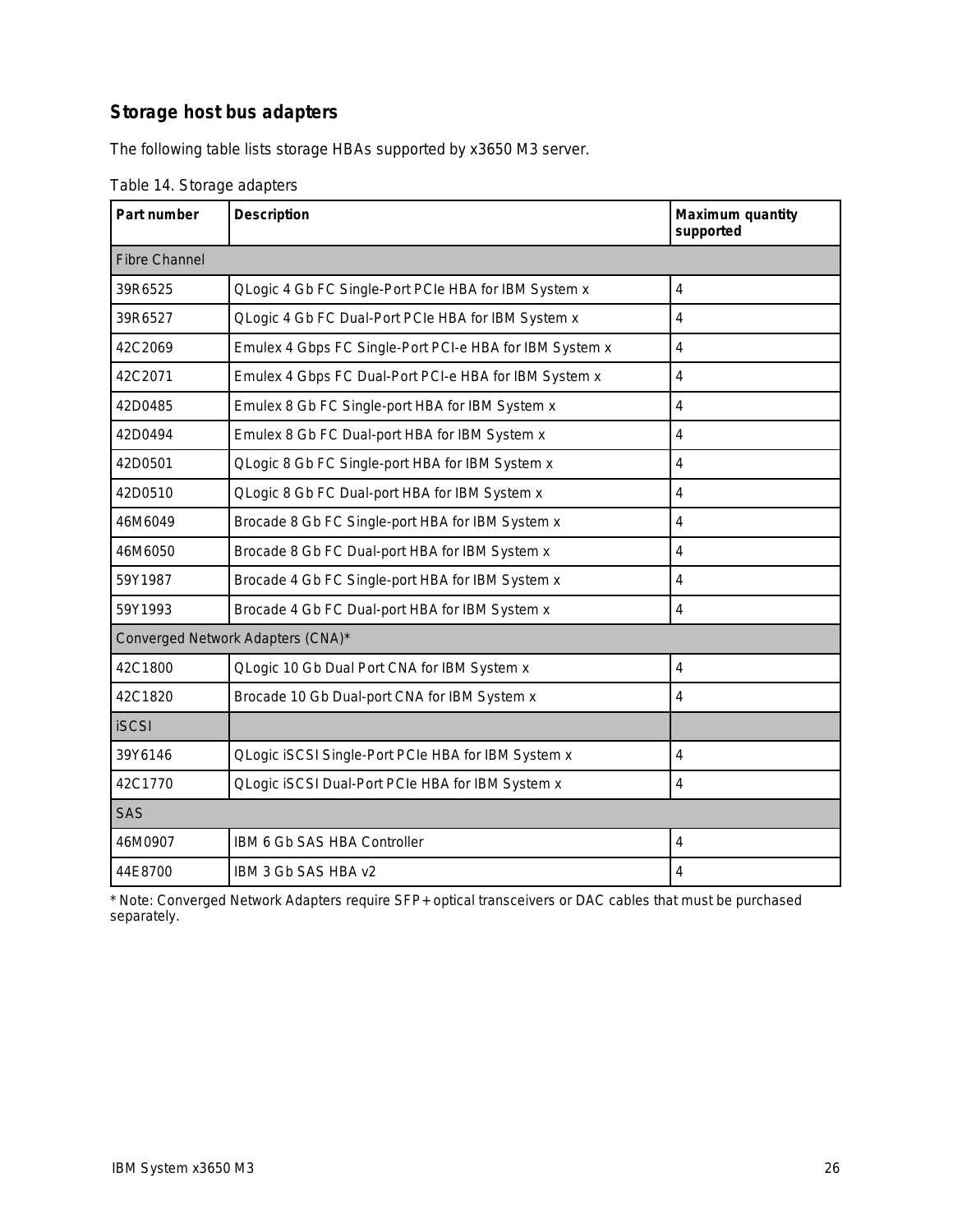## Storage host bus adapters

The following table lists storage HBAs supported by x3650 M3 server.

Table 14. Storage adapters

| Part number | Description | Maximum quantity supported |
|---|---|---|
| Fibre Channel | | |
| 39R6525 | QLogic 4 Gb FC Single-Port PCIe HBA for IBM System x | 4 |
| 39R6527 | QLogic 4 Gb FC Dual-Port PCIe HBA for IBM System x | 4 |
| 42C2069 | Emulex 4 Gbps FC Single-Port PCI-e HBA for IBM System x | 4 |
| 42C2071 | Emulex 4 Gbps FC Dual-Port PCI-e HBA for IBM System x | 4 |
| 42D0485 | Emulex 8 Gb FC Single-port HBA for IBM System x | 4 |
| 42D0494 | Emulex 8 Gb FC Dual-port HBA for IBM System x | 4 |
| 42D0501 | QLogic 8 Gb FC Single-port HBA for IBM System x | 4 |
| 42D0510 | QLogic 8 Gb FC Dual-port HBA for IBM System x | 4 |
| 46M6049 | Brocade 8 Gb FC Single-port HBA for IBM System x | 4 |
| 46M6050 | Brocade 8 Gb FC Dual-port HBA for IBM System x | 4 |
| 59Y1987 | Brocade 4 Gb FC Single-port HBA for IBM System x | 4 |
| 59Y1993 | Brocade 4 Gb FC Dual-port HBA for IBM System x | 4 |
| Converged Network Adapters (CNA)* | | |
| 42C1800 | QLogic 10 Gb Dual Port CNA for IBM System x | 4 |
| 42C1820 | Brocade 10 Gb Dual-port CNA for IBM System x | 4 |
| iSCSI | | |
| 39Y6146 | QLogic iSCSI Single-Port PCIe HBA for IBM System x | 4 |
| 42C1770 | QLogic iSCSI Dual-Port PCIe HBA for IBM System x | 4 |
| SAS | | |
| 46M0907 | IBM 6 Gb SAS HBA Controller | 4 |
| 44E8700 | IBM 3 Gb SAS HBA v2 | 4 |

* Note: Converged Network Adapters require SFP+ optical transceivers or DAC cables that must be purchased separately.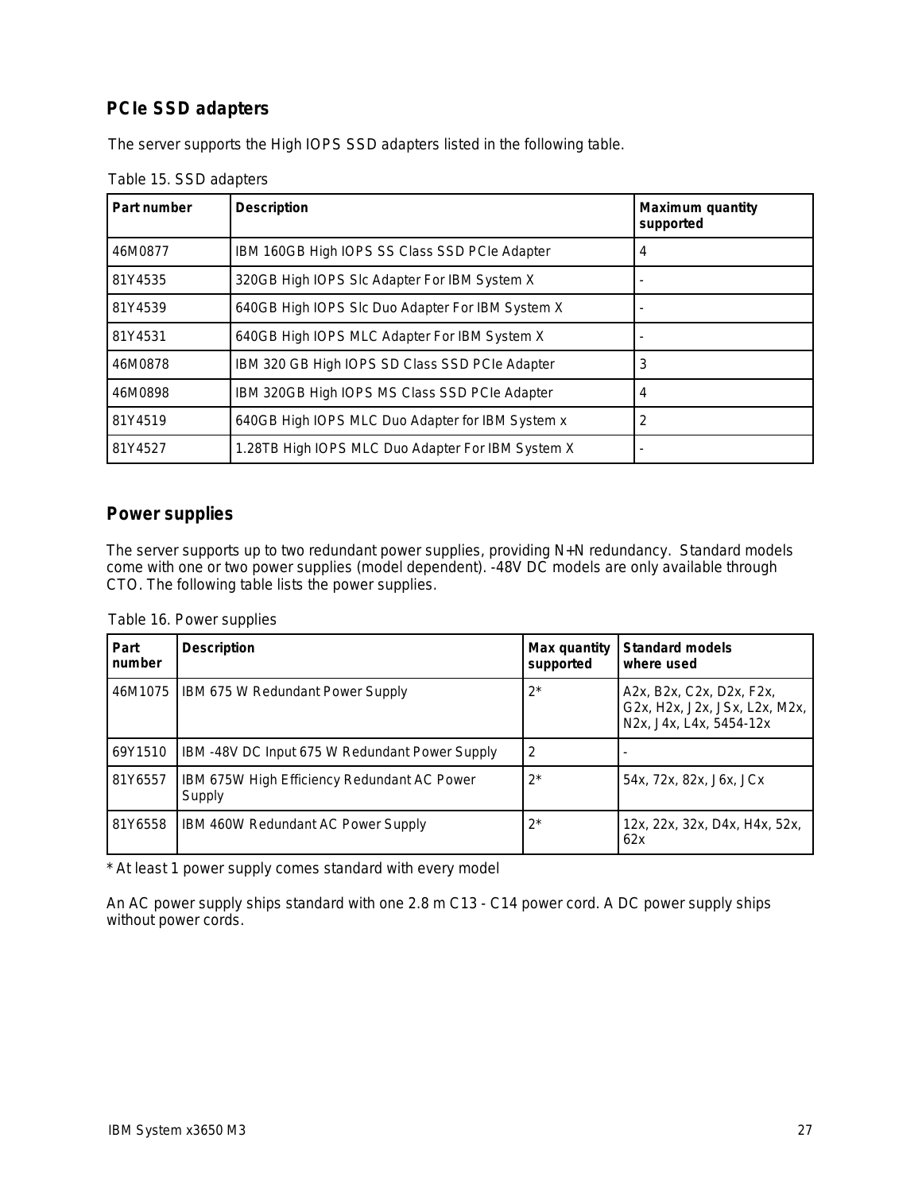## PCIe SSD adapters

The server supports the High IOPS SSD adapters listed in the following table.

Table 15. SSD adapters

| Part number | Description | Maximum quantity supported |
|---|---|---|
| 46M0877 | IBM 160GB High IOPS SS Class SSD PCIe Adapter | 4 |
| 81Y4535 | 320GB High IOPS Slc Adapter For IBM System X | - |
| 81Y4539 | 640GB High IOPS Slc Duo Adapter For IBM System X | - |
| 81Y4531 | 640GB High IOPS MLC Adapter For IBM System X | - |
| 46M0878 | IBM 320 GB High IOPS SD Class SSD PCIe Adapter | 3 |
| 46M0898 | IBM 320GB High IOPS MS Class SSD PCIe Adapter | 4 |
| 81Y4519 | 640GB High IOPS MLC Duo Adapter for IBM System x | 2 |
| 81Y4527 | 1.28TB High IOPS MLC Duo Adapter For IBM System X | - |

## Power supplies

The server supports up to two redundant power supplies, providing N+N redundancy. Standard models come with one or two power supplies (model dependent). -48V DC models are only available through CTO. The following table lists the power supplies.

Table 16. Power supplies

| Part number | Description | Max quantity supported | Standard models where used |
|---|---|---|---|
| 46M1075 | IBM 675 W Redundant Power Supply | 2* | A2x, B2x, C2x, D2x, F2x, G2x, H2x, J2x, JSx, L2x, M2x, N2x, J4x, L4x, 5454-12x |
| 69Y1510 | IBM -48V DC Input 675 W Redundant Power Supply | 2 | - |
| 81Y6557 | IBM 675W High Efficiency Redundant AC Power Supply | 2* | 54x, 72x, 82x, J6x, JCx |
| 81Y6558 | IBM 460W Redundant AC Power Supply | 2* | 12x, 22x, 32x, D4x, H4x, 52x, 62x |

* At least 1 power supply comes standard with every model

An AC power supply ships standard with one 2.8 m C13 - C14 power cord. A DC power supply ships without power cords.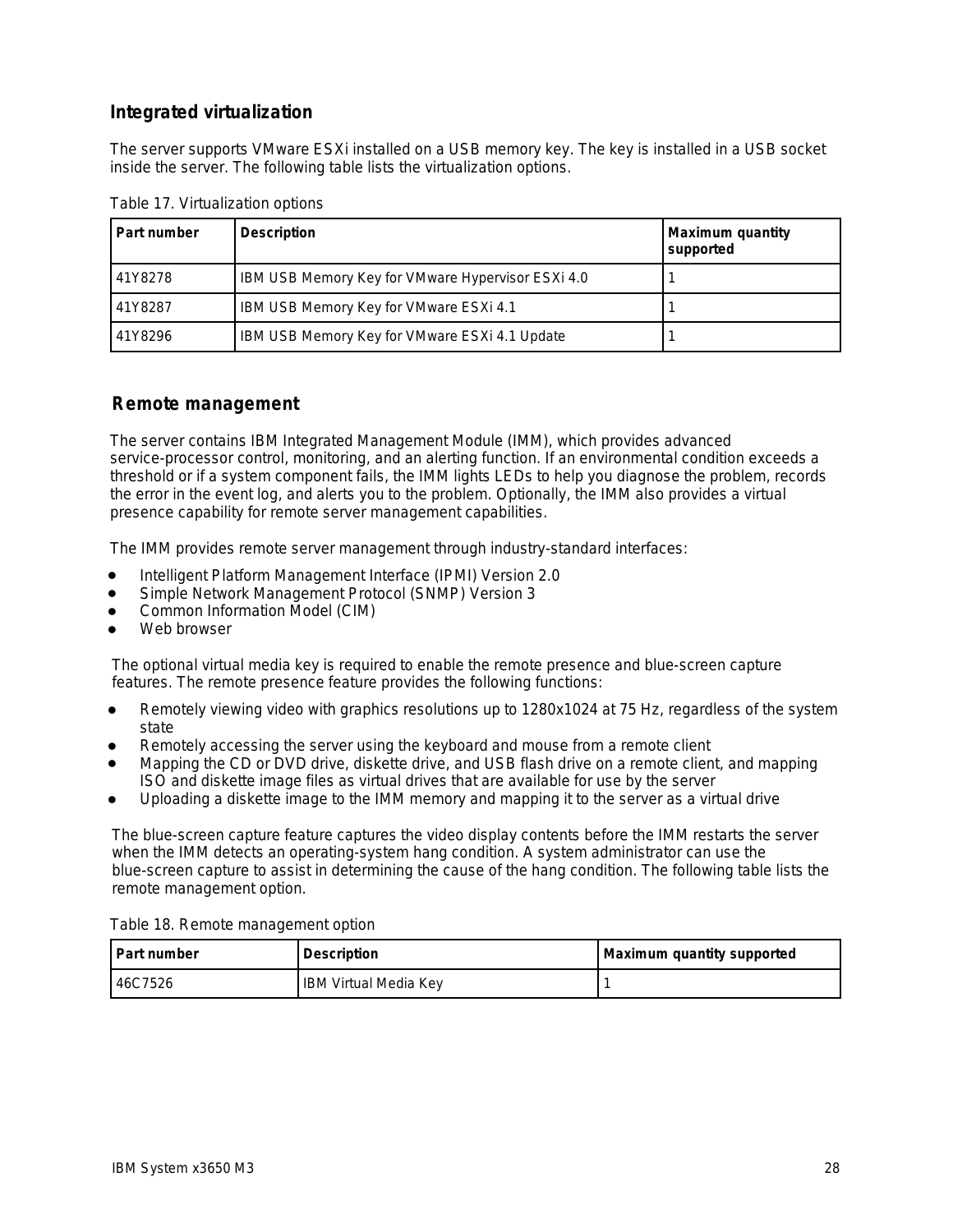## Integrated virtualization

The server supports VMware ESXi installed on a USB memory key. The key is installed in a USB socket inside the server. The following table lists the virtualization options.

Table 17. Virtualization options

| Part number | Description | Maximum quantity supported |
|---|---|---|
| 41Y8278 | IBM USB Memory Key for VMware Hypervisor ESXi 4.0 | 1 |
| 41Y8287 | IBM USB Memory Key for VMware ESXi 4.1 | 1 |
| 41Y8296 | IBM USB Memory Key for VMware ESXi 4.1 Update | 1 |

## Remote management

The server contains IBM Integrated Management Module (IMM), which provides advanced service-processor control, monitoring, and an alerting function. If an environmental condition exceeds a threshold or if a system component fails, the IMM lights LEDs to help you diagnose the problem, records the error in the event log, and alerts you to the problem. Optionally, the IMM also provides a virtual presence capability for remote server management capabilities.

The IMM provides remote server management through industry-standard interfaces:

- Intelligent Platform Management Interface (IPMI) Version 2.0
- Simple Network Management Protocol (SNMP) Version 3
- Common Information Model (CIM)
- Web browser

The optional virtual media key is required to enable the remote presence and blue-screen capture features. The remote presence feature provides the following functions:

- Remotely viewing video with graphics resolutions up to 1280x1024 at 75 Hz, regardless of the system state
- Remotely accessing the server using the keyboard and mouse from a remote client
- Mapping the CD or DVD drive, diskette drive, and USB flash drive on a remote client, and mapping ISO and diskette image files as virtual drives that are available for use by the server
- Uploading a diskette image to the IMM memory and mapping it to the server as a virtual drive

The blue-screen capture feature captures the video display contents before the IMM restarts the server when the IMM detects an operating-system hang condition. A system administrator can use the blue-screen capture to assist in determining the cause of the hang condition. The following table lists the remote management option.

Table 18. Remote management option

| Part number | Description | Maximum quantity supported |
|---|---|---|
| 46C7526 | IBM Virtual Media Key | 1 |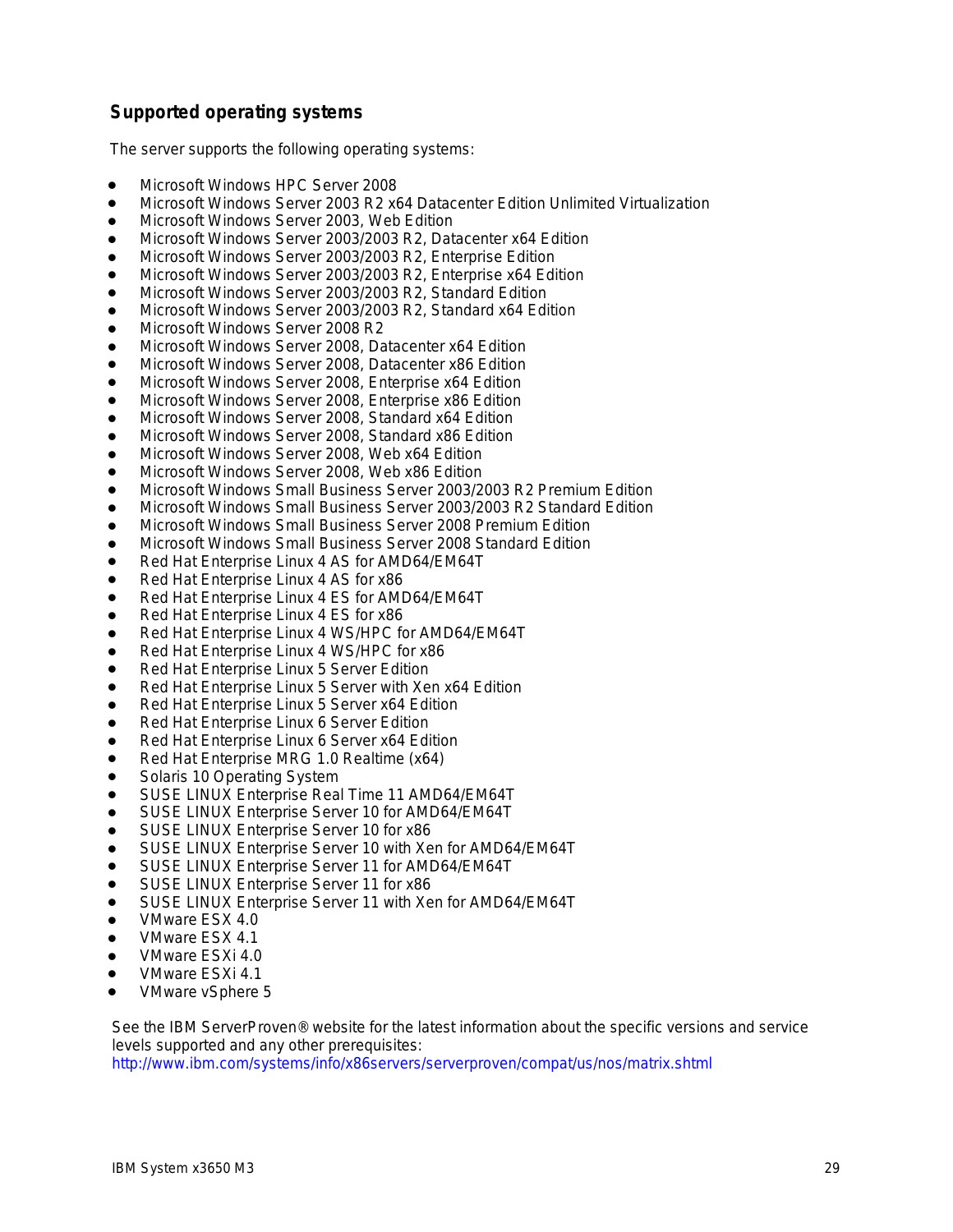## Supported operating systems

The server supports the following operating systems:

- Microsoft Windows HPC Server 2008
- Microsoft Windows Server 2003 R2 x64 Datacenter Edition Unlimited Virtualization
- Microsoft Windows Server 2003, Web Edition
- Microsoft Windows Server 2003/2003 R2, Datacenter x64 Edition
- Microsoft Windows Server 2003/2003 R2, Enterprise Edition
- Microsoft Windows Server 2003/2003 R2, Enterprise x64 Edition
- Microsoft Windows Server 2003/2003 R2, Standard Edition
- Microsoft Windows Server 2003/2003 R2, Standard x64 Edition
- Microsoft Windows Server 2008 R2
- Microsoft Windows Server 2008, Datacenter x64 Edition
- Microsoft Windows Server 2008, Datacenter x86 Edition
- Microsoft Windows Server 2008, Enterprise x64 Edition
- Microsoft Windows Server 2008, Enterprise x86 Edition
- Microsoft Windows Server 2008, Standard x64 Edition
- Microsoft Windows Server 2008, Standard x86 Edition
- Microsoft Windows Server 2008, Web x64 Edition
- Microsoft Windows Server 2008, Web x86 Edition
- Microsoft Windows Small Business Server 2003/2003 R2 Premium Edition
- Microsoft Windows Small Business Server 2003/2003 R2 Standard Edition
- Microsoft Windows Small Business Server 2008 Premium Edition
- Microsoft Windows Small Business Server 2008 Standard Edition
- Red Hat Enterprise Linux 4 AS for AMD64/EM64T
- Red Hat Enterprise Linux 4 AS for x86
- Red Hat Enterprise Linux 4 ES for AMD64/EM64T
- Red Hat Enterprise Linux 4 ES for x86
- Red Hat Enterprise Linux 4 WS/HPC for AMD64/EM64T
- Red Hat Enterprise Linux 4 WS/HPC for x86
- Red Hat Enterprise Linux 5 Server Edition
- Red Hat Enterprise Linux 5 Server with Xen x64 Edition
- Red Hat Enterprise Linux 5 Server x64 Edition
- Red Hat Enterprise Linux 6 Server Edition
- Red Hat Enterprise Linux 6 Server x64 Edition
- Red Hat Enterprise MRG 1.0 Realtime (x64)
- Solaris 10 Operating System
- SUSE LINUX Enterprise Real Time 11 AMD64/EM64T
- SUSE LINUX Enterprise Server 10 for AMD64/EM64T
- SUSE LINUX Enterprise Server 10 for x86
- SUSE LINUX Enterprise Server 10 with Xen for AMD64/EM64T
- SUSE LINUX Enterprise Server 11 for AMD64/EM64T
- SUSE LINUX Enterprise Server 11 for x86
- SUSE LINUX Enterprise Server 11 with Xen for AMD64/EM64T
- VMware ESX 4.0
- VMware ESX 4.1
- VMware ESXi 4.0
- VMware ESXi 4.1
- VMware vSphere 5

See the IBM ServerProven® website for the latest information about the specific versions and service levels supported and any other prerequisites:
http://www.ibm.com/systems/info/x86servers/serverproven/compat/us/nos/matrix.shtml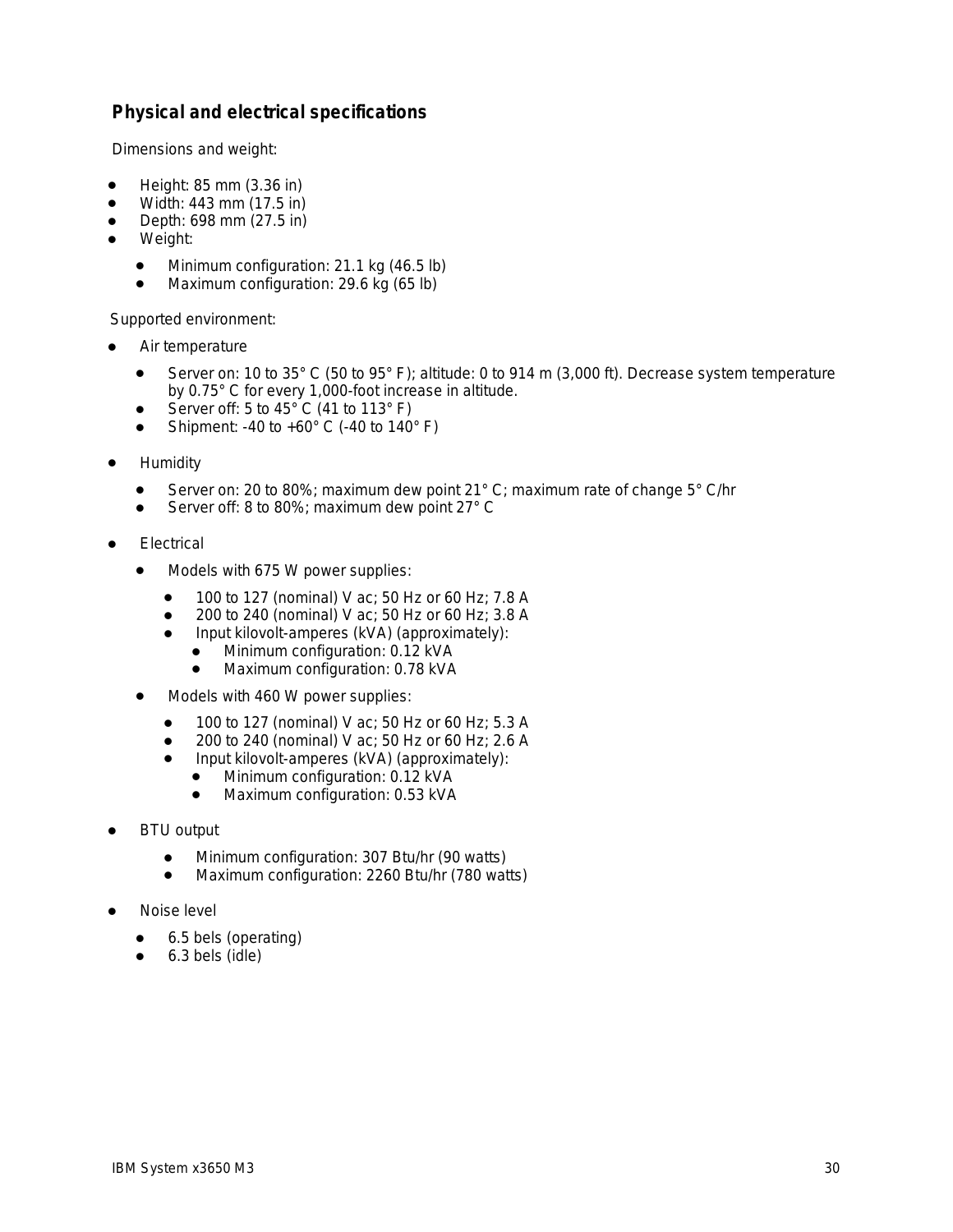## Physical and electrical specifications

Dimensions and weight:

- Height: 85 mm (3.36 in)
- Width: 443 mm (17.5 in)
- Depth: 698 mm (27.5 in)
- Weight:
  - Minimum configuration: 21.1 kg (46.5 lb)
  - Maximum configuration: 29.6 kg (65 lb)

Supported environment:

- Air temperature
  - Server on: 10 to 35° C (50 to 95° F); altitude: 0 to 914 m (3,000 ft). Decrease system temperature by 0.75° C for every 1,000-foot increase in altitude.
  - Server off: 5 to 45° C (41 to 113° F)
  - Shipment: -40 to +60° C (-40 to 140° F)
- Humidity
  - Server on: 20 to 80%; maximum dew point 21° C; maximum rate of change 5° C/hr
  - Server off: 8 to 80%; maximum dew point 27° C
- Electrical
  - Models with 675 W power supplies:
    - 100 to 127 (nominal) V ac; 50 Hz or 60 Hz; 7.8 A
    - 200 to 240 (nominal) V ac; 50 Hz or 60 Hz; 3.8 A
    - Input kilovolt-amperes (kVA) (approximately):
      - Minimum configuration: 0.12 kVA
      - Maximum configuration: 0.78 kVA
  - Models with 460 W power supplies:
    - 100 to 127 (nominal) V ac; 50 Hz or 60 Hz; 5.3 A
    - 200 to 240 (nominal) V ac; 50 Hz or 60 Hz; 2.6 A
    - Input kilovolt-amperes (kVA) (approximately):
      - Minimum configuration: 0.12 kVA
      - Maximum configuration: 0.53 kVA
- BTU output
  - Minimum configuration: 307 Btu/hr (90 watts)
  - Maximum configuration: 2260 Btu/hr (780 watts)
- Noise level
  - 6.5 bels (operating)
  - 6.3 bels (idle)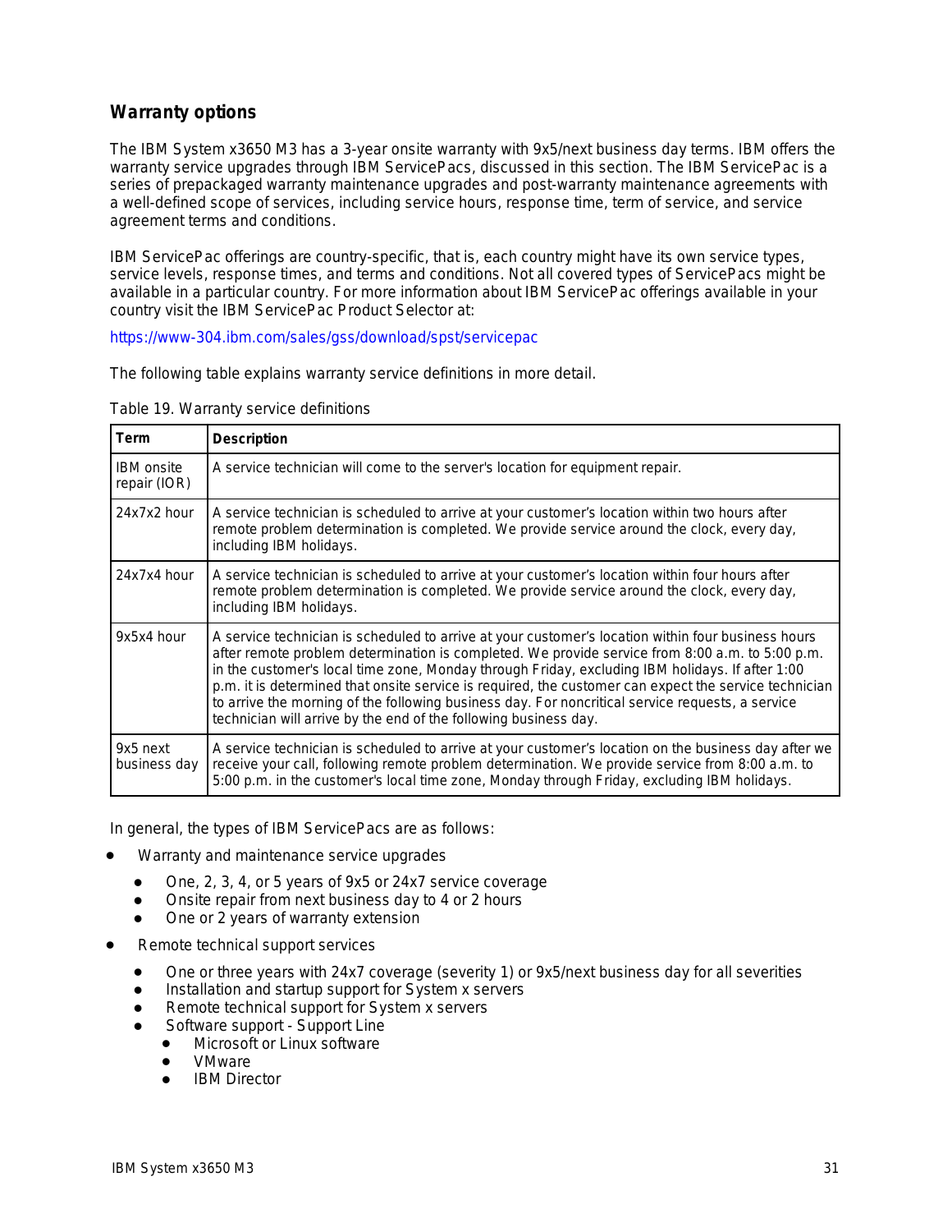## Warranty options

The IBM System x3650 M3 has a 3-year onsite warranty with 9x5/next business day terms. IBM offers the warranty service upgrades through IBM ServicePacs, discussed in this section. The IBM ServicePac is a series of prepackaged warranty maintenance upgrades and post-warranty maintenance agreements with a well-defined scope of services, including service hours, response time, term of service, and service agreement terms and conditions.

IBM ServicePac offerings are country-specific, that is, each country might have its own service types, service levels, response times, and terms and conditions. Not all covered types of ServicePacs might be available in a particular country. For more information about IBM ServicePac offerings available in your country visit the IBM ServicePac Product Selector at:

https://www-304.ibm.com/sales/gss/download/spst/servicepac

The following table explains warranty service definitions in more detail.

Table 19. Warranty service definitions

| Term | Description |
|---|---|
| IBM onsite repair (IOR) | A service technician will come to the server's location for equipment repair. |
| 24x7x2 hour | A service technician is scheduled to arrive at your customer's location within two hours after remote problem determination is completed. We provide service around the clock, every day, including IBM holidays. |
| 24x7x4 hour | A service technician is scheduled to arrive at your customer's location within four hours after remote problem determination is completed. We provide service around the clock, every day, including IBM holidays. |
| 9x5x4 hour | A service technician is scheduled to arrive at your customer's location within four business hours after remote problem determination is completed. We provide service from 8:00 a.m. to 5:00 p.m. in the customer's local time zone, Monday through Friday, excluding IBM holidays. If after 1:00 p.m. it is determined that onsite service is required, the customer can expect the service technician to arrive the morning of the following business day. For noncritical service requests, a service technician will arrive by the end of the following business day. |
| 9x5 next business day | A service technician is scheduled to arrive at your customer's location on the business day after we receive your call, following remote problem determination. We provide service from 8:00 a.m. to 5:00 p.m. in the customer's local time zone, Monday through Friday, excluding IBM holidays. |

In general, the types of IBM ServicePacs are as follows:

- Warranty and maintenance service upgrades
  - One, 2, 3, 4, or 5 years of 9x5 or 24x7 service coverage
  - Onsite repair from next business day to 4 or 2 hours
  - One or 2 years of warranty extension
- Remote technical support services
  - One or three years with 24x7 coverage (severity 1) or 9x5/next business day for all severities
  - Installation and startup support for System x servers
  - Remote technical support for System x servers
  - Software support - Support Line
    - Microsoft or Linux software
    - VMware
    - IBM Director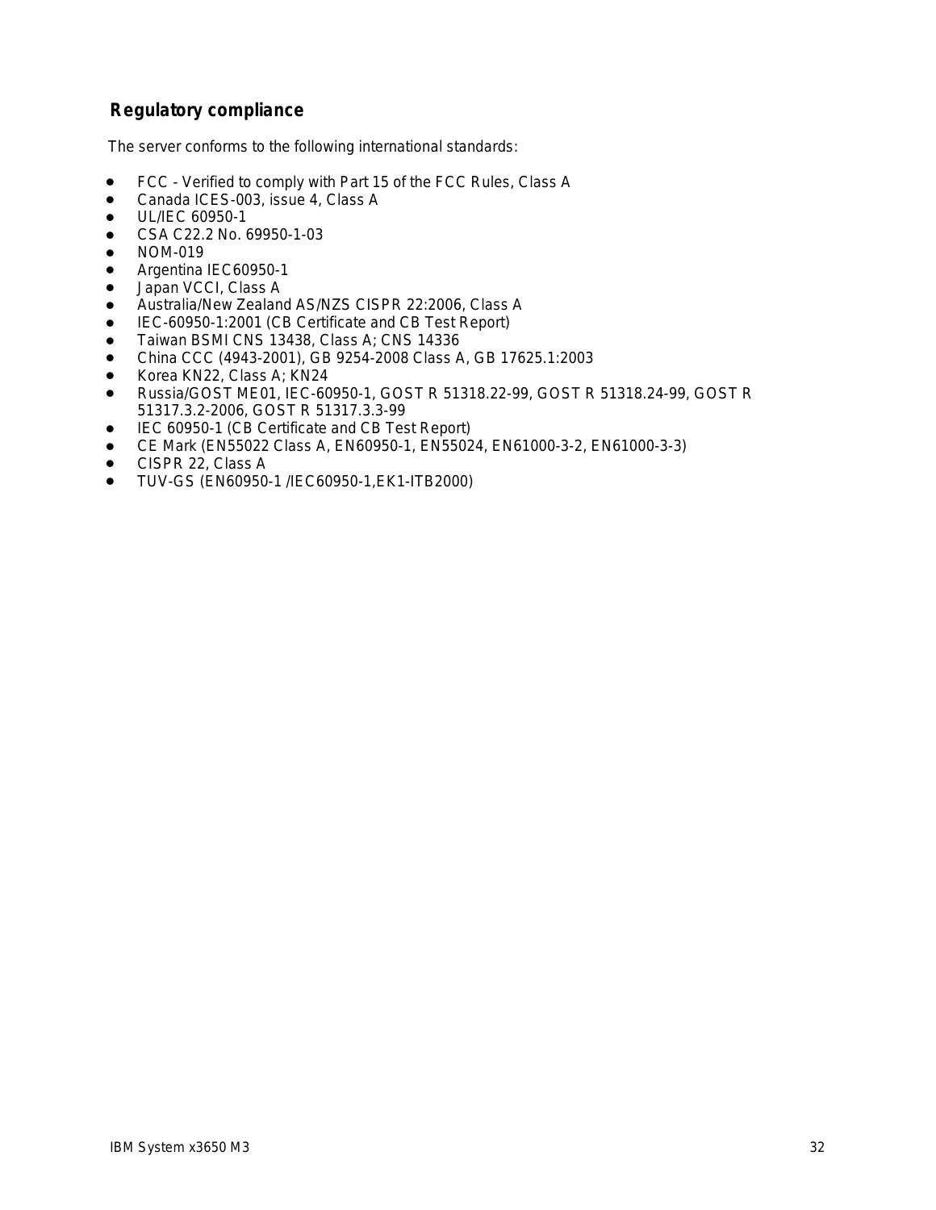## Regulatory compliance

The server conforms to the following international standards:

- FCC - Verified to comply with Part 15 of the FCC Rules, Class A
- Canada ICES-003, issue 4, Class A
- UL/IEC 60950-1
- CSA C22.2 No. 69950-1-03
- NOM-019
- Argentina IEC60950-1
- Japan VCCI, Class A
- Australia/New Zealand AS/NZS CISPR 22:2006, Class A
- IEC-60950-1:2001 (CB Certificate and CB Test Report)
- Taiwan BSMI CNS 13438, Class A; CNS 14336
- China CCC (4943-2001), GB 9254-2008 Class A, GB 17625.1:2003
- Korea KN22, Class A; KN24
- Russia/GOST ME01, IEC-60950-1, GOST R 51318.22-99, GOST R 51318.24-99, GOST R 51317.3.2-2006, GOST R 51317.3.3-99
- IEC 60950-1 (CB Certificate and CB Test Report)
- CE Mark (EN55022 Class A, EN60950-1, EN55024, EN61000-3-2, EN61000-3-3)
- CISPR 22, Class A
- TUV-GS (EN60950-1 /IEC60950-1,EK1-ITB2000)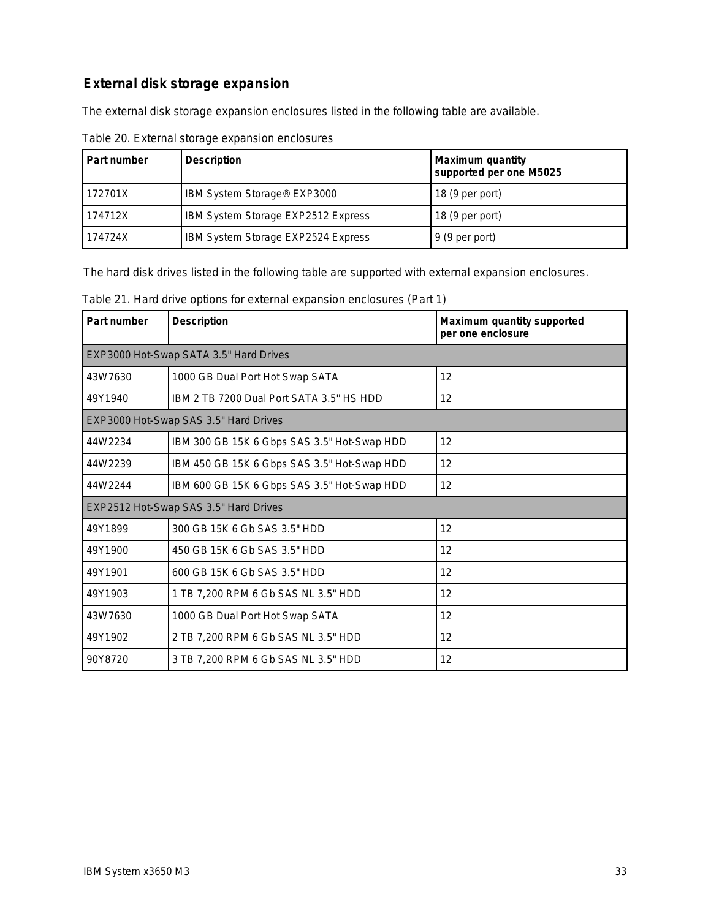## External disk storage expansion

The external disk storage expansion enclosures listed in the following table are available.

Table 20. External storage expansion enclosures

| Part number | Description | Maximum quantity supported per one M5025 |
|---|---|---|
| 172701X | IBM System Storage® EXP3000 | 18 (9 per port) |
| 174712X | IBM System Storage EXP2512 Express | 18 (9 per port) |
| 174724X | IBM System Storage EXP2524 Express | 9 (9 per port) |

The hard disk drives listed in the following table are supported with external expansion enclosures.

Table 21. Hard drive options for external expansion enclosures (Part 1)

| Part number | Description | Maximum quantity supported per one enclosure |
|---|---|---|
| EXP3000 Hot-Swap SATA 3.5" Hard Drives | | |
| 43W7630 | 1000 GB Dual Port Hot Swap SATA | 12 |
| 49Y1940 | IBM 2 TB 7200 Dual Port SATA 3.5" HS HDD | 12 |
| EXP3000 Hot-Swap SAS 3.5" Hard Drives | | |
| 44W2234 | IBM 300 GB 15K 6 Gbps SAS 3.5" Hot-Swap HDD | 12 |
| 44W2239 | IBM 450 GB 15K 6 Gbps SAS 3.5" Hot-Swap HDD | 12 |
| 44W2244 | IBM 600 GB 15K 6 Gbps SAS 3.5" Hot-Swap HDD | 12 |
| EXP2512 Hot-Swap SAS 3.5" Hard Drives | | |
| 49Y1899 | 300 GB 15K 6 Gb SAS 3.5" HDD | 12 |
| 49Y1900 | 450 GB 15K 6 Gb SAS 3.5" HDD | 12 |
| 49Y1901 | 600 GB 15K 6 Gb SAS 3.5" HDD | 12 |
| 49Y1903 | 1 TB 7,200 RPM 6 Gb SAS NL 3.5" HDD | 12 |
| 43W7630 | 1000 GB Dual Port Hot Swap SATA | 12 |
| 49Y1902 | 2 TB 7,200 RPM 6 Gb SAS NL 3.5" HDD | 12 |
| 90Y8720 | 3 TB 7,200 RPM 6 Gb SAS NL 3.5" HDD | 12 |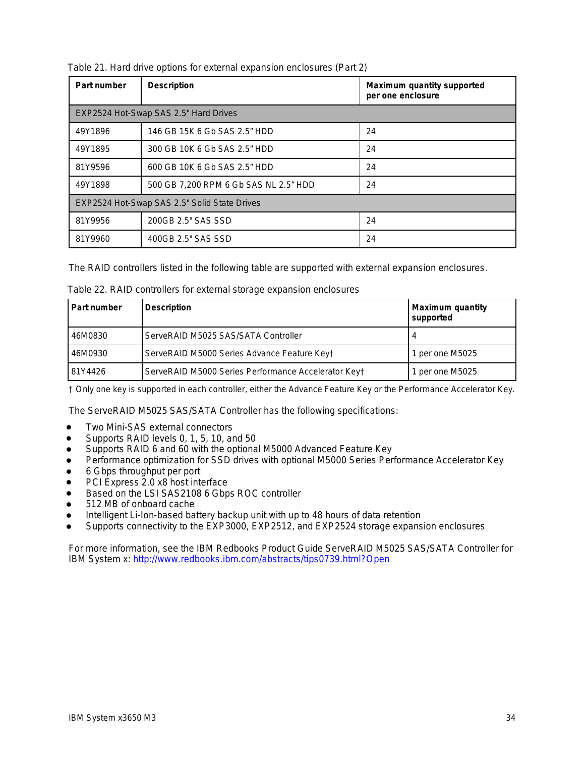Table 21. Hard drive options for external expansion enclosures (Part 2)

| Part number | Description | Maximum quantity supported per one enclosure |
|---|---|---|
| EXP2524 Hot-Swap SAS 2.5" Hard Drives | | |
| 49Y1896 | 146 GB 15K 6 Gb SAS 2.5" HDD | 24 |
| 49Y1895 | 300 GB 10K 6 Gb SAS 2.5" HDD | 24 |
| 81Y9596 | 600 GB 10K 6 Gb SAS 2.5" HDD | 24 |
| 49Y1898 | 500 GB 7,200 RPM 6 Gb SAS NL 2.5" HDD | 24 |
| EXP2524 Hot-Swap SAS 2.5" Solid State Drives | | |
| 81Y9956 | 200GB 2.5" SAS SSD | 24 |
| 81Y9960 | 400GB 2.5" SAS SSD | 24 |

The RAID controllers listed in the following table are supported with external expansion enclosures.

Table 22. RAID controllers for external storage expansion enclosures

| Part number | Description | Maximum quantity supported |
|---|---|---|
| 46M0830 | ServeRAID M5025 SAS/SATA Controller | 4 |
| 46M0930 | ServeRAID M5000 Series Advance Feature Key† | 1 per one M5025 |
| 81Y4426 | ServeRAID M5000 Series Performance Accelerator Key† | 1 per one M5025 |

† Only one key is supported in each controller, either the Advance Feature Key or the Performance Accelerator Key.

The ServeRAID M5025 SAS/SATA Controller has the following specifications:

- Two Mini-SAS external connectors
- Supports RAID levels 0, 1, 5, 10, and 50
- Supports RAID 6 and 60 with the optional M5000 Advanced Feature Key
- Performance optimization for SSD drives with optional M5000 Series Performance Accelerator Key
- 6 Gbps throughput per port
- PCI Express 2.0 x8 host interface
- Based on the LSI SAS2108 6 Gbps ROC controller
- 512 MB of onboard cache
- Intelligent Li-Ion-based battery backup unit with up to 48 hours of data retention
- Supports connectivity to the EXP3000, EXP2512, and EXP2524 storage expansion enclosures

For more information, see the IBM Redbooks Product Guide ServeRAID M5025 SAS/SATA Controller for IBM System x: http://www.redbooks.ibm.com/abstracts/tips0739.html?Open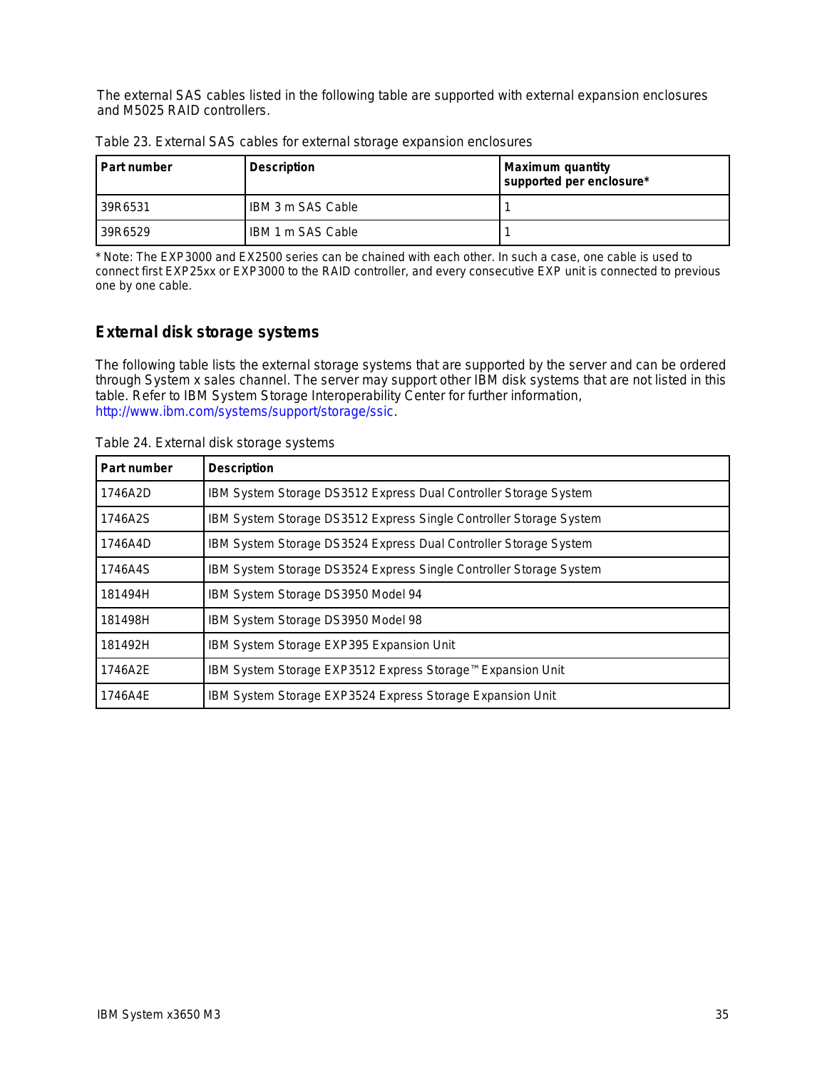The external SAS cables listed in the following table are supported with external expansion enclosures and M5025 RAID controllers.

Table 23. External SAS cables for external storage expansion enclosures

| Part number | Description | Maximum quantity supported per enclosure* |
|---|---|---|
| 39R6531 | IBM 3 m SAS Cable | 1 |
| 39R6529 | IBM 1 m SAS Cable | 1 |

* Note: The EXP3000 and EX2500 series can be chained with each other. In such a case, one cable is used to connect first EXP25xx or EXP3000 to the RAID controller, and every consecutive EXP unit is connected to previous one by one cable.

## External disk storage systems

The following table lists the external storage systems that are supported by the server and can be ordered through System x sales channel. The server may support other IBM disk systems that are not listed in this table. Refer to IBM System Storage Interoperability Center for further information, http://www.ibm.com/systems/support/storage/ssic.

Table 24. External disk storage systems

| Part number | Description |
|---|---|
| 1746A2D | IBM System Storage DS3512 Express Dual Controller Storage System |
| 1746A2S | IBM System Storage DS3512 Express Single Controller Storage System |
| 1746A4D | IBM System Storage DS3524 Express Dual Controller Storage System |
| 1746A4S | IBM System Storage DS3524 Express Single Controller Storage System |
| 181494H | IBM System Storage DS3950 Model 94 |
| 181498H | IBM System Storage DS3950 Model 98 |
| 181492H | IBM System Storage EXP395 Expansion Unit |
| 1746A2E | IBM System Storage EXP3512 Express Storage™ Expansion Unit |
| 1746A4E | IBM System Storage EXP3524 Express Storage Expansion Unit |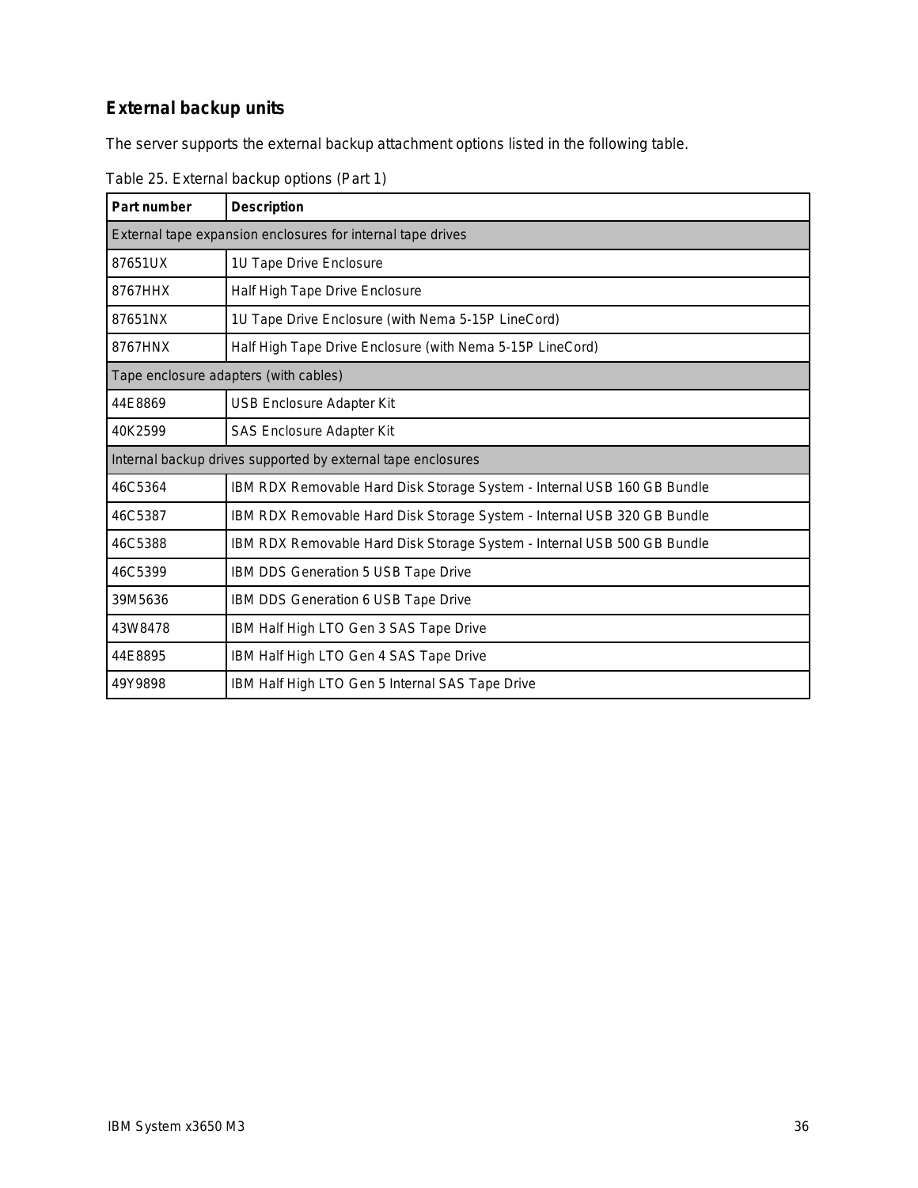## External backup units

The server supports the external backup attachment options listed in the following table.

Table 25. External backup options (Part 1)

| Part number | Description |
|---|---|
| External tape expansion enclosures for internal tape drives | |
| 87651UX | 1U Tape Drive Enclosure |
| 8767HHX | Half High Tape Drive Enclosure |
| 87651NX | 1U Tape Drive Enclosure (with Nema 5-15P LineCord) |
| 8767HNX | Half High Tape Drive Enclosure (with Nema 5-15P LineCord) |
| Tape enclosure adapters (with cables) | |
| 44E8869 | USB Enclosure Adapter Kit |
| 40K2599 | SAS Enclosure Adapter Kit |
| Internal backup drives supported by external tape enclosures | |
| 46C5364 | IBM RDX Removable Hard Disk Storage System - Internal USB 160 GB Bundle |
| 46C5387 | IBM RDX Removable Hard Disk Storage System - Internal USB 320 GB Bundle |
| 46C5388 | IBM RDX Removable Hard Disk Storage System - Internal USB 500 GB Bundle |
| 46C5399 | IBM DDS Generation 5 USB Tape Drive |
| 39M5636 | IBM DDS Generation 6 USB Tape Drive |
| 43W8478 | IBM Half High LTO Gen 3 SAS Tape Drive |
| 44E8895 | IBM Half High LTO Gen 4 SAS Tape Drive |
| 49Y9898 | IBM Half High LTO Gen 5 Internal SAS Tape Drive |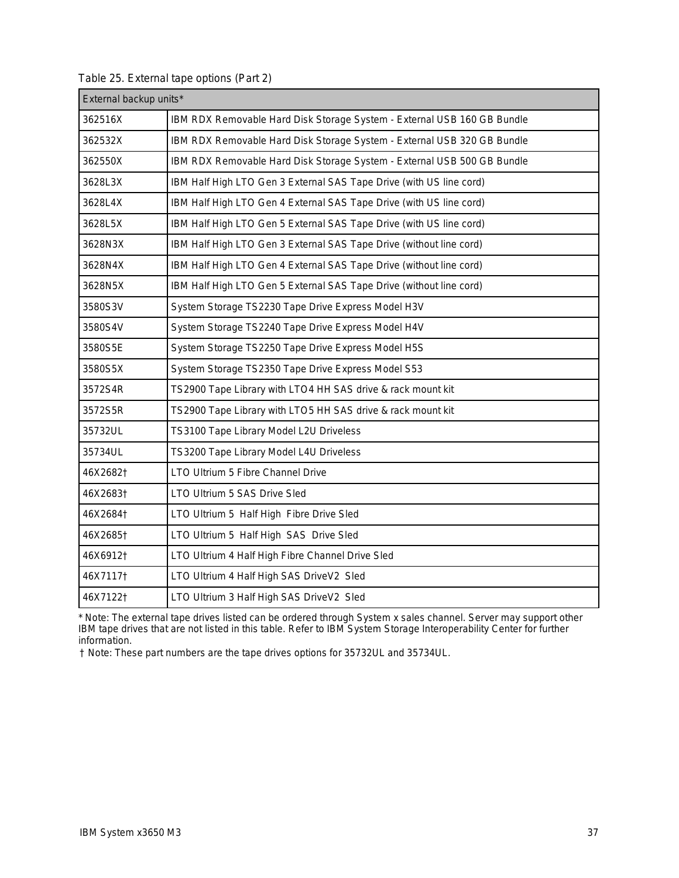Table 25. External tape options (Part 2)

| External backup units* | |
|---|---|
| 362516X | IBM RDX Removable Hard Disk Storage System - External USB 160 GB Bundle |
| 362532X | IBM RDX Removable Hard Disk Storage System - External USB 320 GB Bundle |
| 362550X | IBM RDX Removable Hard Disk Storage System - External USB 500 GB Bundle |
| 3628L3X | IBM Half High LTO Gen 3 External SAS Tape Drive (with US line cord) |
| 3628L4X | IBM Half High LTO Gen 4 External SAS Tape Drive (with US line cord) |
| 3628L5X | IBM Half High LTO Gen 5 External SAS Tape Drive (with US line cord) |
| 3628N3X | IBM Half High LTO Gen 3 External SAS Tape Drive (without line cord) |
| 3628N4X | IBM Half High LTO Gen 4 External SAS Tape Drive (without line cord) |
| 3628N5X | IBM Half High LTO Gen 5 External SAS Tape Drive (without line cord) |
| 3580S3V | System Storage TS2230 Tape Drive Express Model H3V |
| 3580S4V | System Storage TS2240 Tape Drive Express Model H4V |
| 3580S5E | System Storage TS2250 Tape Drive Express Model H5S |
| 3580S5X | System Storage TS2350 Tape Drive Express Model S53 |
| 3572S4R | TS2900 Tape Library with LTO4 HH SAS drive & rack mount kit |
| 3572S5R | TS2900 Tape Library with LTO5 HH SAS drive & rack mount kit |
| 35732UL | TS3100 Tape Library Model L2U Driveless |
| 35734UL | TS3200 Tape Library Model L4U Driveless |
| 46X2682† | LTO Ultrium 5 Fibre Channel Drive |
| 46X2683† | LTO Ultrium 5 SAS Drive Sled |
| 46X2684† | LTO Ultrium 5 Half High Fibre Drive Sled |
| 46X2685† | LTO Ultrium 5 Half High SAS Drive Sled |
| 46X6912† | LTO Ultrium 4 Half High Fibre Channel Drive Sled |
| 46X7117† | LTO Ultrium 4 Half High SAS DriveV2 Sled |
| 46X7122† | LTO Ultrium 3 Half High SAS DriveV2 Sled |

* Note: The external tape drives listed can be ordered through System x sales channel. Server may support other IBM tape drives that are not listed in this table. Refer to IBM System Storage Interoperability Center for further information.

† Note: These part numbers are the tape drives options for 35732UL and 35734UL.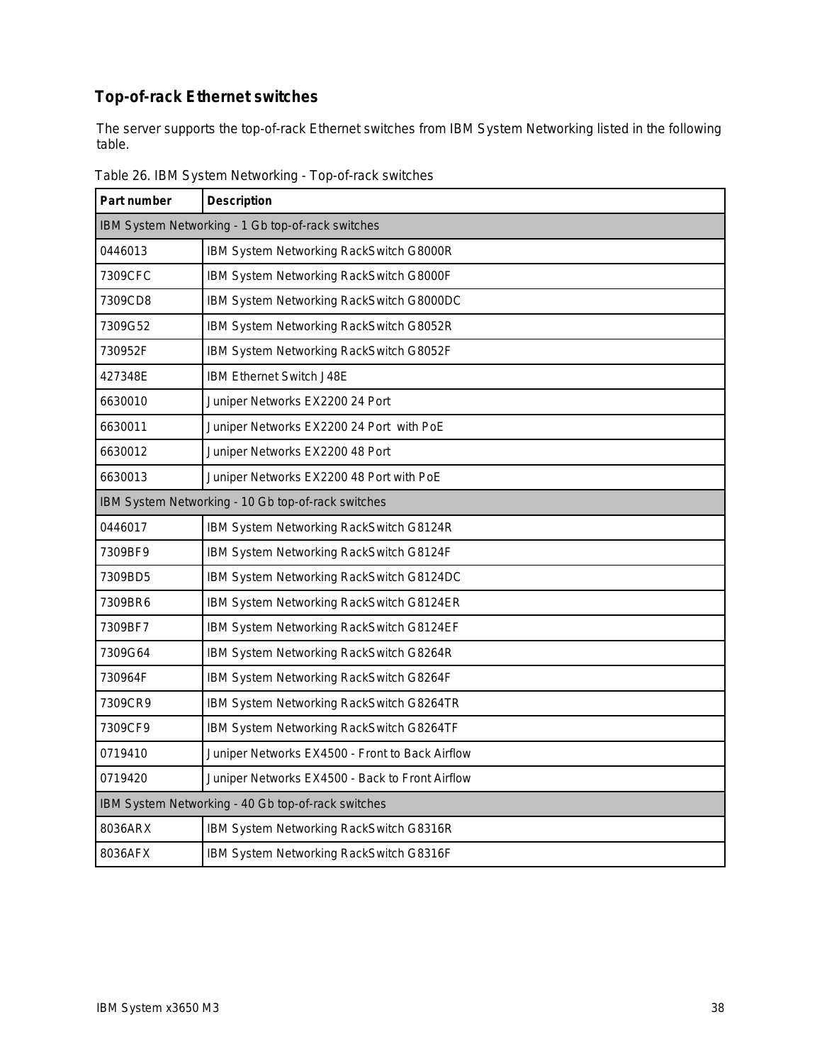## Top-of-rack Ethernet switches

The server supports the top-of-rack Ethernet switches from IBM System Networking listed in the following table.

Table 26. IBM System Networking - Top-of-rack switches

| Part number | Description |
|---|---|
| IBM System Networking - 1 Gb top-of-rack switches | |
| 0446013 | IBM System Networking RackSwitch G8000R |
| 7309CFC | IBM System Networking RackSwitch G8000F |
| 7309CD8 | IBM System Networking RackSwitch G8000DC |
| 7309G52 | IBM System Networking RackSwitch G8052R |
| 730952F | IBM System Networking RackSwitch G8052F |
| 427348E | IBM Ethernet Switch J48E |
| 6630010 | Juniper Networks EX2200 24 Port |
| 6630011 | Juniper Networks EX2200 24 Port with PoE |
| 6630012 | Juniper Networks EX2200 48 Port |
| 6630013 | Juniper Networks EX2200 48 Port with PoE |
| IBM System Networking - 10 Gb top-of-rack switches | |
| 0446017 | IBM System Networking RackSwitch G8124R |
| 7309BF9 | IBM System Networking RackSwitch G8124F |
| 7309BD5 | IBM System Networking RackSwitch G8124DC |
| 7309BR6 | IBM System Networking RackSwitch G8124ER |
| 7309BF7 | IBM System Networking RackSwitch G8124EF |
| 7309G64 | IBM System Networking RackSwitch G8264R |
| 730964F | IBM System Networking RackSwitch G8264F |
| 7309CR9 | IBM System Networking RackSwitch G8264TR |
| 7309CF9 | IBM System Networking RackSwitch G8264TF |
| 0719410 | Juniper Networks EX4500 - Front to Back Airflow |
| 0719420 | Juniper Networks EX4500 - Back to Front Airflow |
| IBM System Networking - 40 Gb top-of-rack switches | |
| 8036ARX | IBM System Networking RackSwitch G8316R |
| 8036AFX | IBM System Networking RackSwitch G8316F |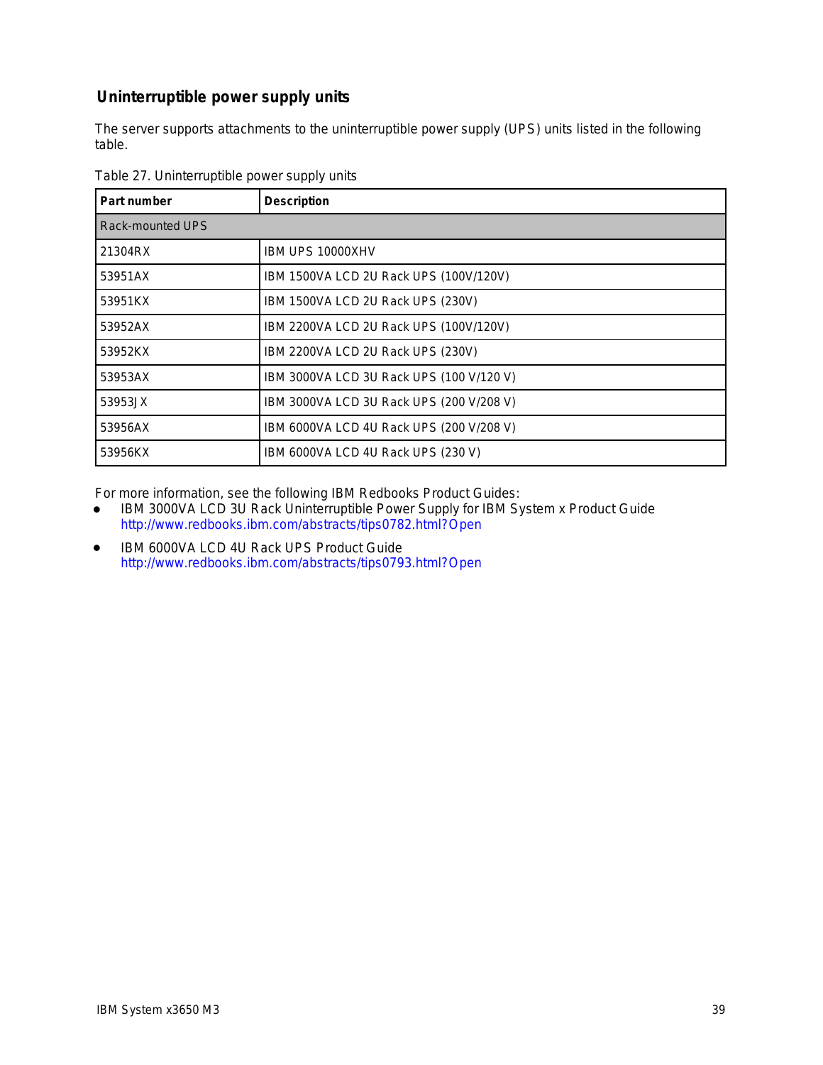## Uninterruptible power supply units

The server supports attachments to the uninterruptible power supply (UPS) units listed in the following table.

Table 27. Uninterruptible power supply units

| Part number | Description |
|---|---|
| Rack-mounted UPS | |
| 21304RX | IBM UPS 10000XHV |
| 53951AX | IBM 1500VA LCD 2U Rack UPS (100V/120V) |
| 53951KX | IBM 1500VA LCD 2U Rack UPS (230V) |
| 53952AX | IBM 2200VA LCD 2U Rack UPS (100V/120V) |
| 53952KX | IBM 2200VA LCD 2U Rack UPS (230V) |
| 53953AX | IBM 3000VA LCD 3U Rack UPS (100 V/120 V) |
| 53953JX | IBM 3000VA LCD 3U Rack UPS (200 V/208 V) |
| 53956AX | IBM 6000VA LCD 4U Rack UPS (200 V/208 V) |
| 53956KX | IBM 6000VA LCD 4U Rack UPS (230 V) |

For more information, see the following IBM Redbooks Product Guides:

- IBM 3000VA LCD 3U Rack Uninterruptible Power Supply for IBM System x Product Guide
  http://www.redbooks.ibm.com/abstracts/tips0782.html?Open
- IBM 6000VA LCD 4U Rack UPS Product Guide
  http://www.redbooks.ibm.com/abstracts/tips0793.html?Open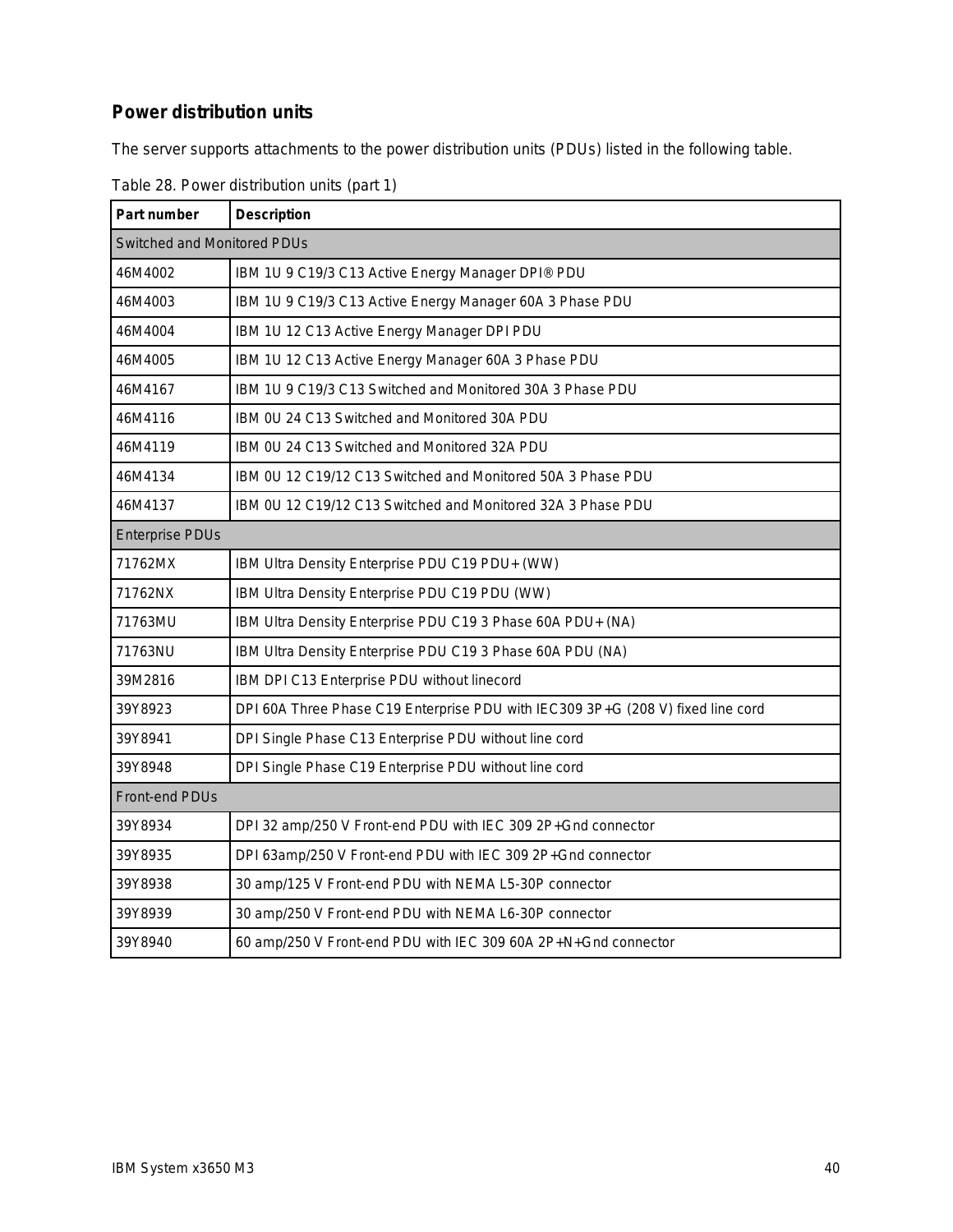## Power distribution units

The server supports attachments to the power distribution units (PDUs) listed in the following table.

Table 28. Power distribution units (part 1)

| Part number | Description |
|---|---|
| Switched and Monitored PDUs | |
| 46M4002 | IBM 1U 9 C19/3 C13 Active Energy Manager DPI® PDU |
| 46M4003 | IBM 1U 9 C19/3 C13 Active Energy Manager 60A 3 Phase PDU |
| 46M4004 | IBM 1U 12 C13 Active Energy Manager DPI PDU |
| 46M4005 | IBM 1U 12 C13 Active Energy Manager 60A 3 Phase PDU |
| 46M4167 | IBM 1U 9 C19/3 C13 Switched and Monitored 30A 3 Phase PDU |
| 46M4116 | IBM 0U 24 C13 Switched and Monitored 30A PDU |
| 46M4119 | IBM 0U 24 C13 Switched and Monitored 32A PDU |
| 46M4134 | IBM 0U 12 C19/12 C13 Switched and Monitored 50A 3 Phase PDU |
| 46M4137 | IBM 0U 12 C19/12 C13 Switched and Monitored 32A 3 Phase PDU |
| Enterprise PDUs | |
| 71762MX | IBM Ultra Density Enterprise PDU C19 PDU+ (WW) |
| 71762NX | IBM Ultra Density Enterprise PDU C19 PDU (WW) |
| 71763MU | IBM Ultra Density Enterprise PDU C19 3 Phase 60A PDU+ (NA) |
| 71763NU | IBM Ultra Density Enterprise PDU C19 3 Phase 60A PDU (NA) |
| 39M2816 | IBM DPI C13 Enterprise PDU without linecord |
| 39Y8923 | DPI 60A Three Phase C19 Enterprise PDU with IEC309 3P+G (208 V) fixed line cord |
| 39Y8941 | DPI Single Phase C13 Enterprise PDU without line cord |
| 39Y8948 | DPI Single Phase C19 Enterprise PDU without line cord |
| Front-end PDUs | |
| 39Y8934 | DPI 32 amp/250 V Front-end PDU with IEC 309 2P+Gnd connector |
| 39Y8935 | DPI 63amp/250 V Front-end PDU with IEC 309 2P+Gnd connector |
| 39Y8938 | 30 amp/125 V Front-end PDU with NEMA L5-30P connector |
| 39Y8939 | 30 amp/250 V Front-end PDU with NEMA L6-30P connector |
| 39Y8940 | 60 amp/250 V Front-end PDU with IEC 309 60A 2P+N+Gnd connector |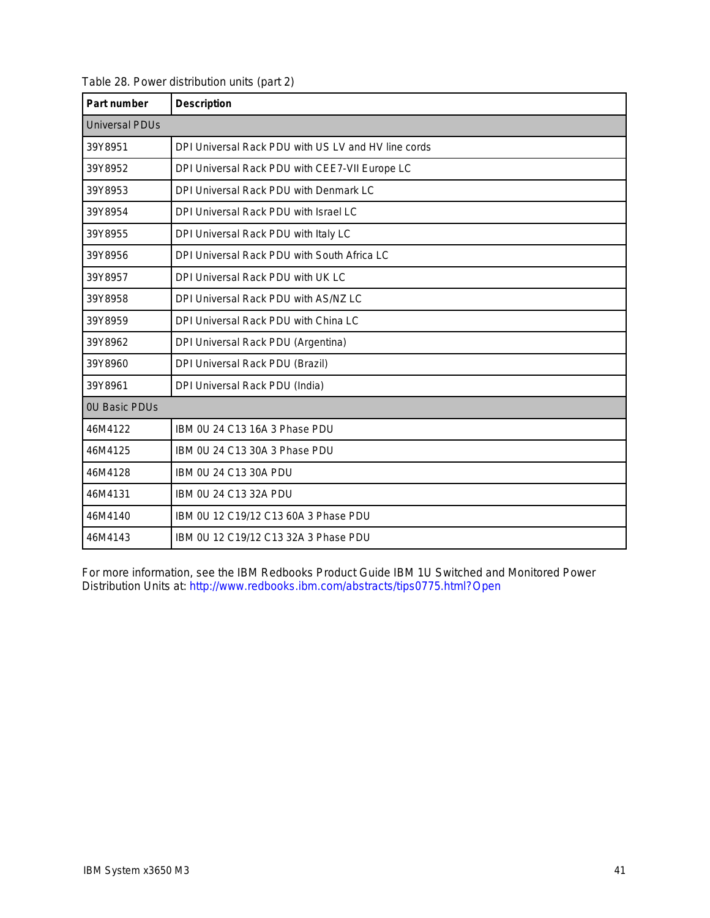Table 28. Power distribution units (part 2)

| Part number | Description |
|---|---|
| Universal PDUs | |
| 39Y8951 | DPI Universal Rack PDU with US LV and HV line cords |
| 39Y8952 | DPI Universal Rack PDU with CEE7-VII Europe LC |
| 39Y8953 | DPI Universal Rack PDU with Denmark LC |
| 39Y8954 | DPI Universal Rack PDU with Israel LC |
| 39Y8955 | DPI Universal Rack PDU with Italy LC |
| 39Y8956 | DPI Universal Rack PDU with South Africa LC |
| 39Y8957 | DPI Universal Rack PDU with UK LC |
| 39Y8958 | DPI Universal Rack PDU with AS/NZ LC |
| 39Y8959 | DPI Universal Rack PDU with China LC |
| 39Y8962 | DPI Universal Rack PDU (Argentina) |
| 39Y8960 | DPI Universal Rack PDU (Brazil) |
| 39Y8961 | DPI Universal Rack PDU (India) |
| 0U Basic PDUs | |
| 46M4122 | IBM 0U 24 C13 16A 3 Phase PDU |
| 46M4125 | IBM 0U 24 C13 30A 3 Phase PDU |
| 46M4128 | IBM 0U 24 C13 30A PDU |
| 46M4131 | IBM 0U 24 C13 32A PDU |
| 46M4140 | IBM 0U 12 C19/12 C13 60A 3 Phase PDU |
| 46M4143 | IBM 0U 12 C19/12 C13 32A 3 Phase PDU |

For more information, see the IBM Redbooks Product Guide IBM 1U Switched and Monitored Power Distribution Units at: http://www.redbooks.ibm.com/abstracts/tips0775.html?Open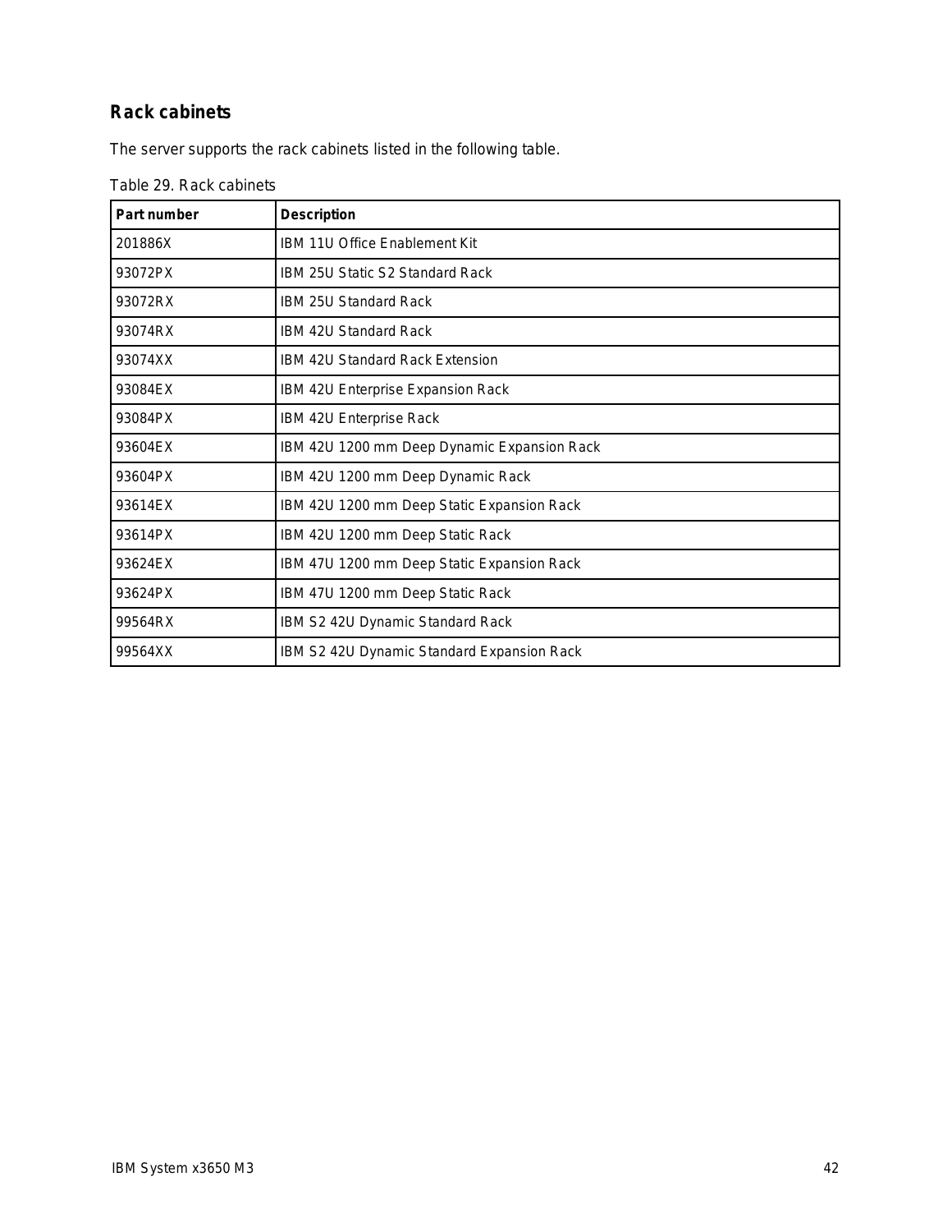## Rack cabinets

The server supports the rack cabinets listed in the following table.

Table 29. Rack cabinets

| Part number | Description |
|---|---|
| 201886X | IBM 11U Office Enablement Kit |
| 93072PX | IBM 25U Static S2 Standard Rack |
| 93072RX | IBM 25U Standard Rack |
| 93074RX | IBM 42U Standard Rack |
| 93074XX | IBM 42U Standard Rack Extension |
| 93084EX | IBM 42U Enterprise Expansion Rack |
| 93084PX | IBM 42U Enterprise Rack |
| 93604EX | IBM 42U 1200 mm Deep Dynamic Expansion Rack |
| 93604PX | IBM 42U 1200 mm Deep Dynamic Rack |
| 93614EX | IBM 42U 1200 mm Deep Static Expansion Rack |
| 93614PX | IBM 42U 1200 mm Deep Static Rack |
| 93624EX | IBM 47U 1200 mm Deep Static Expansion Rack |
| 93624PX | IBM 47U 1200 mm Deep Static Rack |
| 99564RX | IBM S2 42U Dynamic Standard Rack |
| 99564XX | IBM S2 42U Dynamic Standard Expansion Rack |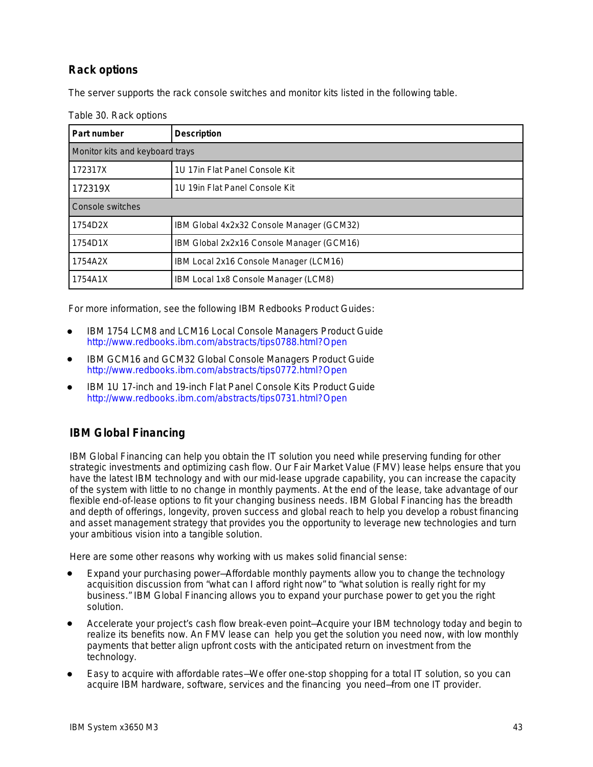## Rack options

The server supports the rack console switches and monitor kits listed in the following table.

Table 30. Rack options

| Part number | Description |
|---|---|
| Monitor kits and keyboard trays | |
| 172317X | 1U 17in Flat Panel Console Kit |
| 172319X | 1U 19in Flat Panel Console Kit |
| Console switches | |
| 1754D2X | IBM Global 4x2x32 Console Manager (GCM32) |
| 1754D1X | IBM Global 2x2x16 Console Manager (GCM16) |
| 1754A2X | IBM Local 2x16 Console Manager (LCM16) |
| 1754A1X | IBM Local 1x8 Console Manager (LCM8) |

For more information, see the following IBM Redbooks Product Guides:

- IBM 1754 LCM8 and LCM16 Local Console Managers Product Guide
  http://www.redbooks.ibm.com/abstracts/tips0788.html?Open
- IBM GCM16 and GCM32 Global Console Managers Product Guide
  http://www.redbooks.ibm.com/abstracts/tips0772.html?Open
- IBM 1U 17-inch and 19-inch Flat Panel Console Kits Product Guide
  http://www.redbooks.ibm.com/abstracts/tips0731.html?Open

## IBM Global Financing

IBM Global Financing can help you obtain the IT solution you need while preserving funding for other strategic investments and optimizing cash flow. Our Fair Market Value (FMV) lease helps ensure that you have the latest IBM technology and with our mid-lease upgrade capability, you can increase the capacity of the system with little to no change in monthly payments. At the end of the lease, take advantage of our flexible end-of-lease options to fit your changing business needs. IBM Global Financing has the breadth and depth of offerings, longevity, proven success and global reach to help you develop a robust financing and asset management strategy that provides you the opportunity to leverage new technologies and turn your ambitious vision into a tangible solution.

Here are some other reasons why working with us makes solid financial sense:

- Expand your purchasing power—Affordable monthly payments allow you to change the technology acquisition discussion from “what can I afford right now” to “what solution is really right for my business.” IBM Global Financing allows you to expand your purchase power to get you the right solution.
- Accelerate your project’s cash flow break-even point—Acquire your IBM technology today and begin to realize its benefits now. An FMV lease can help you get the solution you need now, with low monthly payments that better align upfront costs with the anticipated return on investment from the technology.
- Easy to acquire with affordable rates—We offer one-stop shopping for a total IT solution, so you can acquire IBM hardware, software, services and the financing you need—from one IT provider.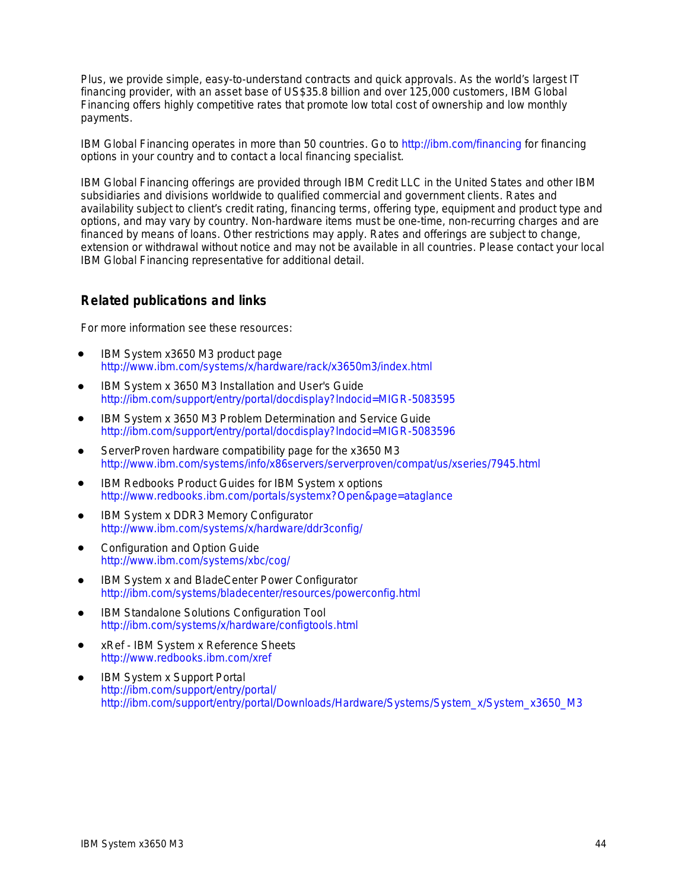Plus, we provide simple, easy-to-understand contracts and quick approvals. As the world's largest IT financing provider, with an asset base of US$35.8 billion and over 125,000 customers, IBM Global Financing offers highly competitive rates that promote low total cost of ownership and low monthly payments.

IBM Global Financing operates in more than 50 countries. Go to http://ibm.com/financing for financing options in your country and to contact a local financing specialist.

IBM Global Financing offerings are provided through IBM Credit LLC in the United States and other IBM subsidiaries and divisions worldwide to qualified commercial and government clients. Rates and availability subject to client's credit rating, financing terms, offering type, equipment and product type and options, and may vary by country. Non-hardware items must be one-time, non-recurring charges and are financed by means of loans. Other restrictions may apply. Rates and offerings are subject to change, extension or withdrawal without notice and may not be available in all countries. Please contact your local IBM Global Financing representative for additional detail.

## Related publications and links

For more information see these resources:

- IBM System x3650 M3 product page
  http://www.ibm.com/systems/x/hardware/rack/x3650m3/index.html
- IBM System x 3650 M3 Installation and User's Guide
  http://ibm.com/support/entry/portal/docdisplay?lndocid=MIGR-5083595
- IBM System x 3650 M3 Problem Determination and Service Guide
  http://ibm.com/support/entry/portal/docdisplay?lndocid=MIGR-5083596
- ServerProven hardware compatibility page for the x3650 M3
  http://www.ibm.com/systems/info/x86servers/serverproven/compat/us/xseries/7945.html
- IBM Redbooks Product Guides for IBM System x options
  http://www.redbooks.ibm.com/portals/systemx?Open&page=ataglance
- IBM System x DDR3 Memory Configurator
  http://www.ibm.com/systems/x/hardware/ddr3config/
- Configuration and Option Guide
  http://www.ibm.com/systems/xbc/cog/
- IBM System x and BladeCenter Power Configurator
  http://ibm.com/systems/bladecenter/resources/powerconfig.html
- IBM Standalone Solutions Configuration Tool
  http://ibm.com/systems/x/hardware/configtools.html
- xRef - IBM System x Reference Sheets
  http://www.redbooks.ibm.com/xref
- IBM System x Support Portal
  http://ibm.com/support/entry/portal/
  http://ibm.com/support/entry/portal/Downloads/Hardware/Systems/System_x/System_x3650_M3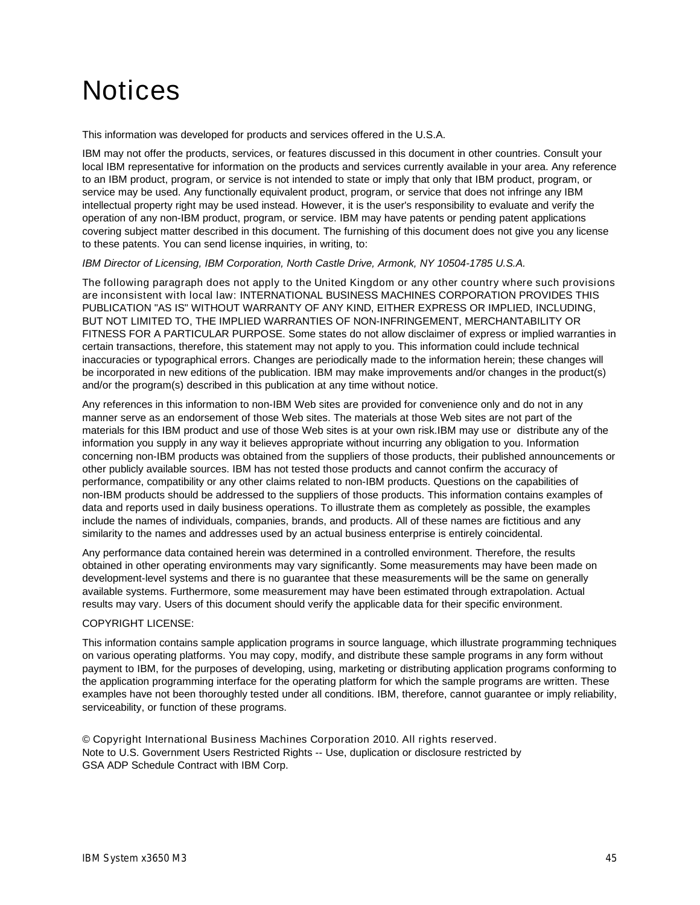# Notices

This information was developed for products and services offered in the U.S.A.

IBM may not offer the products, services, or features discussed in this document in other countries. Consult your local IBM representative for information on the products and services currently available in your area. Any reference to an IBM product, program, or service is not intended to state or imply that only that IBM product, program, or service may be used. Any functionally equivalent product, program, or service that does not infringe any IBM intellectual property right may be used instead. However, it is the user's responsibility to evaluate and verify the operation of any non-IBM product, program, or service. IBM may have patents or pending patent applications covering subject matter described in this document. The furnishing of this document does not give you any license to these patents. You can send license inquiries, in writing, to:

*IBM Director of Licensing, IBM Corporation, North Castle Drive, Armonk, NY 10504-1785 U.S.A.*

The following paragraph does not apply to the United Kingdom or any other country where such provisions are inconsistent with local law: INTERNATIONAL BUSINESS MACHINES CORPORATION PROVIDES THIS PUBLICATION "AS IS" WITHOUT WARRANTY OF ANY KIND, EITHER EXPRESS OR IMPLIED, INCLUDING, BUT NOT LIMITED TO, THE IMPLIED WARRANTIES OF NON-INFRINGEMENT, MERCHANTABILITY OR FITNESS FOR A PARTICULAR PURPOSE. Some states do not allow disclaimer of express or implied warranties in certain transactions, therefore, this statement may not apply to you. This information could include technical inaccuracies or typographical errors. Changes are periodically made to the information herein; these changes will be incorporated in new editions of the publication. IBM may make improvements and/or changes in the product(s) and/or the program(s) described in this publication at any time without notice.

Any references in this information to non-IBM Web sites are provided for convenience only and do not in any manner serve as an endorsement of those Web sites. The materials at those Web sites are not part of the materials for this IBM product and use of those Web sites is at your own risk.IBM may use or distribute any of the information you supply in any way it believes appropriate without incurring any obligation to you. Information concerning non-IBM products was obtained from the suppliers of those products, their published announcements or other publicly available sources. IBM has not tested those products and cannot confirm the accuracy of performance, compatibility or any other claims related to non-IBM products. Questions on the capabilities of non-IBM products should be addressed to the suppliers of those products. This information contains examples of data and reports used in daily business operations. To illustrate them as completely as possible, the examples include the names of individuals, companies, brands, and products. All of these names are fictitious and any similarity to the names and addresses used by an actual business enterprise is entirely coincidental.

Any performance data contained herein was determined in a controlled environment. Therefore, the results obtained in other operating environments may vary significantly. Some measurements may have been made on development-level systems and there is no guarantee that these measurements will be the same on generally available systems. Furthermore, some measurement may have been estimated through extrapolation. Actual results may vary. Users of this document should verify the applicable data for their specific environment.

COPYRIGHT LICENSE:

This information contains sample application programs in source language, which illustrate programming techniques on various operating platforms. You may copy, modify, and distribute these sample programs in any form without payment to IBM, for the purposes of developing, using, marketing or distributing application programs conforming to the application programming interface for the operating platform for which the sample programs are written. These examples have not been thoroughly tested under all conditions. IBM, therefore, cannot guarantee or imply reliability, serviceability, or function of these programs.

© Copyright International Business Machines Corporation 2010. All rights reserved.
Note to U.S. Government Users Restricted Rights -- Use, duplication or disclosure restricted by GSA ADP Schedule Contract with IBM Corp.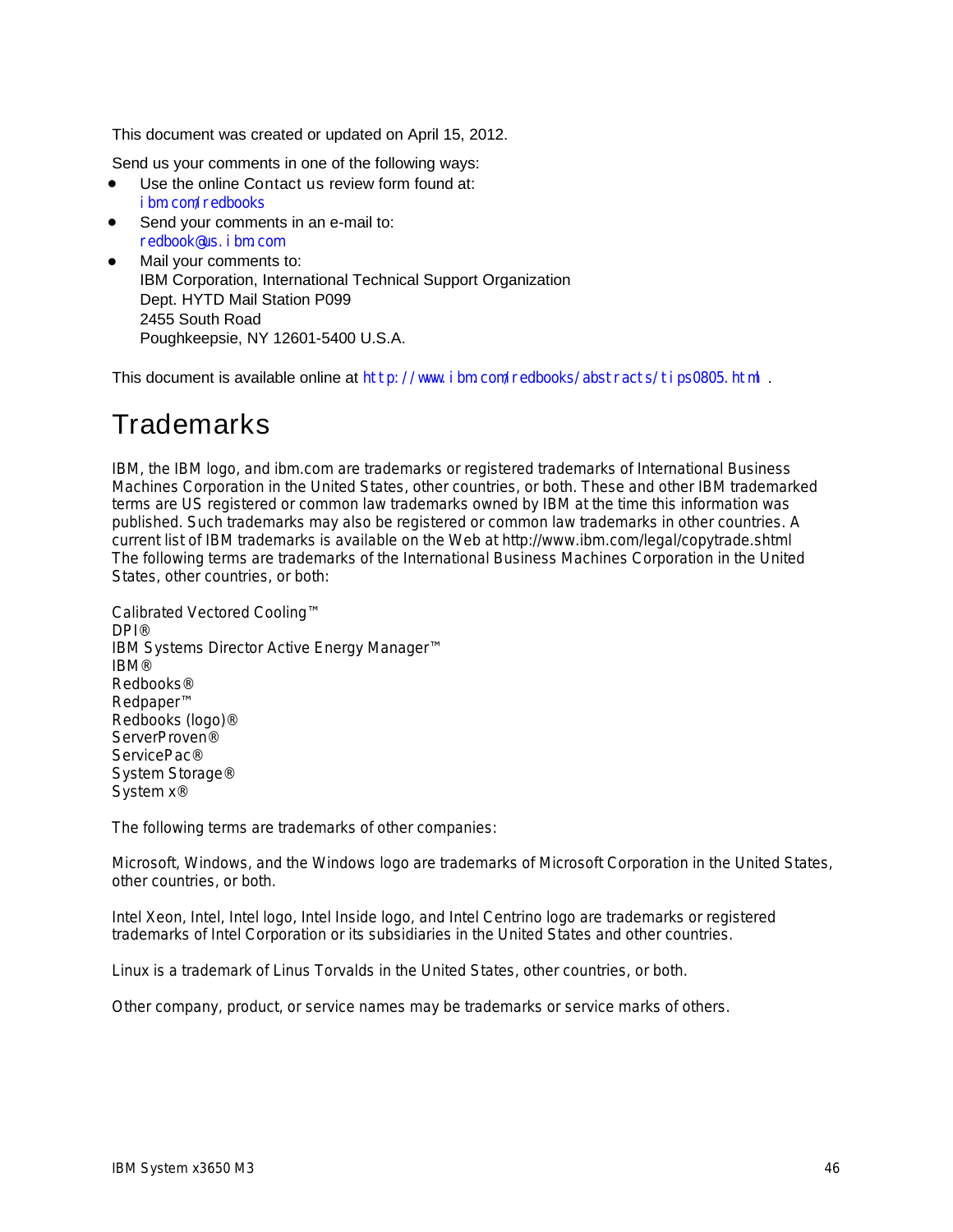This document was created or updated on April 15, 2012.

Send us your comments in one of the following ways:

- Use the online Contact us review form found at:
  ibm.com/redbooks
- Send your comments in an e-mail to:
  redbook@us.ibm.com
- Mail your comments to:
  IBM Corporation, International Technical Support Organization
  Dept. HYTD Mail Station P099
  2455 South Road
  Poughkeepsie, NY 12601-5400 U.S.A.

This document is available online at http://www.ibm.com/redbooks/abstracts/tips0805.html .

# Trademarks

IBM, the IBM logo, and ibm.com are trademarks or registered trademarks of International Business Machines Corporation in the United States, other countries, or both. These and other IBM trademarked terms are US registered or common law trademarks owned by IBM at the time this information was published. Such trademarks may also be registered or common law trademarks in other countries. A current list of IBM trademarks is available on the Web at http://www.ibm.com/legal/copytrade.shtml
The following terms are trademarks of the International Business Machines Corporation in the United States, other countries, or both:

Calibrated Vectored Cooling™
DPI®
IBM Systems Director Active Energy Manager™
IBM®
Redbooks®
Redpaper™
Redbooks (logo)®
ServerProven®
ServicePac®
System Storage®
System x®

The following terms are trademarks of other companies:

Microsoft, Windows, and the Windows logo are trademarks of Microsoft Corporation in the United States, other countries, or both.

Intel Xeon, Intel, Intel logo, Intel Inside logo, and Intel Centrino logo are trademarks or registered trademarks of Intel Corporation or its subsidiaries in the United States and other countries.

Linux is a trademark of Linus Torvalds in the United States, other countries, or both.

Other company, product, or service names may be trademarks or service marks of others.